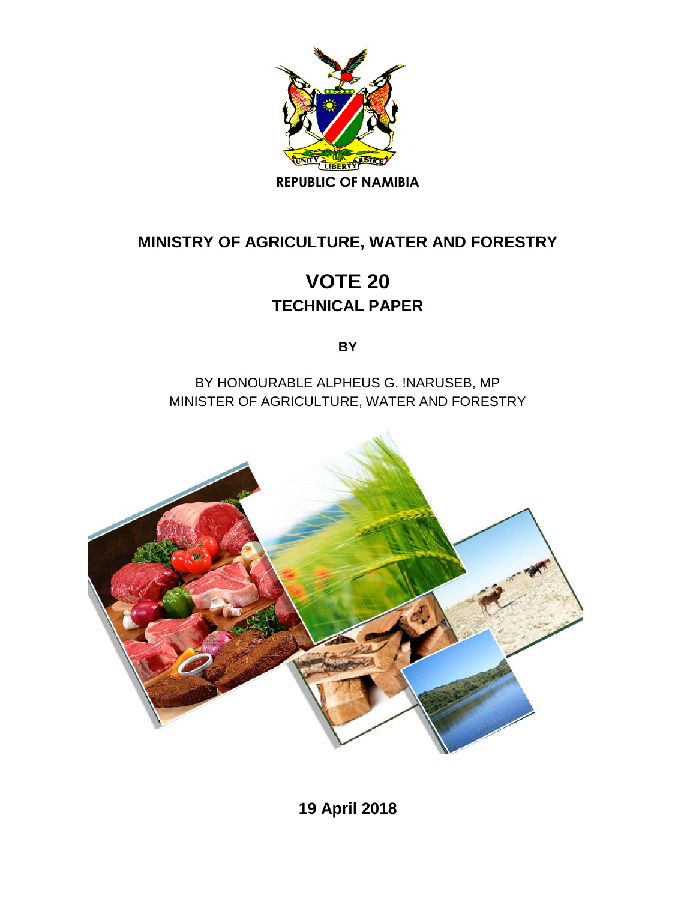REPUBLIC OF NAMIBIA

# MINISTRY OF AGRICULTURE, WATER AND FORESTRY

# VOTE 20

## TECHNICAL PAPER

**BY**

BY HONOURABLE ALPHEUS G. !NARUSEB, MP
MINISTER OF AGRICULTURE, WATER AND FORESTRY

**19 April 2018**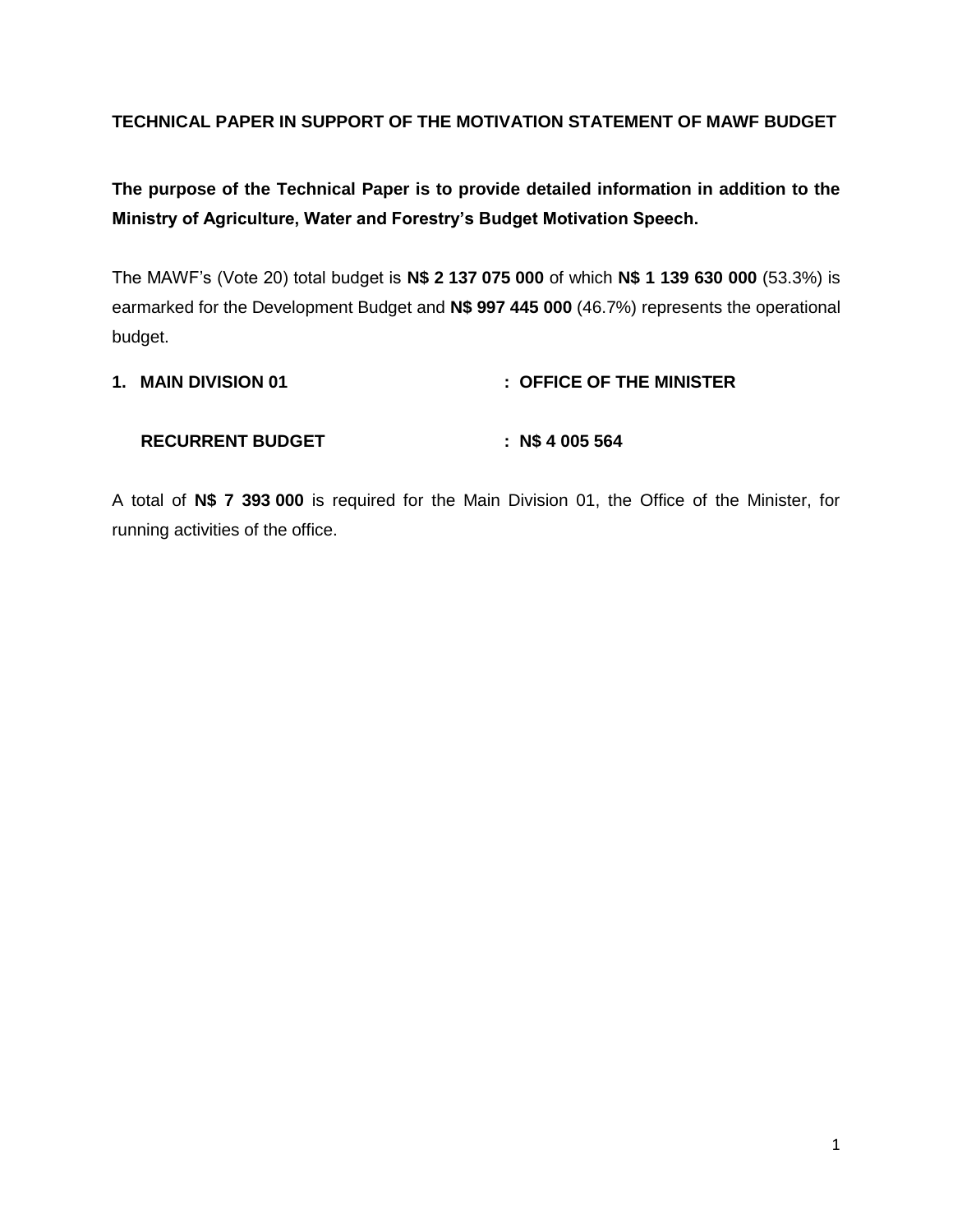**TECHNICAL PAPER IN SUPPORT OF THE MOTIVATION STATEMENT OF MAWF BUDGET**

**The purpose of the Technical Paper is to provide detailed information in addition to the Ministry of Agriculture, Water and Forestry's Budget Motivation Speech.**

The MAWF's (Vote 20) total budget is **N$ 2 137 075 000** of which **N$ 1 139 630 000** (53.3%) is earmarked for the Development Budget and **N$ 997 445 000** (46.7%) represents the operational budget.

**1. MAIN DIVISION 01 : OFFICE OF THE MINISTER**

**RECURRENT BUDGET : N$ 4 005 564**

A total of **N$ 7 393 000** is required for the Main Division 01, the Office of the Minister, for running activities of the office.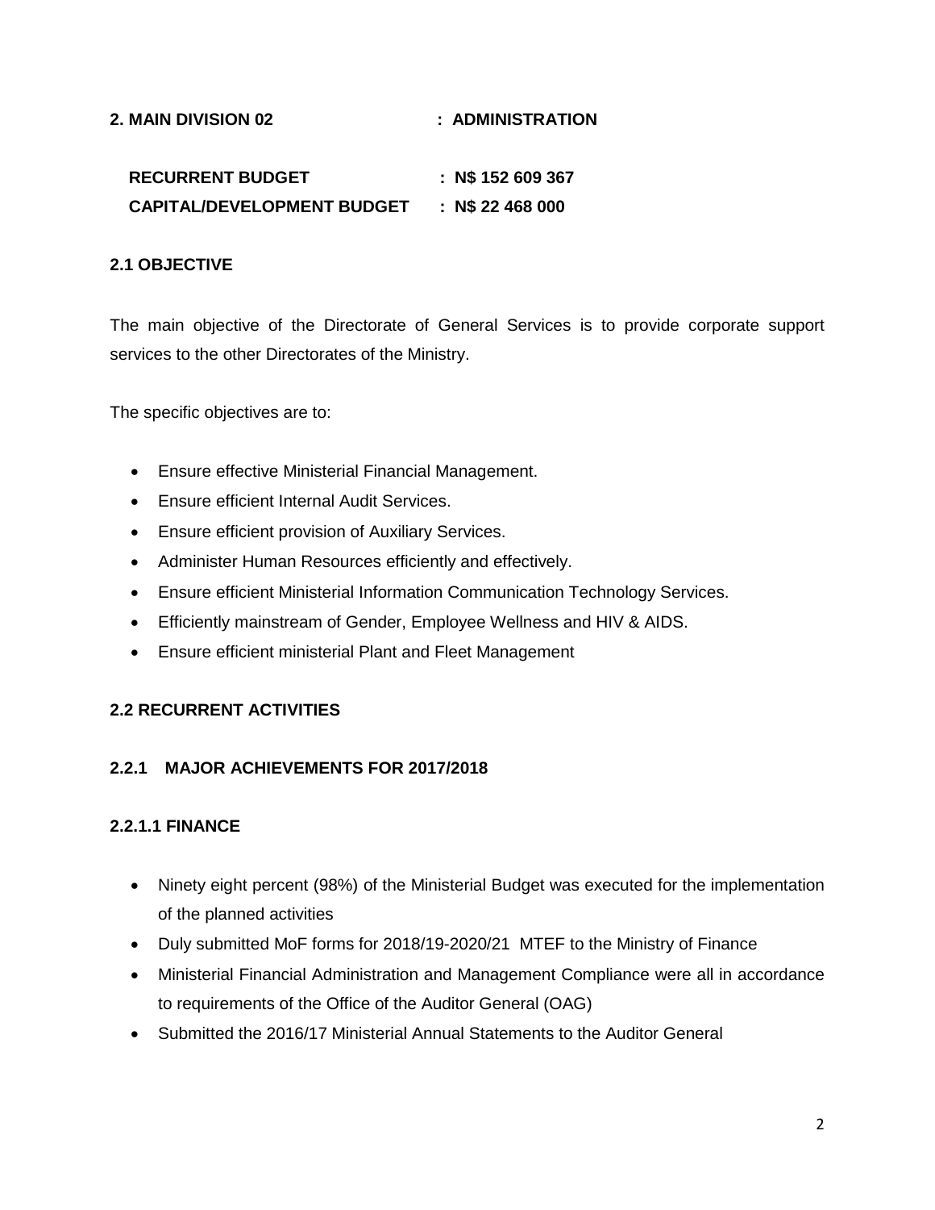## 2. MAIN DIVISION 02 : ADMINISTRATION

**RECURRENT BUDGET : N$ 152 609 367**

**CAPITAL/DEVELOPMENT BUDGET : N$ 22 468 000**

### 2.1 OBJECTIVE

The main objective of the Directorate of General Services is to provide corporate support services to the other Directorates of the Ministry.

The specific objectives are to:

- Ensure effective Ministerial Financial Management.
- Ensure efficient Internal Audit Services.
- Ensure efficient provision of Auxiliary Services.
- Administer Human Resources efficiently and effectively.
- Ensure efficient Ministerial Information Communication Technology Services.
- Efficiently mainstream of Gender, Employee Wellness and HIV & AIDS.
- Ensure efficient ministerial Plant and Fleet Management

### 2.2 RECURRENT ACTIVITIES

#### 2.2.1 MAJOR ACHIEVEMENTS FOR 2017/2018

##### 2.2.1.1 FINANCE

- Ninety eight percent (98%) of the Ministerial Budget was executed for the implementation of the planned activities
- Duly submitted MoF forms for 2018/19-2020/21 MTEF to the Ministry of Finance
- Ministerial Financial Administration and Management Compliance were all in accordance to requirements of the Office of the Auditor General (OAG)
- Submitted the 2016/17 Ministerial Annual Statements to the Auditor General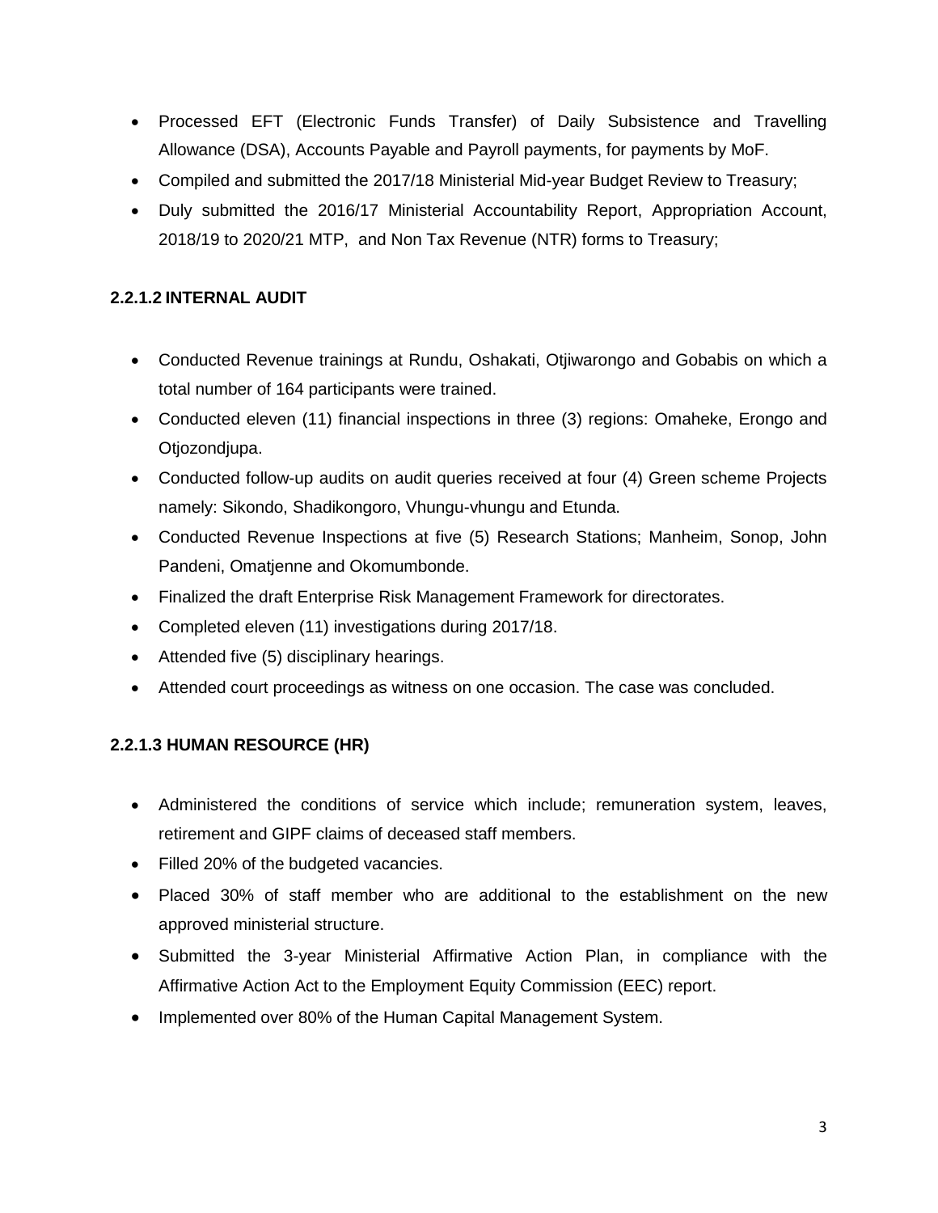- Processed EFT (Electronic Funds Transfer) of Daily Subsistence and Travelling Allowance (DSA), Accounts Payable and Payroll payments, for payments by MoF.
- Compiled and submitted the 2017/18 Ministerial Mid-year Budget Review to Treasury;
- Duly submitted the 2016/17 Ministerial Accountability Report, Appropriation Account, 2018/19 to 2020/21 MTP, and Non Tax Revenue (NTR) forms to Treasury;

#### 2.2.1.2 INTERNAL AUDIT

- Conducted Revenue trainings at Rundu, Oshakati, Otjiwarongo and Gobabis on which a total number of 164 participants were trained.
- Conducted eleven (11) financial inspections in three (3) regions: Omaheke, Erongo and Otjozondjupa.
- Conducted follow-up audits on audit queries received at four (4) Green scheme Projects namely: Sikondo, Shadikongoro, Vhungu-vhungu and Etunda.
- Conducted Revenue Inspections at five (5) Research Stations; Manheim, Sonop, John Pandeni, Omatjenne and Okomumbonde.
- Finalized the draft Enterprise Risk Management Framework for directorates.
- Completed eleven (11) investigations during 2017/18.
- Attended five (5) disciplinary hearings.
- Attended court proceedings as witness on one occasion. The case was concluded.

#### 2.2.1.3 HUMAN RESOURCE (HR)

- Administered the conditions of service which include; remuneration system, leaves, retirement and GIPF claims of deceased staff members.
- Filled 20% of the budgeted vacancies.
- Placed 30% of staff member who are additional to the establishment on the new approved ministerial structure.
- Submitted the 3-year Ministerial Affirmative Action Plan, in compliance with the Affirmative Action Act to the Employment Equity Commission (EEC) report.
- Implemented over 80% of the Human Capital Management System.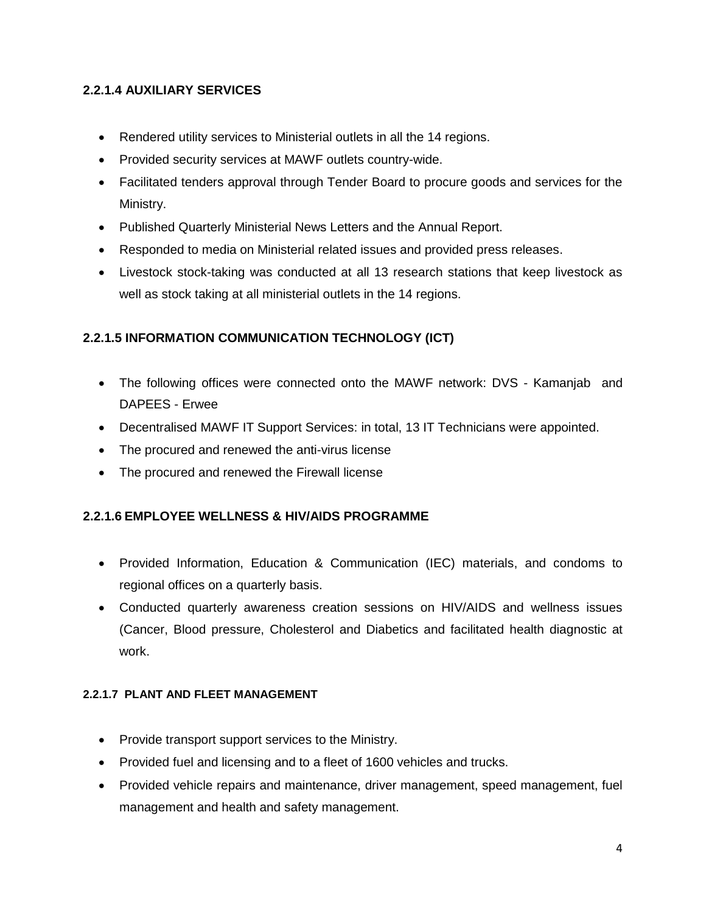#### 2.2.1.4 AUXILIARY SERVICES

- Rendered utility services to Ministerial outlets in all the 14 regions.
- Provided security services at MAWF outlets country-wide.
- Facilitated tenders approval through Tender Board to procure goods and services for the Ministry.
- Published Quarterly Ministerial News Letters and the Annual Report.
- Responded to media on Ministerial related issues and provided press releases.
- Livestock stock-taking was conducted at all 13 research stations that keep livestock as well as stock taking at all ministerial outlets in the 14 regions.

#### 2.2.1.5 INFORMATION COMMUNICATION TECHNOLOGY (ICT)

- The following offices were connected onto the MAWF network: DVS - Kamanjab and DAPEES - Erwee
- Decentralised MAWF IT Support Services: in total, 13 IT Technicians were appointed.
- The procured and renewed the anti-virus license
- The procured and renewed the Firewall license

#### 2.2.1.6 EMPLOYEE WELLNESS & HIV/AIDS PROGRAMME

- Provided Information, Education & Communication (IEC) materials, and condoms to regional offices on a quarterly basis.
- Conducted quarterly awareness creation sessions on HIV/AIDS and wellness issues (Cancer, Blood pressure, Cholesterol and Diabetics and facilitated health diagnostic at work.

#### 2.2.1.7 PLANT AND FLEET MANAGEMENT

- Provide transport support services to the Ministry.
- Provided fuel and licensing and to a fleet of 1600 vehicles and trucks.
- Provided vehicle repairs and maintenance, driver management, speed management, fuel management and health and safety management.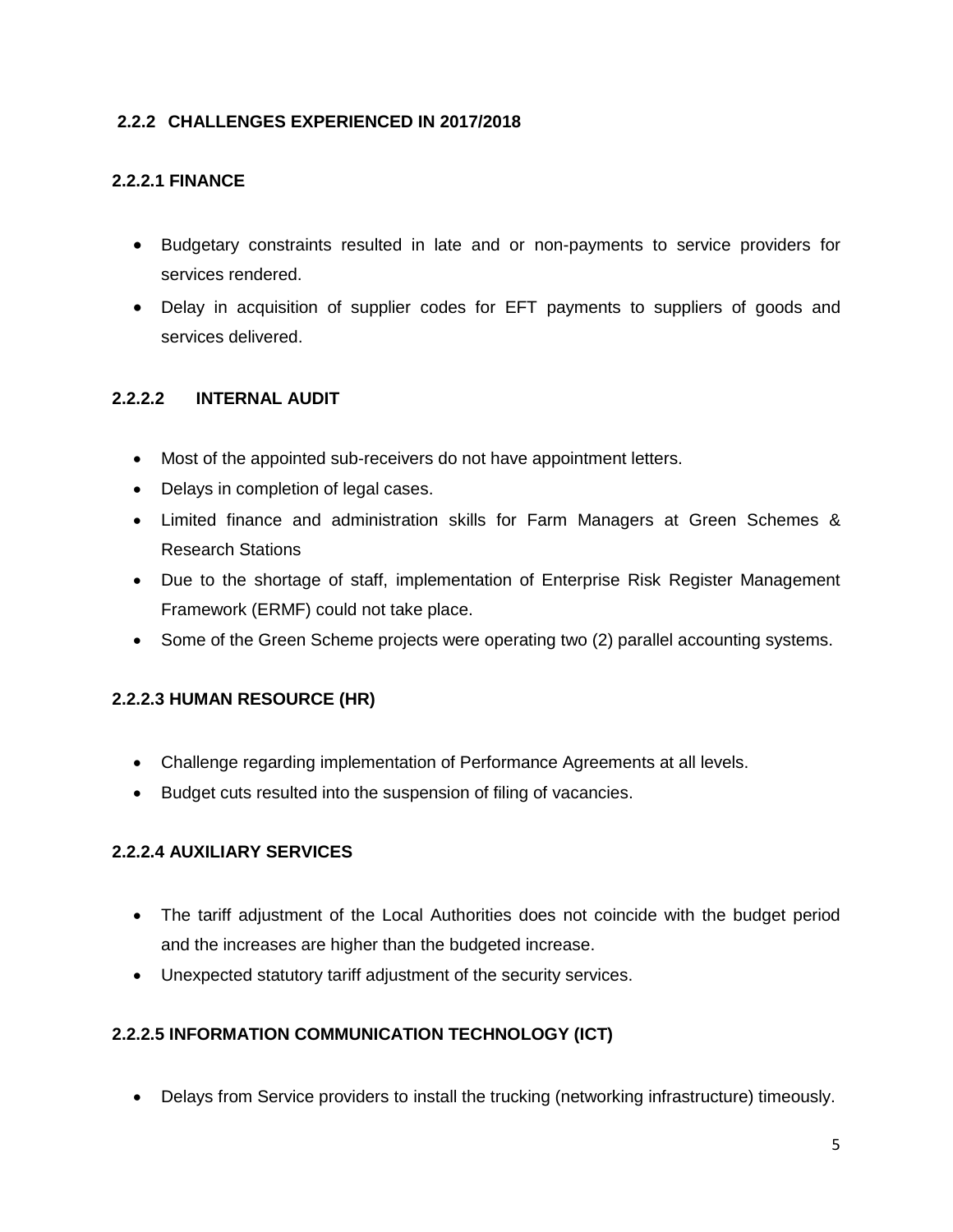### 2.2.2 CHALLENGES EXPERIENCED IN 2017/2018

#### 2.2.2.1 FINANCE

- Budgetary constraints resulted in late and or non-payments to service providers for services rendered.
- Delay in acquisition of supplier codes for EFT payments to suppliers of goods and services delivered.

#### 2.2.2.2 INTERNAL AUDIT

- Most of the appointed sub-receivers do not have appointment letters.
- Delays in completion of legal cases.
- Limited finance and administration skills for Farm Managers at Green Schemes & Research Stations
- Due to the shortage of staff, implementation of Enterprise Risk Register Management Framework (ERMF) could not take place.
- Some of the Green Scheme projects were operating two (2) parallel accounting systems.

#### 2.2.2.3 HUMAN RESOURCE (HR)

- Challenge regarding implementation of Performance Agreements at all levels.
- Budget cuts resulted into the suspension of filing of vacancies.

#### 2.2.2.4 AUXILIARY SERVICES

- The tariff adjustment of the Local Authorities does not coincide with the budget period and the increases are higher than the budgeted increase.
- Unexpected statutory tariff adjustment of the security services.

#### 2.2.2.5 INFORMATION COMMUNICATION TECHNOLOGY (ICT)

- Delays from Service providers to install the trucking (networking infrastructure) timeously.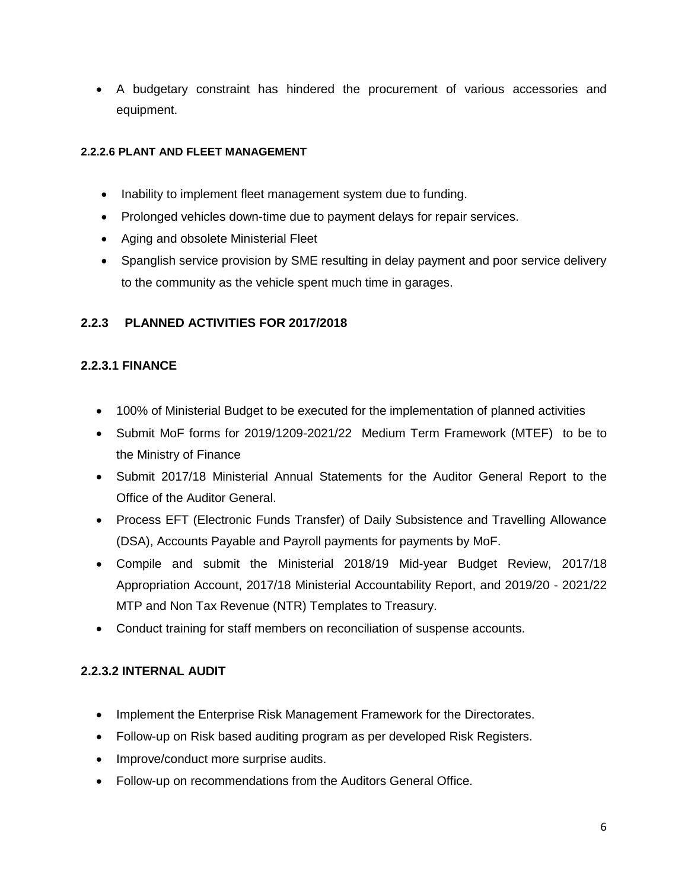- A budgetary constraint has hindered the procurement of various accessories and equipment.

#### 2.2.2.6 PLANT AND FLEET MANAGEMENT

- Inability to implement fleet management system due to funding.
- Prolonged vehicles down-time due to payment delays for repair services.
- Aging and obsolete Ministerial Fleet
- Spanglish service provision by SME resulting in delay payment and poor service delivery to the community as the vehicle spent much time in garages.

### 2.2.3 PLANNED ACTIVITIES FOR 2017/2018

#### 2.2.3.1 FINANCE

- 100% of Ministerial Budget to be executed for the implementation of planned activities
- Submit MoF forms for 2019/1209-2021/22 Medium Term Framework (MTEF) to be to the Ministry of Finance
- Submit 2017/18 Ministerial Annual Statements for the Auditor General Report to the Office of the Auditor General.
- Process EFT (Electronic Funds Transfer) of Daily Subsistence and Travelling Allowance (DSA), Accounts Payable and Payroll payments for payments by MoF.
- Compile and submit the Ministerial 2018/19 Mid-year Budget Review, 2017/18 Appropriation Account, 2017/18 Ministerial Accountability Report, and 2019/20 - 2021/22 MTP and Non Tax Revenue (NTR) Templates to Treasury.
- Conduct training for staff members on reconciliation of suspense accounts.

#### 2.2.3.2 INTERNAL AUDIT

- Implement the Enterprise Risk Management Framework for the Directorates.
- Follow-up on Risk based auditing program as per developed Risk Registers.
- Improve/conduct more surprise audits.
- Follow-up on recommendations from the Auditors General Office.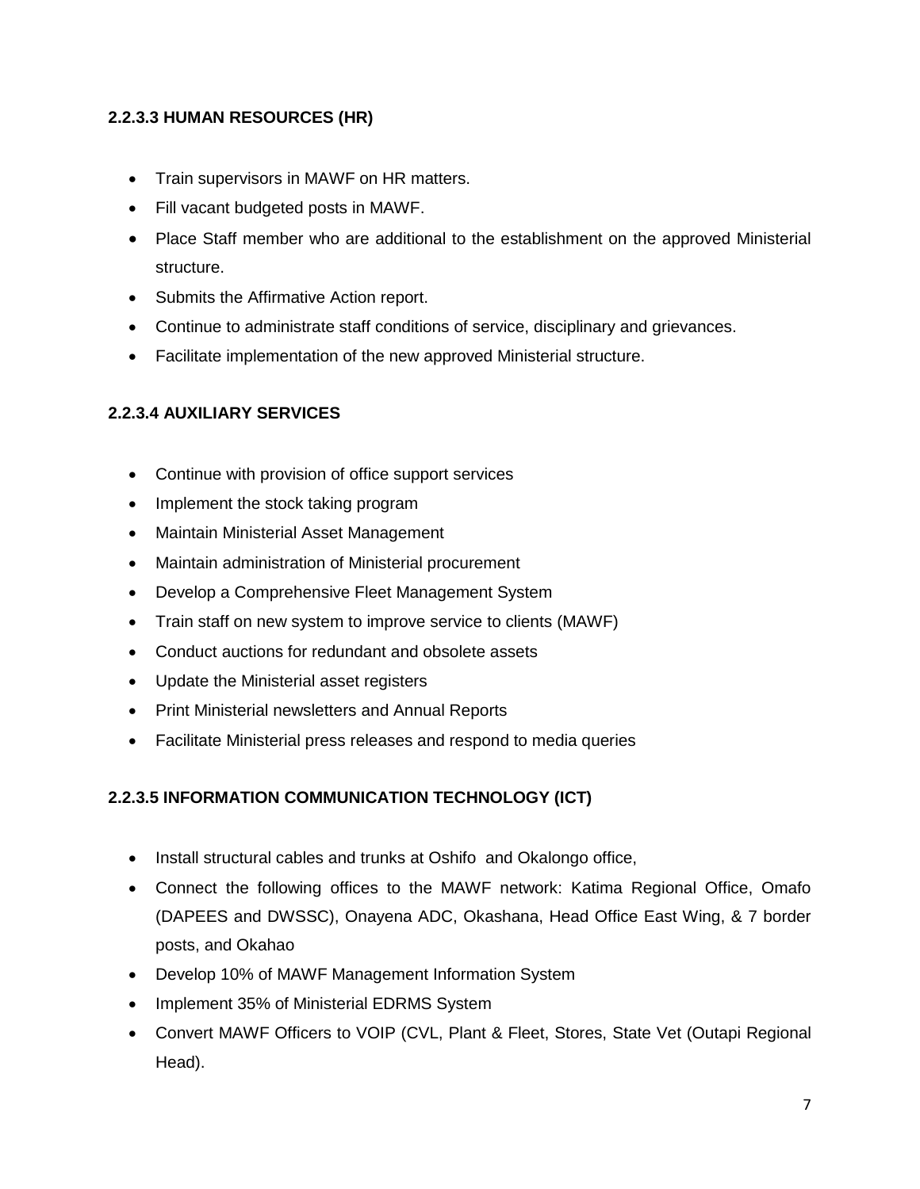### 2.2.3.3 HUMAN RESOURCES (HR)

- Train supervisors in MAWF on HR matters.
- Fill vacant budgeted posts in MAWF.
- Place Staff member who are additional to the establishment on the approved Ministerial structure.
- Submits the Affirmative Action report.
- Continue to administrate staff conditions of service, disciplinary and grievances.
- Facilitate implementation of the new approved Ministerial structure.

### 2.2.3.4 AUXILIARY SERVICES

- Continue with provision of office support services
- Implement the stock taking program
- Maintain Ministerial Asset Management
- Maintain administration of Ministerial procurement
- Develop a Comprehensive Fleet Management System
- Train staff on new system to improve service to clients (MAWF)
- Conduct auctions for redundant and obsolete assets
- Update the Ministerial asset registers
- Print Ministerial newsletters and Annual Reports
- Facilitate Ministerial press releases and respond to media queries

### 2.2.3.5 INFORMATION COMMUNICATION TECHNOLOGY (ICT)

- Install structural cables and trunks at Oshifo and Okalongo office,
- Connect the following offices to the MAWF network: Katima Regional Office, Omafo (DAPEES and DWSSC), Onayena ADC, Okashana, Head Office East Wing, & 7 border posts, and Okahao
- Develop 10% of MAWF Management Information System
- Implement 35% of Ministerial EDRMS System
- Convert MAWF Officers to VOIP (CVL, Plant & Fleet, Stores, State Vet (Outapi Regional Head).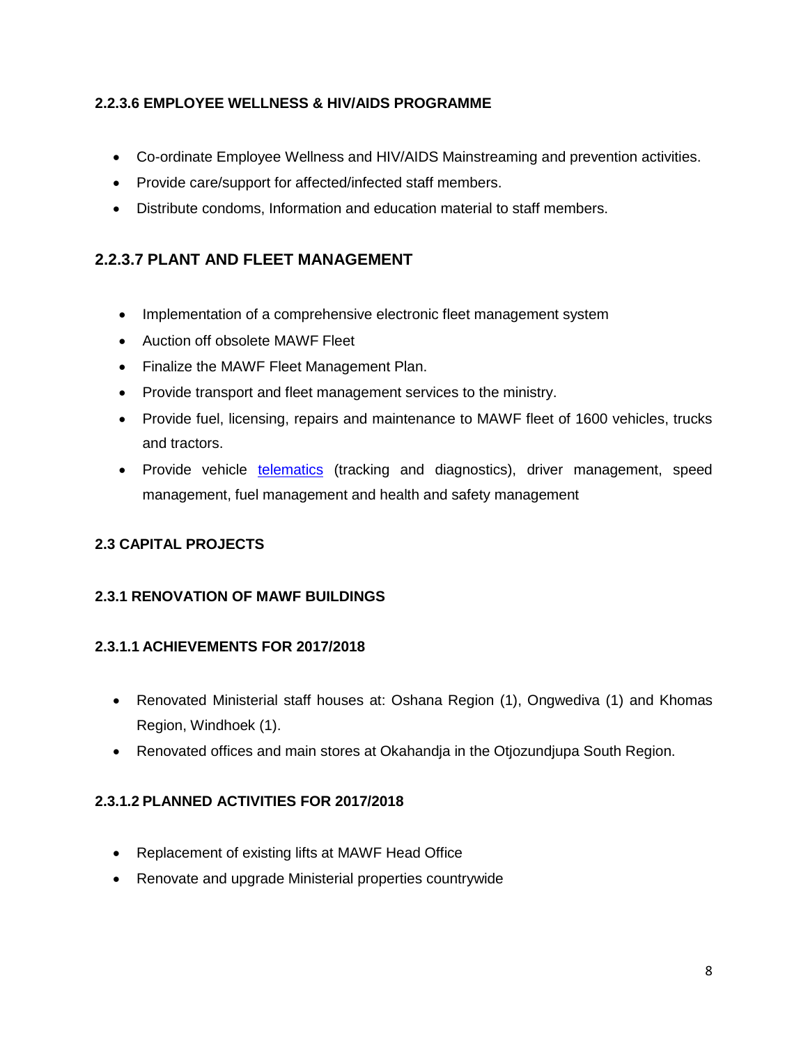#### 2.2.3.6 EMPLOYEE WELLNESS & HIV/AIDS PROGRAMME

- Co-ordinate Employee Wellness and HIV/AIDS Mainstreaming and prevention activities.
- Provide care/support for affected/infected staff members.
- Distribute condoms, Information and education material to staff members.

#### 2.2.3.7 PLANT AND FLEET MANAGEMENT

- Implementation of a comprehensive electronic fleet management system
- Auction off obsolete MAWF Fleet
- Finalize the MAWF Fleet Management Plan.
- Provide transport and fleet management services to the ministry.
- Provide fuel, licensing, repairs and maintenance to MAWF fleet of 1600 vehicles, trucks and tractors.
- Provide vehicle telematics (tracking and diagnostics), driver management, speed management, fuel management and health and safety management

## 2.3 CAPITAL PROJECTS

### 2.3.1 RENOVATION OF MAWF BUILDINGS

#### 2.3.1.1 ACHIEVEMENTS FOR 2017/2018

- Renovated Ministerial staff houses at: Oshana Region (1), Ongwediva (1) and Khomas Region, Windhoek (1).
- Renovated offices and main stores at Okahandja in the Otjozundjupa South Region.

#### 2.3.1.2 PLANNED ACTIVITIES FOR 2017/2018

- Replacement of existing lifts at MAWF Head Office
- Renovate and upgrade Ministerial properties countrywide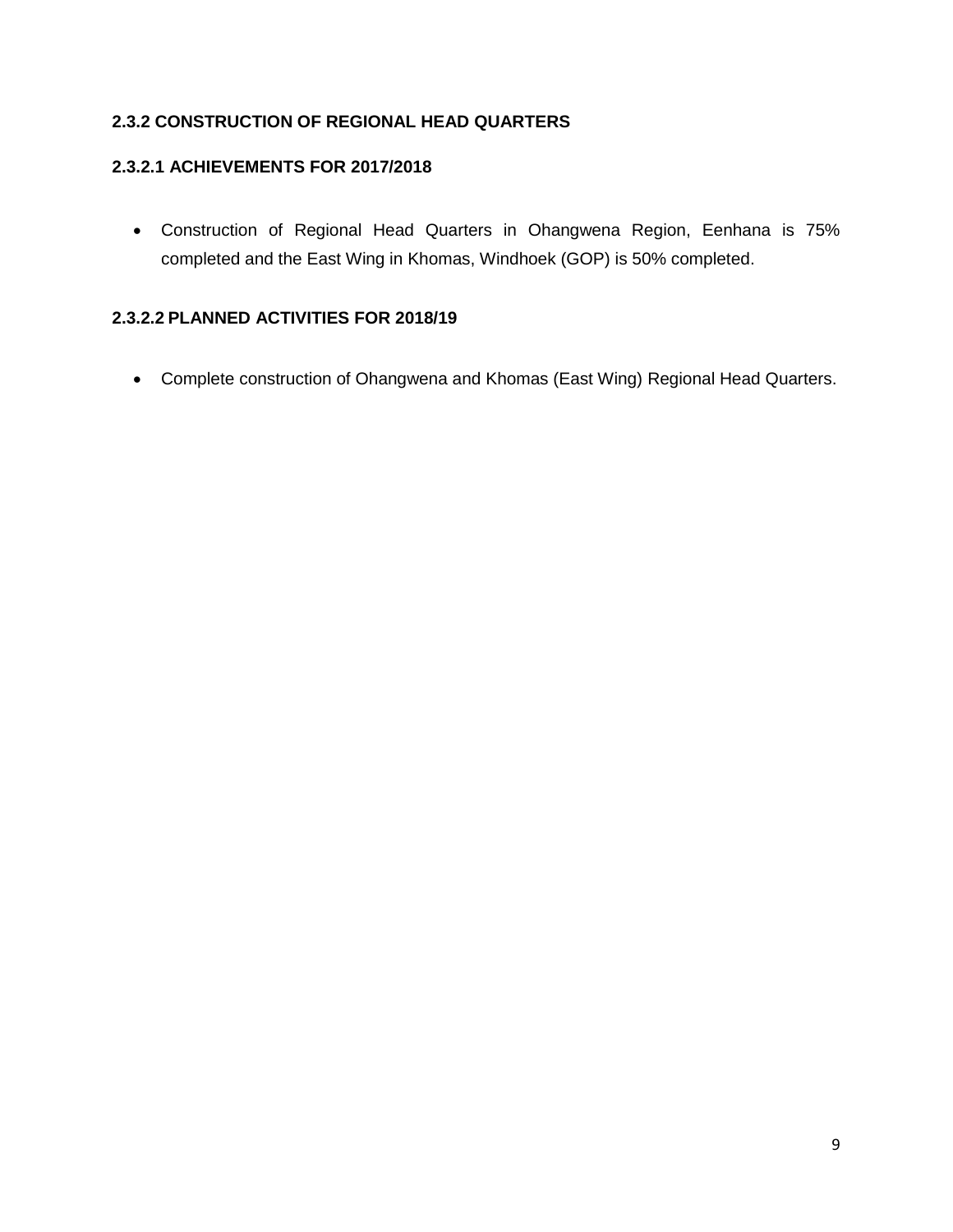### 2.3.2 CONSTRUCTION OF REGIONAL HEAD QUARTERS

#### 2.3.2.1 ACHIEVEMENTS FOR 2017/2018

- Construction of Regional Head Quarters in Ohangwena Region, Eenhana is 75% completed and the East Wing in Khomas, Windhoek (GOP) is 50% completed.

#### 2.3.2.2 PLANNED ACTIVITIES FOR 2018/19

- Complete construction of Ohangwena and Khomas (East Wing) Regional Head Quarters.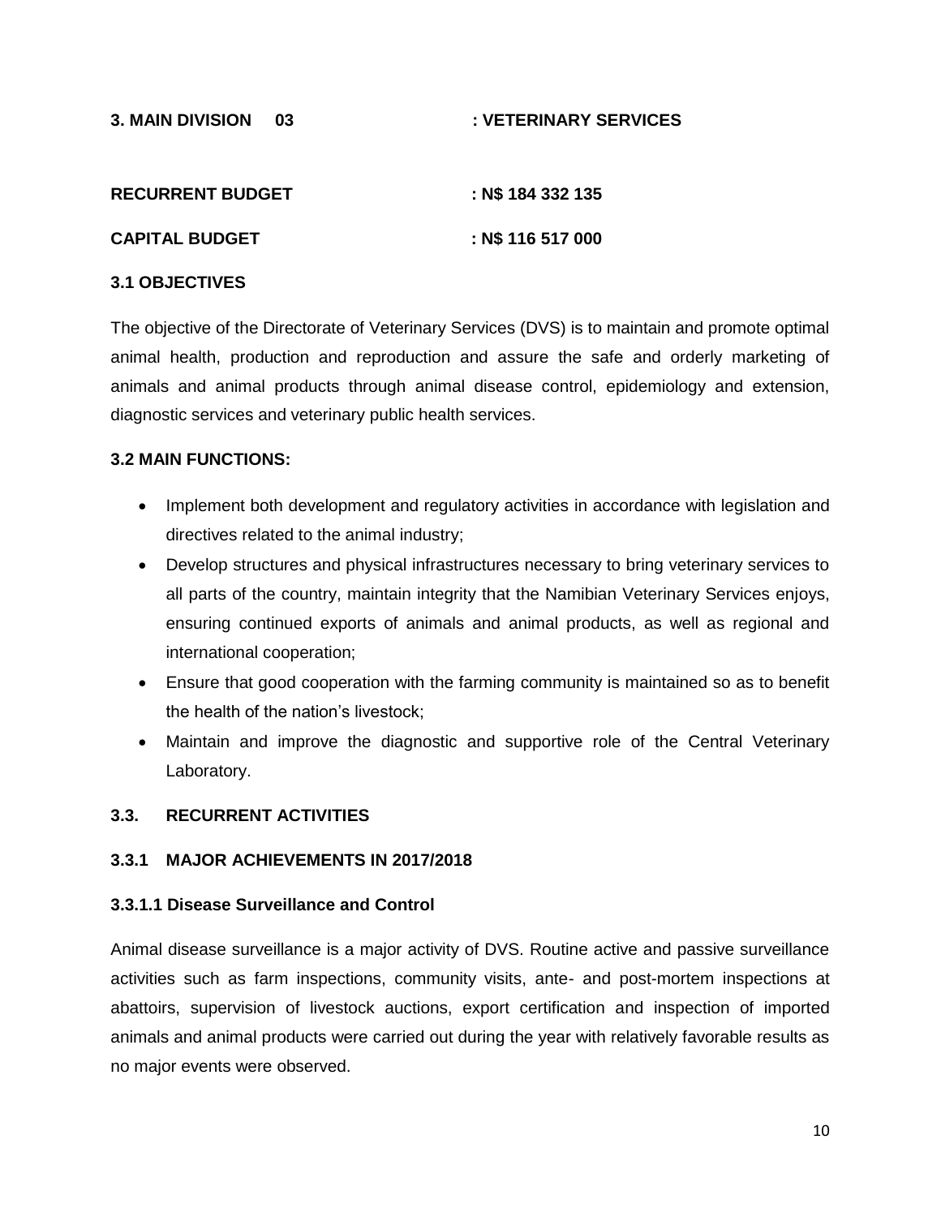## 3. MAIN DIVISION 03 : VETERINARY SERVICES

**RECURRENT BUDGET : N$ 184 332 135**

**CAPITAL BUDGET : N$ 116 517 000**

### 3.1 OBJECTIVES

The objective of the Directorate of Veterinary Services (DVS) is to maintain and promote optimal animal health, production and reproduction and assure the safe and orderly marketing of animals and animal products through animal disease control, epidemiology and extension, diagnostic services and veterinary public health services.

### 3.2 MAIN FUNCTIONS:

- Implement both development and regulatory activities in accordance with legislation and directives related to the animal industry;
- Develop structures and physical infrastructures necessary to bring veterinary services to all parts of the country, maintain integrity that the Namibian Veterinary Services enjoys, ensuring continued exports of animals and animal products, as well as regional and international cooperation;
- Ensure that good cooperation with the farming community is maintained so as to benefit the health of the nation's livestock;
- Maintain and improve the diagnostic and supportive role of the Central Veterinary Laboratory.

### 3.3. RECURRENT ACTIVITIES

#### 3.3.1 MAJOR ACHIEVEMENTS IN 2017/2018

##### 3.3.1.1 Disease Surveillance and Control

Animal disease surveillance is a major activity of DVS. Routine active and passive surveillance activities such as farm inspections, community visits, ante- and post-mortem inspections at abattoirs, supervision of livestock auctions, export certification and inspection of imported animals and animal products were carried out during the year with relatively favorable results as no major events were observed.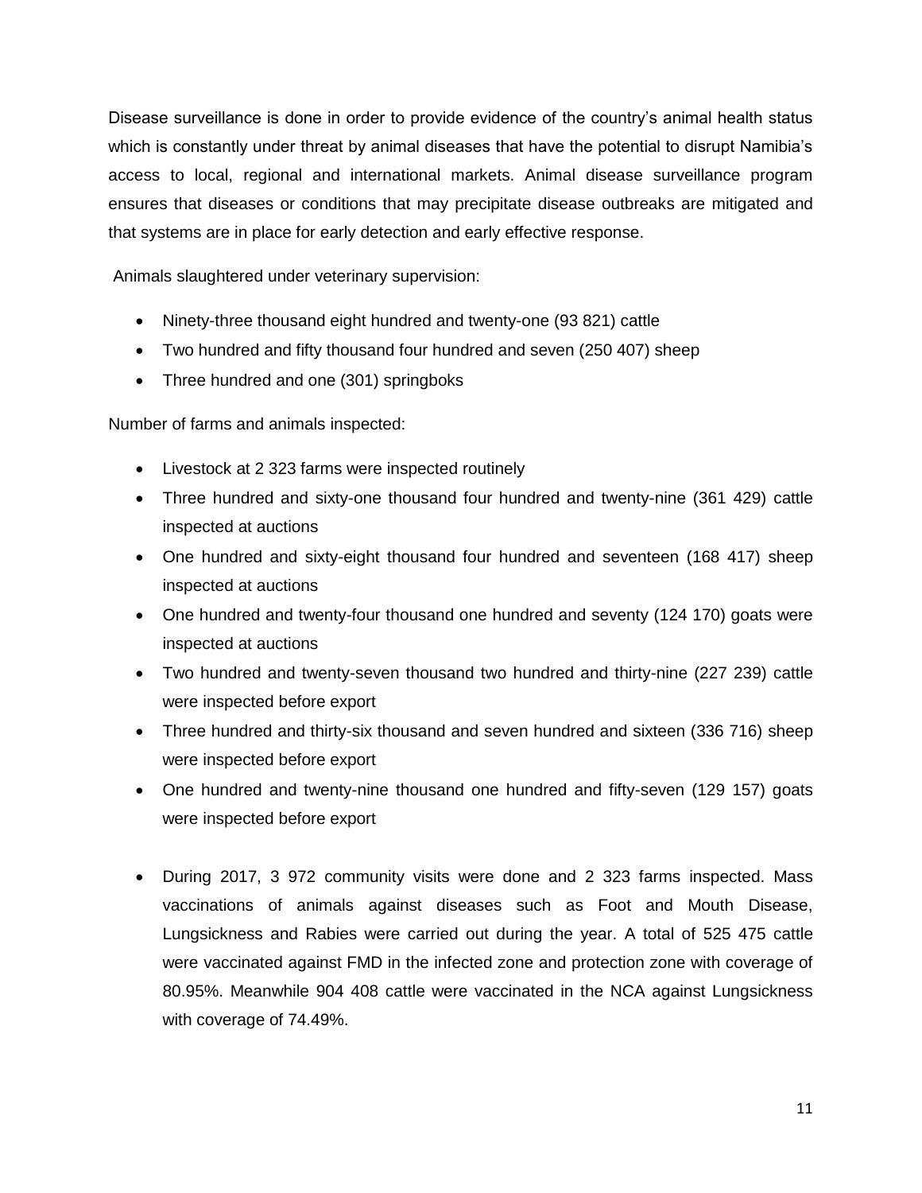Disease surveillance is done in order to provide evidence of the country's animal health status which is constantly under threat by animal diseases that have the potential to disrupt Namibia's access to local, regional and international markets. Animal disease surveillance program ensures that diseases or conditions that may precipitate disease outbreaks are mitigated and that systems are in place for early detection and early effective response.

Animals slaughtered under veterinary supervision:

- Ninety-three thousand eight hundred and twenty-one (93 821) cattle
- Two hundred and fifty thousand four hundred and seven (250 407) sheep
- Three hundred and one (301) springboks

Number of farms and animals inspected:

- Livestock at 2 323 farms were inspected routinely
- Three hundred and sixty-one thousand four hundred and twenty-nine (361 429) cattle inspected at auctions
- One hundred and sixty-eight thousand four hundred and seventeen (168 417) sheep inspected at auctions
- One hundred and twenty-four thousand one hundred and seventy (124 170) goats were inspected at auctions
- Two hundred and twenty-seven thousand two hundred and thirty-nine (227 239) cattle were inspected before export
- Three hundred and thirty-six thousand and seven hundred and sixteen (336 716) sheep were inspected before export
- One hundred and twenty-nine thousand one hundred and fifty-seven (129 157) goats were inspected before export

- During 2017, 3 972 community visits were done and 2 323 farms inspected. Mass vaccinations of animals against diseases such as Foot and Mouth Disease, Lungsickness and Rabies were carried out during the year. A total of 525 475 cattle were vaccinated against FMD in the infected zone and protection zone with coverage of 80.95%. Meanwhile 904 408 cattle were vaccinated in the NCA against Lungsickness with coverage of 74.49%.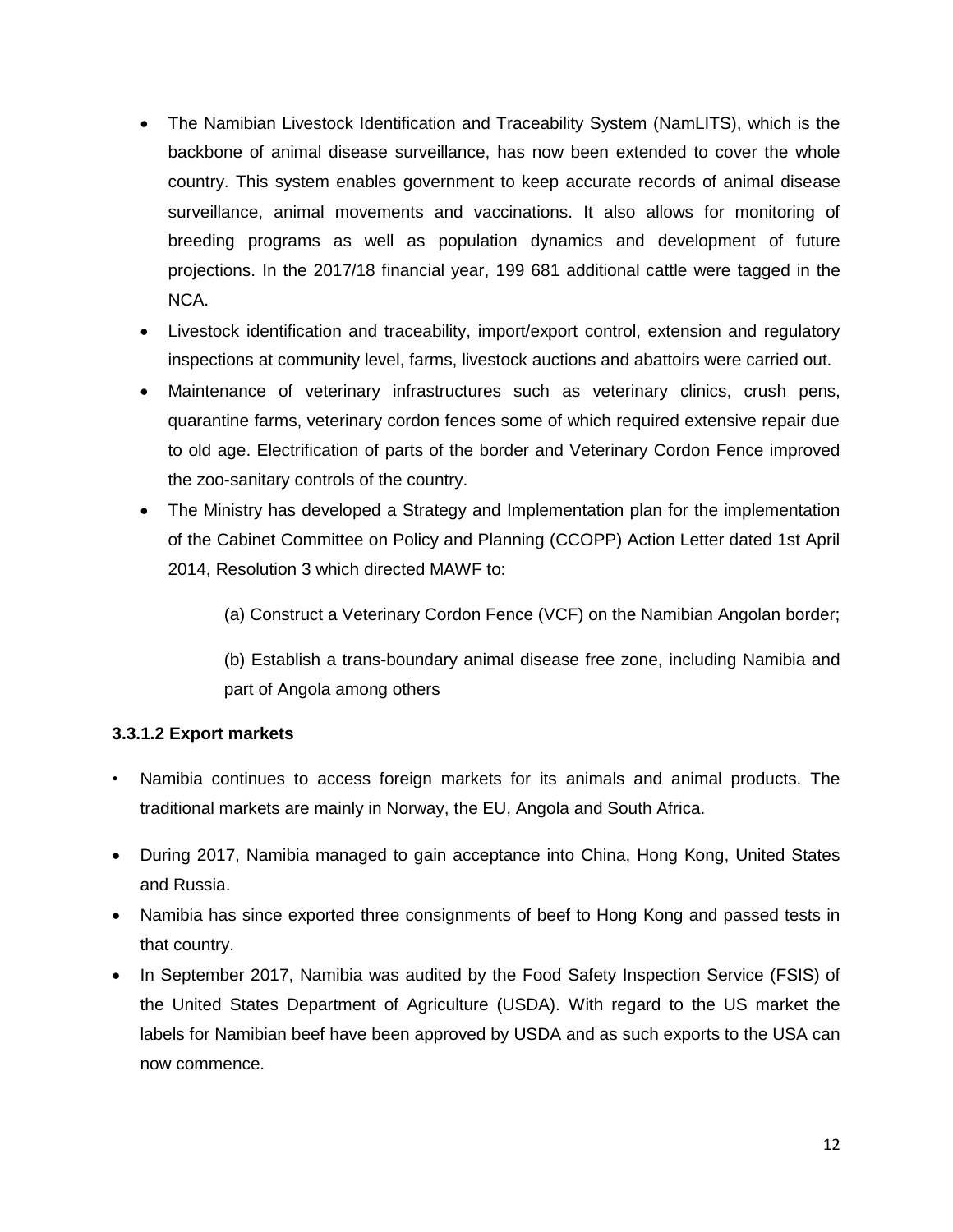- The Namibian Livestock Identification and Traceability System (NamLITS), which is the backbone of animal disease surveillance, has now been extended to cover the whole country. This system enables government to keep accurate records of animal disease surveillance, animal movements and vaccinations. It also allows for monitoring of breeding programs as well as population dynamics and development of future projections. In the 2017/18 financial year, 199 681 additional cattle were tagged in the NCA.
- Livestock identification and traceability, import/export control, extension and regulatory inspections at community level, farms, livestock auctions and abattoirs were carried out.
- Maintenance of veterinary infrastructures such as veterinary clinics, crush pens, quarantine farms, veterinary cordon fences some of which required extensive repair due to old age. Electrification of parts of the border and Veterinary Cordon Fence improved the zoo-sanitary controls of the country.
- The Ministry has developed a Strategy and Implementation plan for the implementation of the Cabinet Committee on Policy and Planning (CCOPP) Action Letter dated 1st April 2014, Resolution 3 which directed MAWF to:

  (a) Construct a Veterinary Cordon Fence (VCF) on the Namibian Angolan border;

  (b) Establish a trans-boundary animal disease free zone, including Namibia and part of Angola among others

**3.3.1.2 Export markets**

- Namibia continues to access foreign markets for its animals and animal products. The traditional markets are mainly in Norway, the EU, Angola and South Africa.
- During 2017, Namibia managed to gain acceptance into China, Hong Kong, United States and Russia.
- Namibia has since exported three consignments of beef to Hong Kong and passed tests in that country.
- In September 2017, Namibia was audited by the Food Safety Inspection Service (FSIS) of the United States Department of Agriculture (USDA). With regard to the US market the labels for Namibian beef have been approved by USDA and as such exports to the USA can now commence.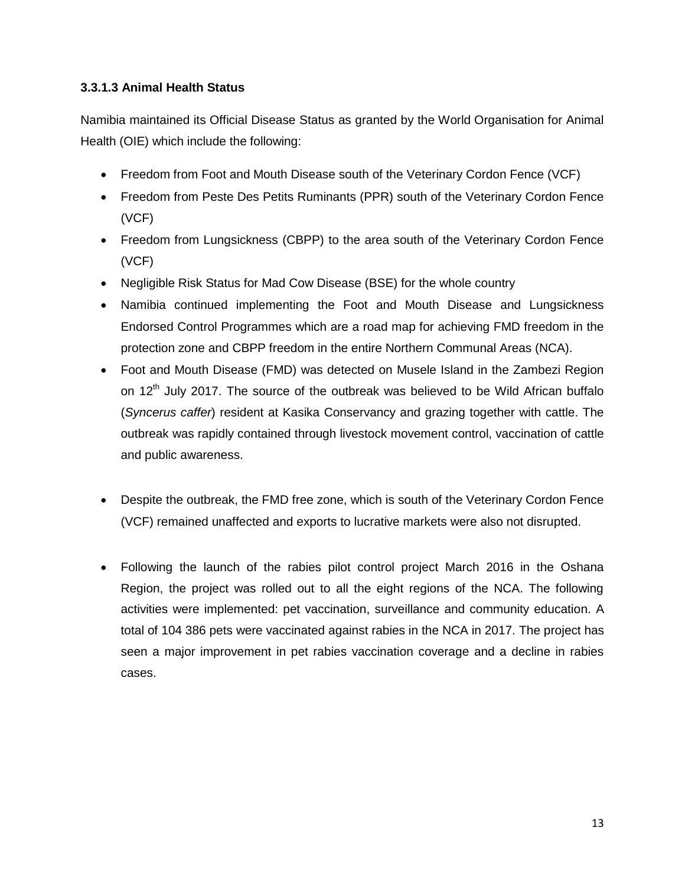### 3.3.1.3 Animal Health Status

Namibia maintained its Official Disease Status as granted by the World Organisation for Animal Health (OIE) which include the following:

- Freedom from Foot and Mouth Disease south of the Veterinary Cordon Fence (VCF)
- Freedom from Peste Des Petits Ruminants (PPR) south of the Veterinary Cordon Fence (VCF)
- Freedom from Lungsickness (CBPP) to the area south of the Veterinary Cordon Fence (VCF)
- Negligible Risk Status for Mad Cow Disease (BSE) for the whole country
- Namibia continued implementing the Foot and Mouth Disease and Lungsickness Endorsed Control Programmes which are a road map for achieving FMD freedom in the protection zone and CBPP freedom in the entire Northern Communal Areas (NCA).
- Foot and Mouth Disease (FMD) was detected on Musele Island in the Zambezi Region on 12th July 2017. The source of the outbreak was believed to be Wild African buffalo (*Syncerus caffer*) resident at Kasika Conservancy and grazing together with cattle. The outbreak was rapidly contained through livestock movement control, vaccination of cattle and public awareness.

- Despite the outbreak, the FMD free zone, which is south of the Veterinary Cordon Fence (VCF) remained unaffected and exports to lucrative markets were also not disrupted.

- Following the launch of the rabies pilot control project March 2016 in the Oshana Region, the project was rolled out to all the eight regions of the NCA. The following activities were implemented: pet vaccination, surveillance and community education. A total of 104 386 pets were vaccinated against rabies in the NCA in 2017. The project has seen a major improvement in pet rabies vaccination coverage and a decline in rabies cases.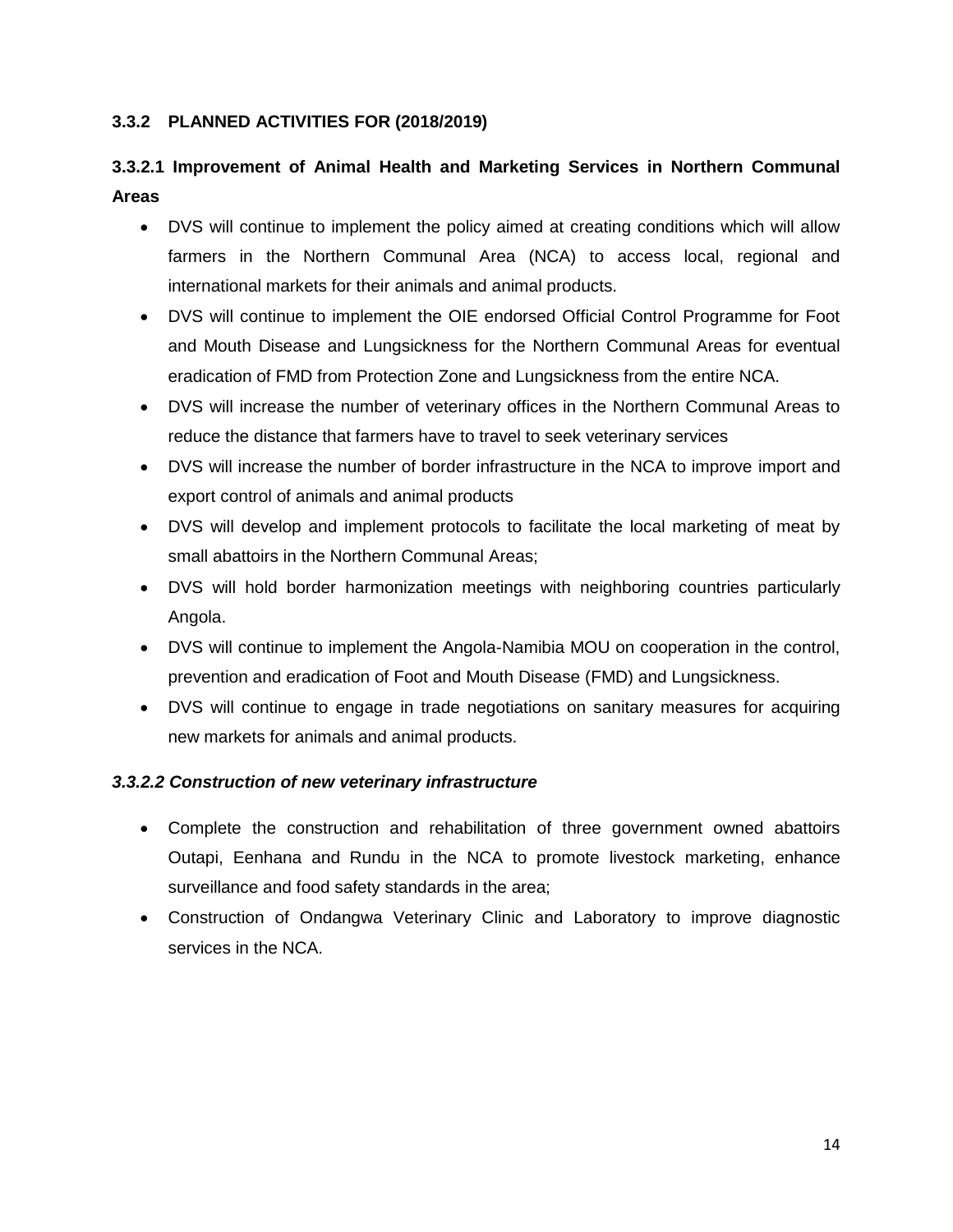### 3.3.2 PLANNED ACTIVITIES FOR (2018/2019)

#### 3.3.2.1 Improvement of Animal Health and Marketing Services in Northern Communal Areas

- DVS will continue to implement the policy aimed at creating conditions which will allow farmers in the Northern Communal Area (NCA) to access local, regional and international markets for their animals and animal products.
- DVS will continue to implement the OIE endorsed Official Control Programme for Foot and Mouth Disease and Lungsickness for the Northern Communal Areas for eventual eradication of FMD from Protection Zone and Lungsickness from the entire NCA.
- DVS will increase the number of veterinary offices in the Northern Communal Areas to reduce the distance that farmers have to travel to seek veterinary services
- DVS will increase the number of border infrastructure in the NCA to improve import and export control of animals and animal products
- DVS will develop and implement protocols to facilitate the local marketing of meat by small abattoirs in the Northern Communal Areas;
- DVS will hold border harmonization meetings with neighboring countries particularly Angola.
- DVS will continue to implement the Angola-Namibia MOU on cooperation in the control, prevention and eradication of Foot and Mouth Disease (FMD) and Lungsickness.
- DVS will continue to engage in trade negotiations on sanitary measures for acquiring new markets for animals and animal products.

#### *3.3.2.2 Construction of new veterinary infrastructure*

- Complete the construction and rehabilitation of three government owned abattoirs Outapi, Eenhana and Rundu in the NCA to promote livestock marketing, enhance surveillance and food safety standards in the area;
- Construction of Ondangwa Veterinary Clinic and Laboratory to improve diagnostic services in the NCA.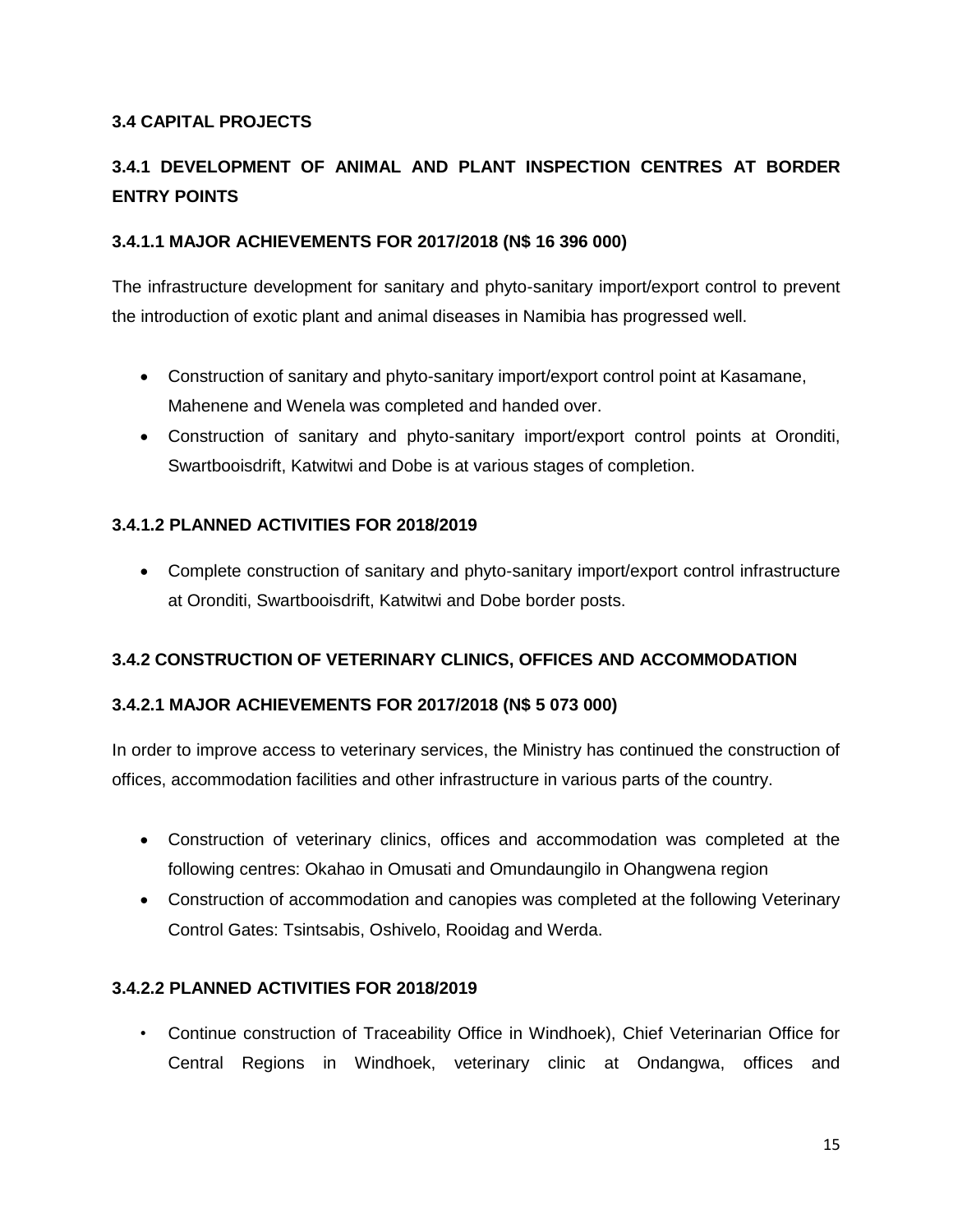### 3.4 CAPITAL PROJECTS

### 3.4.1 DEVELOPMENT OF ANIMAL AND PLANT INSPECTION CENTRES AT BORDER ENTRY POINTS

#### 3.4.1.1 MAJOR ACHIEVEMENTS FOR 2017/2018 (N$ 16 396 000)

The infrastructure development for sanitary and phyto-sanitary import/export control to prevent the introduction of exotic plant and animal diseases in Namibia has progressed well.

- Construction of sanitary and phyto-sanitary import/export control point at Kasamane, Mahenene and Wenela was completed and handed over.
- Construction of sanitary and phyto-sanitary import/export control points at Oronditi, Swartbooisdrift, Katwitwi and Dobe is at various stages of completion.

#### 3.4.1.2 PLANNED ACTIVITIES FOR 2018/2019

- Complete construction of sanitary and phyto-sanitary import/export control infrastructure at Oronditi, Swartbooisdrift, Katwitwi and Dobe border posts.

### 3.4.2 CONSTRUCTION OF VETERINARY CLINICS, OFFICES AND ACCOMMODATION

#### 3.4.2.1 MAJOR ACHIEVEMENTS FOR 2017/2018 (N$ 5 073 000)

In order to improve access to veterinary services, the Ministry has continued the construction of offices, accommodation facilities and other infrastructure in various parts of the country.

- Construction of veterinary clinics, offices and accommodation was completed at the following centres: Okahao in Omusati and Omundaungilo in Ohangwena region
- Construction of accommodation and canopies was completed at the following Veterinary Control Gates: Tsintsabis, Oshivelo, Rooidag and Werda.

#### 3.4.2.2 PLANNED ACTIVITIES FOR 2018/2019

- Continue construction of Traceability Office in Windhoek), Chief Veterinarian Office for Central Regions in Windhoek, veterinary clinic at Ondangwa, offices and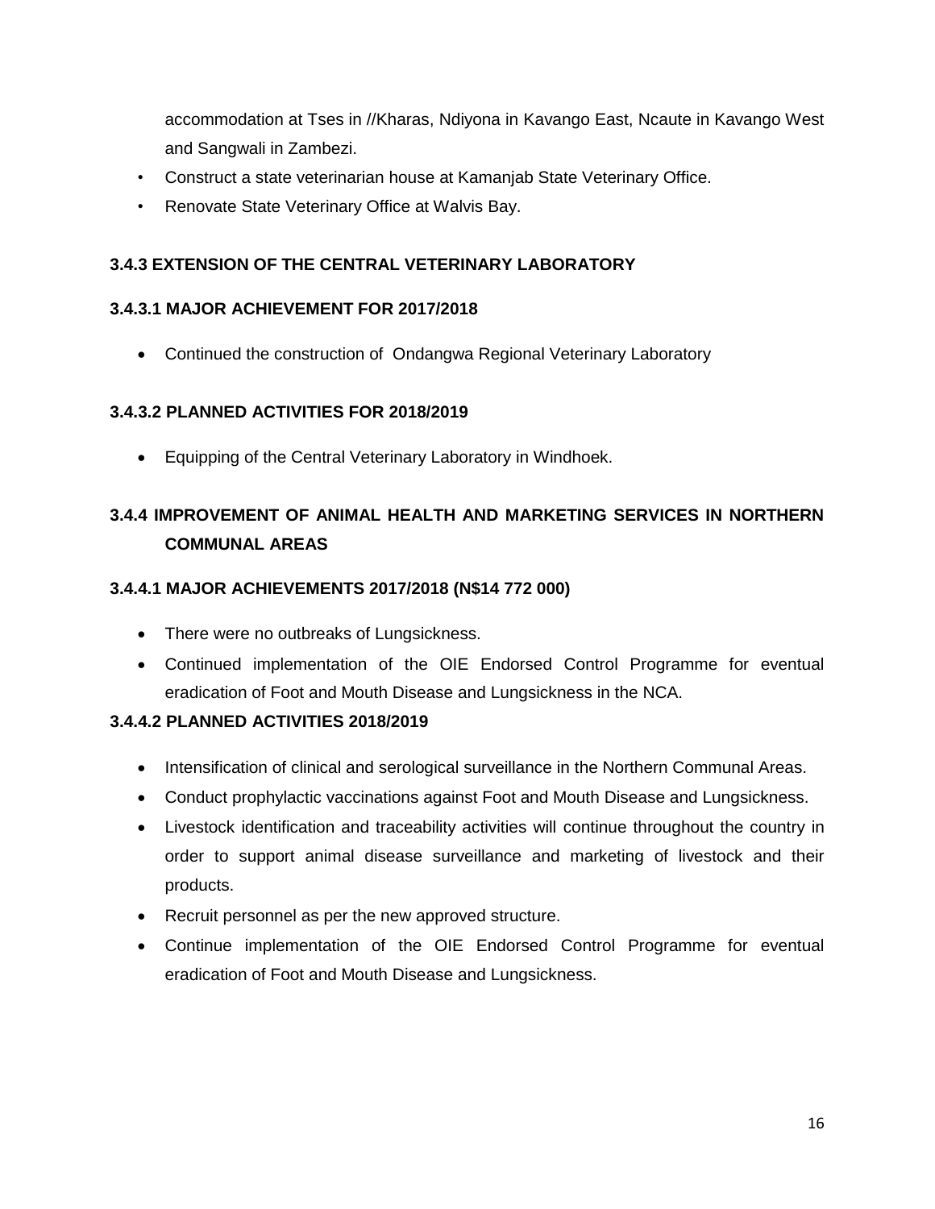accommodation at Tses in //Kharas, Ndiyona in Kavango East, Ncaute in Kavango West and Sangwali in Zambezi.

- Construct a state veterinarian house at Kamanjab State Veterinary Office.
- Renovate State Veterinary Office at Walvis Bay.

### 3.4.3 EXTENSION OF THE CENTRAL VETERINARY LABORATORY

#### 3.4.3.1 MAJOR ACHIEVEMENT FOR 2017/2018

- Continued the construction of Ondangwa Regional Veterinary Laboratory

#### 3.4.3.2 PLANNED ACTIVITIES FOR 2018/2019

- Equipping of the Central Veterinary Laboratory in Windhoek.

### 3.4.4 IMPROVEMENT OF ANIMAL HEALTH AND MARKETING SERVICES IN NORTHERN COMMUNAL AREAS

#### 3.4.4.1 MAJOR ACHIEVEMENTS 2017/2018 (N$14 772 000)

- There were no outbreaks of Lungsickness.
- Continued implementation of the OIE Endorsed Control Programme for eventual eradication of Foot and Mouth Disease and Lungsickness in the NCA.

#### 3.4.4.2 PLANNED ACTIVITIES 2018/2019

- Intensification of clinical and serological surveillance in the Northern Communal Areas.
- Conduct prophylactic vaccinations against Foot and Mouth Disease and Lungsickness.
- Livestock identification and traceability activities will continue throughout the country in order to support animal disease surveillance and marketing of livestock and their products.
- Recruit personnel as per the new approved structure.
- Continue implementation of the OIE Endorsed Control Programme for eventual eradication of Foot and Mouth Disease and Lungsickness.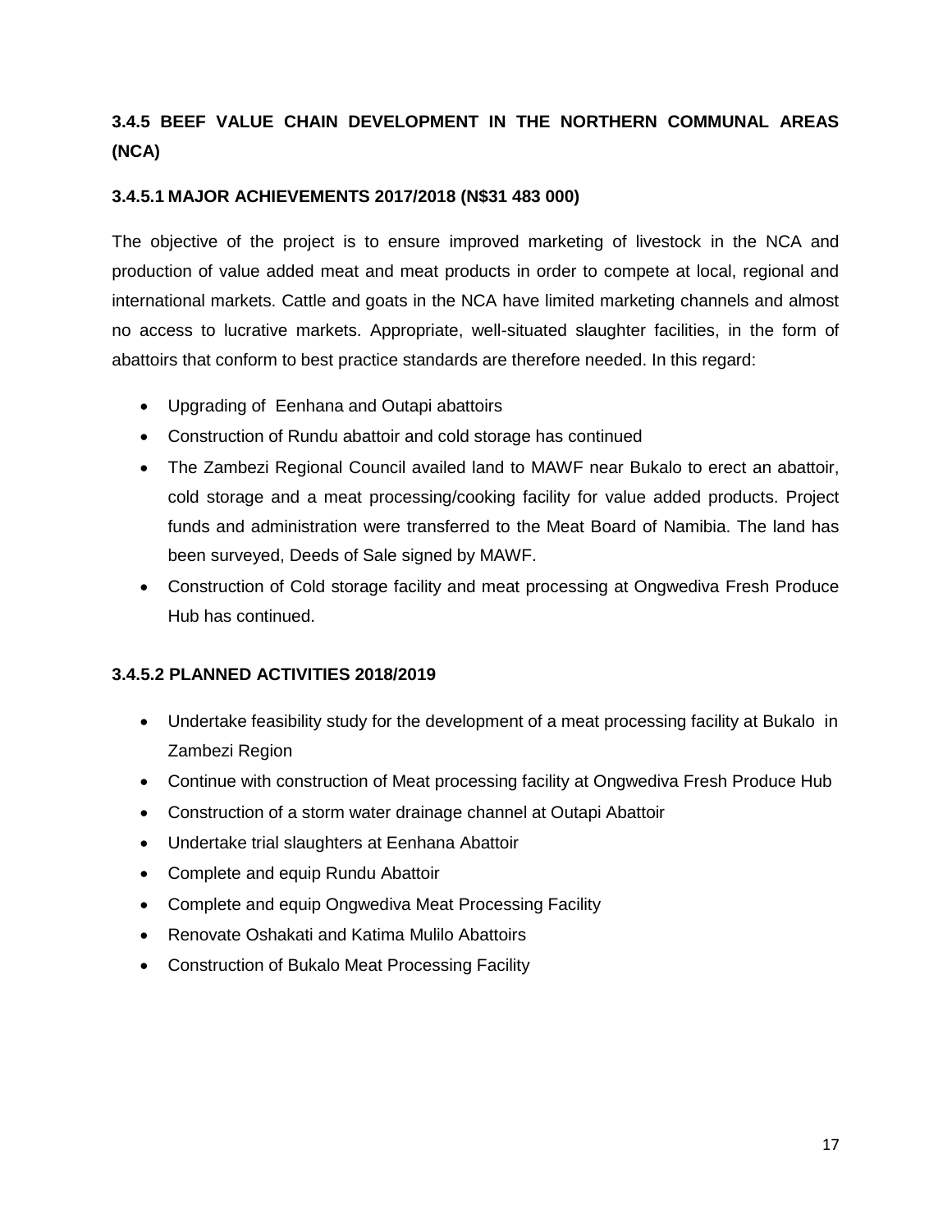### 3.4.5 BEEF VALUE CHAIN DEVELOPMENT IN THE NORTHERN COMMUNAL AREAS (NCA)

#### 3.4.5.1 MAJOR ACHIEVEMENTS 2017/2018 (N$31 483 000)

The objective of the project is to ensure improved marketing of livestock in the NCA and production of value added meat and meat products in order to compete at local, regional and international markets. Cattle and goats in the NCA have limited marketing channels and almost no access to lucrative markets. Appropriate, well-situated slaughter facilities, in the form of abattoirs that conform to best practice standards are therefore needed. In this regard:

- Upgrading of Eenhana and Outapi abattoirs
- Construction of Rundu abattoir and cold storage has continued
- The Zambezi Regional Council availed land to MAWF near Bukalo to erect an abattoir, cold storage and a meat processing/cooking facility for value added products. Project funds and administration were transferred to the Meat Board of Namibia. The land has been surveyed, Deeds of Sale signed by MAWF.
- Construction of Cold storage facility and meat processing at Ongwediva Fresh Produce Hub has continued.

#### 3.4.5.2 PLANNED ACTIVITIES 2018/2019

- Undertake feasibility study for the development of a meat processing facility at Bukalo in Zambezi Region
- Continue with construction of Meat processing facility at Ongwediva Fresh Produce Hub
- Construction of a storm water drainage channel at Outapi Abattoir
- Undertake trial slaughters at Eenhana Abattoir
- Complete and equip Rundu Abattoir
- Complete and equip Ongwediva Meat Processing Facility
- Renovate Oshakati and Katima Mulilo Abattoirs
- Construction of Bukalo Meat Processing Facility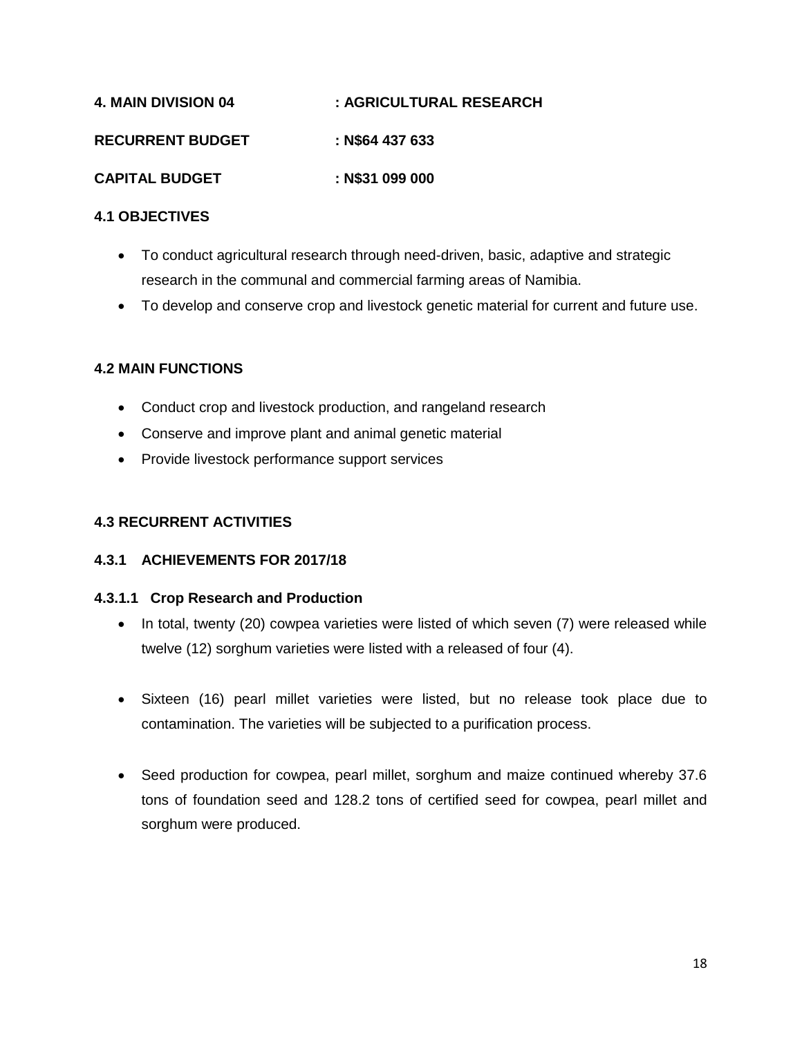**4. MAIN DIVISION 04 : AGRICULTURAL RESEARCH**

**RECURRENT BUDGET : N$64 437 633**

**CAPITAL BUDGET : N$31 099 000**

**4.1 OBJECTIVES**

- To conduct agricultural research through need-driven, basic, adaptive and strategic research in the communal and commercial farming areas of Namibia.
- To develop and conserve crop and livestock genetic material for current and future use.

**4.2 MAIN FUNCTIONS**

- Conduct crop and livestock production, and rangeland research
- Conserve and improve plant and animal genetic material
- Provide livestock performance support services

**4.3 RECURRENT ACTIVITIES**

**4.3.1 ACHIEVEMENTS FOR 2017/18**

**4.3.1.1 Crop Research and Production**

- In total, twenty (20) cowpea varieties were listed of which seven (7) were released while twelve (12) sorghum varieties were listed with a released of four (4).

- Sixteen (16) pearl millet varieties were listed, but no release took place due to contamination. The varieties will be subjected to a purification process.

- Seed production for cowpea, pearl millet, sorghum and maize continued whereby 37.6 tons of foundation seed and 128.2 tons of certified seed for cowpea, pearl millet and sorghum were produced.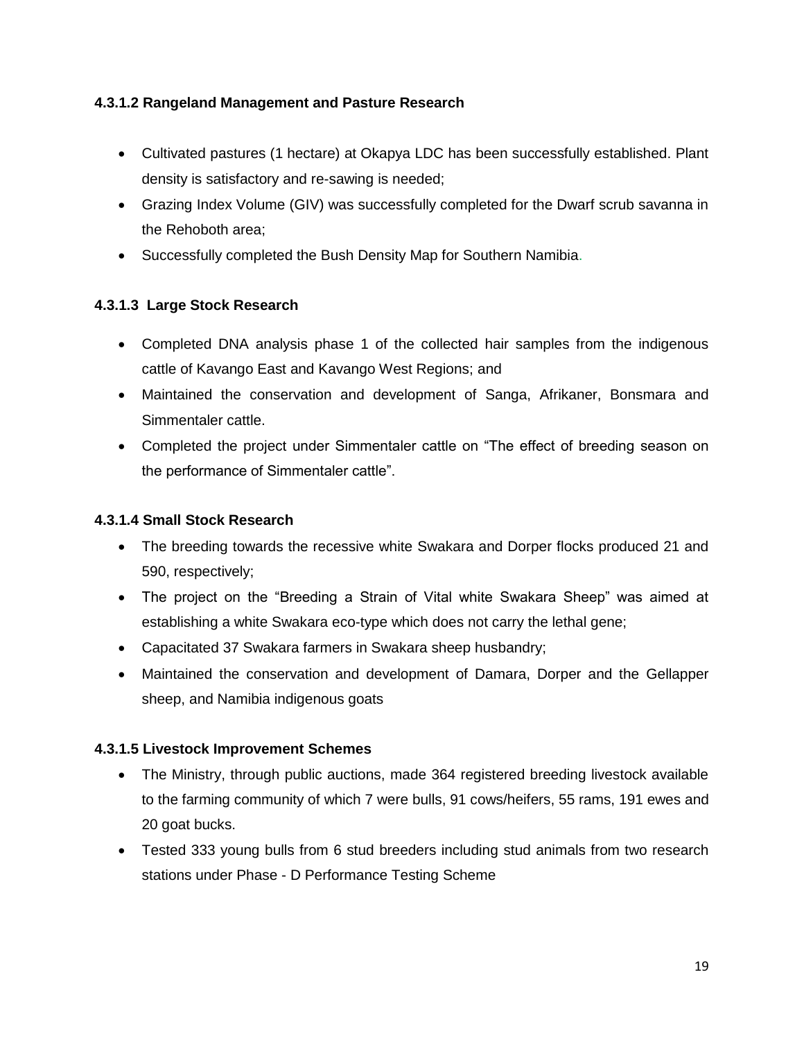#### 4.3.1.2 Rangeland Management and Pasture Research

- Cultivated pastures (1 hectare) at Okapya LDC has been successfully established. Plant density is satisfactory and re-sawing is needed;
- Grazing Index Volume (GIV) was successfully completed for the Dwarf scrub savanna in the Rehoboth area;
- Successfully completed the Bush Density Map for Southern Namibia.

#### 4.3.1.3 Large Stock Research

- Completed DNA analysis phase 1 of the collected hair samples from the indigenous cattle of Kavango East and Kavango West Regions; and
- Maintained the conservation and development of Sanga, Afrikaner, Bonsmara and Simmentaler cattle.
- Completed the project under Simmentaler cattle on "The effect of breeding season on the performance of Simmentaler cattle".

#### 4.3.1.4 Small Stock Research

- The breeding towards the recessive white Swakara and Dorper flocks produced 21 and 590, respectively;
- The project on the "Breeding a Strain of Vital white Swakara Sheep" was aimed at establishing a white Swakara eco-type which does not carry the lethal gene;
- Capacitated 37 Swakara farmers in Swakara sheep husbandry;
- Maintained the conservation and development of Damara, Dorper and the Gellapper sheep, and Namibia indigenous goats

#### 4.3.1.5 Livestock Improvement Schemes

- The Ministry, through public auctions, made 364 registered breeding livestock available to the farming community of which 7 were bulls, 91 cows/heifers, 55 rams, 191 ewes and 20 goat bucks.
- Tested 333 young bulls from 6 stud breeders including stud animals from two research stations under Phase - D Performance Testing Scheme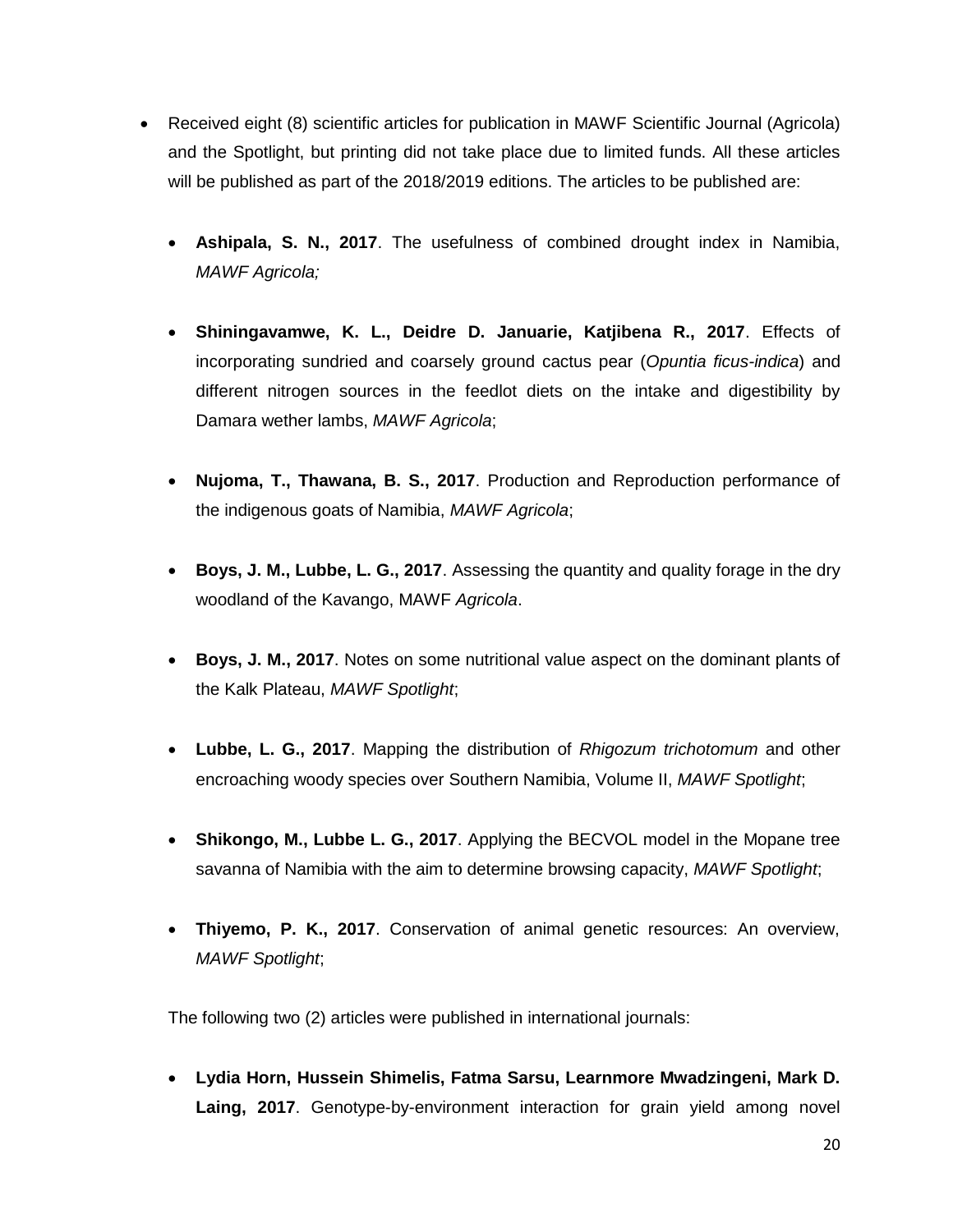- Received eight (8) scientific articles for publication in MAWF Scientific Journal (Agricola) and the Spotlight, but printing did not take place due to limited funds. All these articles will be published as part of the 2018/2019 editions. The articles to be published are:

  - **Ashipala, S. N., 2017**. The usefulness of combined drought index in Namibia, *MAWF Agricola;*

  - **Shiningavamwe, K. L., Deidre D. Januarie, Katjibena R., 2017**. Effects of incorporating sundried and coarsely ground cactus pear (*Opuntia ficus-indica*) and different nitrogen sources in the feedlot diets on the intake and digestibility by Damara wether lambs, *MAWF Agricola*;

  - **Nujoma, T., Thawana, B. S., 2017**. Production and Reproduction performance of the indigenous goats of Namibia, *MAWF Agricola*;

  - **Boys, J. M., Lubbe, L. G., 2017**. Assessing the quantity and quality forage in the dry woodland of the Kavango, MAWF *Agricola*.

  - **Boys, J. M., 2017**. Notes on some nutritional value aspect on the dominant plants of the Kalk Plateau, *MAWF Spotlight*;

  - **Lubbe, L. G., 2017**. Mapping the distribution of *Rhigozum trichotomum* and other encroaching woody species over Southern Namibia, Volume II, *MAWF Spotlight*;

  - **Shikongo, M., Lubbe L. G., 2017**. Applying the BECVOL model in the Mopane tree savanna of Namibia with the aim to determine browsing capacity, *MAWF Spotlight*;

  - **Thiyemo, P. K., 2017**. Conservation of animal genetic resources: An overview, *MAWF Spotlight*;

  The following two (2) articles were published in international journals:

  - **Lydia Horn, Hussein Shimelis, Fatma Sarsu, Learnmore Mwadzingeni, Mark D. Laing, 2017**. Genotype-by-environment interaction for grain yield among novel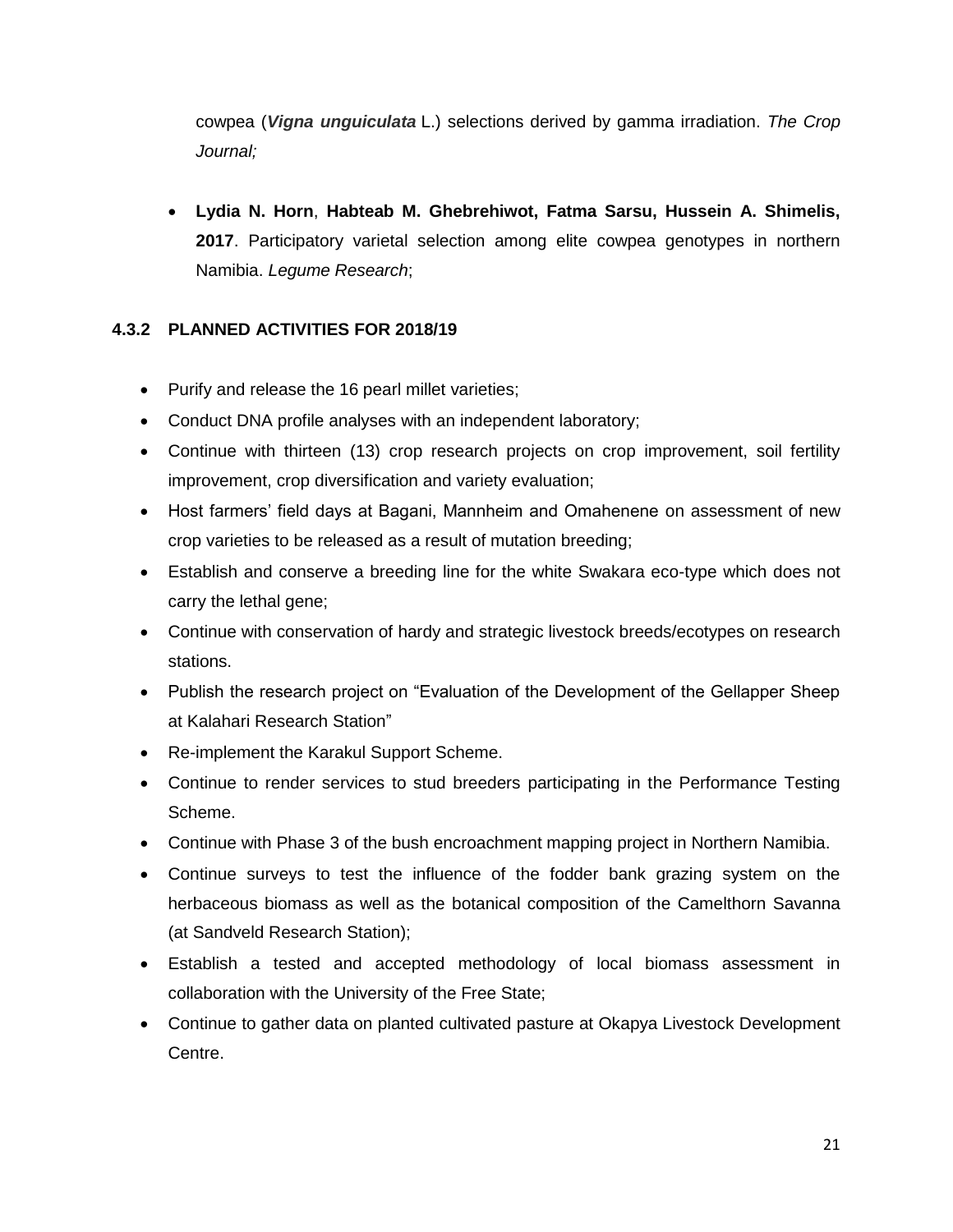cowpea (***Vigna unguiculata*** L.) selections derived by gamma irradiation. *The Crop Journal;*

- **Lydia N. Horn**, **Habteab M. Ghebrehiwot, Fatma Sarsu, Hussein A. Shimelis, 2017**. Participatory varietal selection among elite cowpea genotypes in northern Namibia. *Legume Research*;

### 4.3.2 PLANNED ACTIVITIES FOR 2018/19

- Purify and release the 16 pearl millet varieties;
- Conduct DNA profile analyses with an independent laboratory;
- Continue with thirteen (13) crop research projects on crop improvement, soil fertility improvement, crop diversification and variety evaluation;
- Host farmers' field days at Bagani, Mannheim and Omahenene on assessment of new crop varieties to be released as a result of mutation breeding;
- Establish and conserve a breeding line for the white Swakara eco-type which does not carry the lethal gene;
- Continue with conservation of hardy and strategic livestock breeds/ecotypes on research stations.
- Publish the research project on "Evaluation of the Development of the Gellapper Sheep at Kalahari Research Station"
- Re-implement the Karakul Support Scheme.
- Continue to render services to stud breeders participating in the Performance Testing Scheme.
- Continue with Phase 3 of the bush encroachment mapping project in Northern Namibia.
- Continue surveys to test the influence of the fodder bank grazing system on the herbaceous biomass as well as the botanical composition of the Camelthorn Savanna (at Sandveld Research Station);
- Establish a tested and accepted methodology of local biomass assessment in collaboration with the University of the Free State;
- Continue to gather data on planted cultivated pasture at Okapya Livestock Development Centre.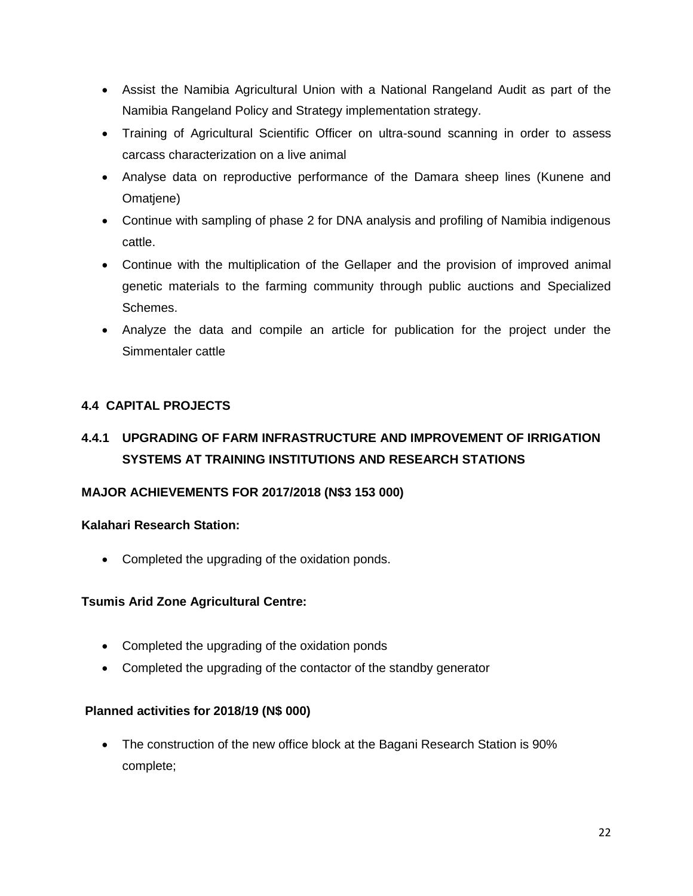- Assist the Namibia Agricultural Union with a National Rangeland Audit as part of the Namibia Rangeland Policy and Strategy implementation strategy.
- Training of Agricultural Scientific Officer on ultra-sound scanning in order to assess carcass characterization on a live animal
- Analyse data on reproductive performance of the Damara sheep lines (Kunene and Omatjene)
- Continue with sampling of phase 2 for DNA analysis and profiling of Namibia indigenous cattle.
- Continue with the multiplication of the Gellaper and the provision of improved animal genetic materials to the farming community through public auctions and Specialized Schemes.
- Analyze the data and compile an article for publication for the project under the Simmentaler cattle

### 4.4 CAPITAL PROJECTS

#### 4.4.1 UPGRADING OF FARM INFRASTRUCTURE AND IMPROVEMENT OF IRRIGATION SYSTEMS AT TRAINING INSTITUTIONS AND RESEARCH STATIONS

**MAJOR ACHIEVEMENTS FOR 2017/2018 (N$3 153 000)**

**Kalahari Research Station:**

- Completed the upgrading of the oxidation ponds.

**Tsumis Arid Zone Agricultural Centre:**

- Completed the upgrading of the oxidation ponds
- Completed the upgrading of the contactor of the standby generator

**Planned activities for 2018/19 (N$ 000)**

- The construction of the new office block at the Bagani Research Station is 90% complete;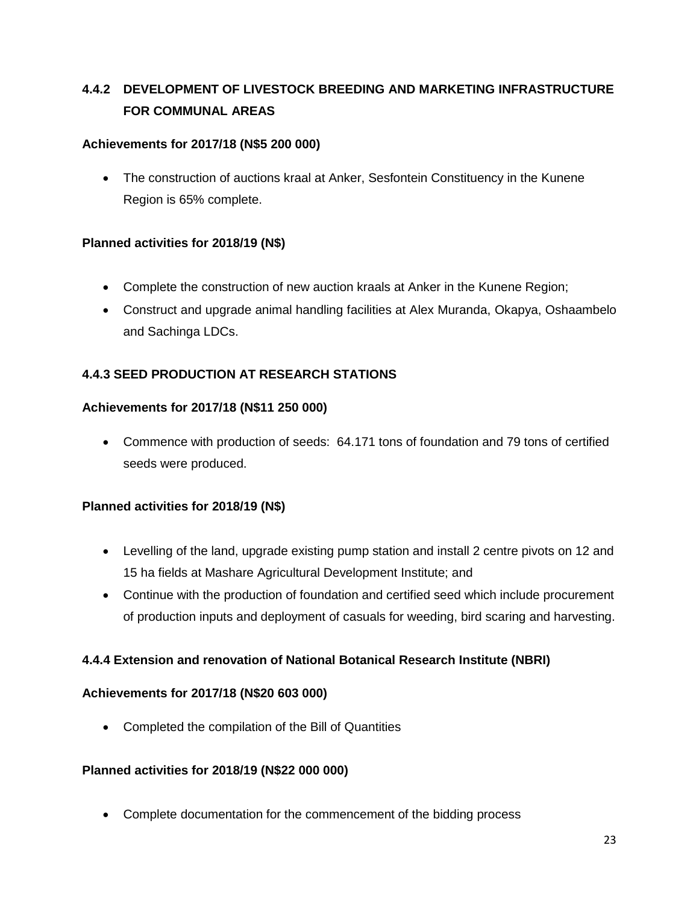### 4.4.2 DEVELOPMENT OF LIVESTOCK BREEDING AND MARKETING INFRASTRUCTURE FOR COMMUNAL AREAS

**Achievements for 2017/18 (N$5 200 000)**

- The construction of auctions kraal at Anker, Sesfontein Constituency in the Kunene Region is 65% complete.

**Planned activities for 2018/19 (N$)**

- Complete the construction of new auction kraals at Anker in the Kunene Region;
- Construct and upgrade animal handling facilities at Alex Muranda, Okapya, Oshaambelo and Sachinga LDCs.

### 4.4.3 SEED PRODUCTION AT RESEARCH STATIONS

**Achievements for 2017/18 (N$11 250 000)**

- Commence with production of seeds: 64.171 tons of foundation and 79 tons of certified seeds were produced.

**Planned activities for 2018/19 (N$)**

- Levelling of the land, upgrade existing pump station and install 2 centre pivots on 12 and 15 ha fields at Mashare Agricultural Development Institute; and
- Continue with the production of foundation and certified seed which include procurement of production inputs and deployment of casuals for weeding, bird scaring and harvesting.

### 4.4.4 Extension and renovation of National Botanical Research Institute (NBRI)

**Achievements for 2017/18 (N$20 603 000)**

- Completed the compilation of the Bill of Quantities

**Planned activities for 2018/19 (N$22 000 000)**

- Complete documentation for the commencement of the bidding process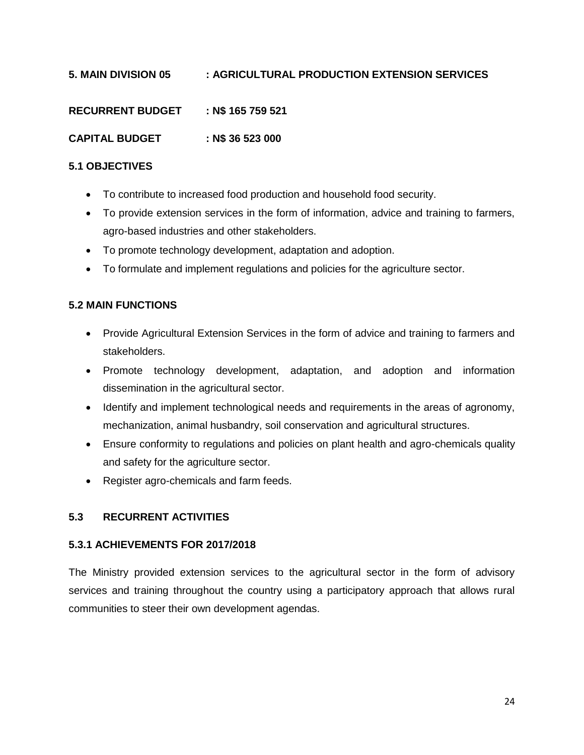## 5. MAIN DIVISION 05 : AGRICULTURAL PRODUCTION EXTENSION SERVICES

**RECURRENT BUDGET : N$ 165 759 521**

**CAPITAL BUDGET : N$ 36 523 000**

### 5.1 OBJECTIVES

- To contribute to increased food production and household food security.
- To provide extension services in the form of information, advice and training to farmers, agro-based industries and other stakeholders.
- To promote technology development, adaptation and adoption.
- To formulate and implement regulations and policies for the agriculture sector.

### 5.2 MAIN FUNCTIONS

- Provide Agricultural Extension Services in the form of advice and training to farmers and stakeholders.
- Promote technology development, adaptation, and adoption and information dissemination in the agricultural sector.
- Identify and implement technological needs and requirements in the areas of agronomy, mechanization, animal husbandry, soil conservation and agricultural structures.
- Ensure conformity to regulations and policies on plant health and agro-chemicals quality and safety for the agriculture sector.
- Register agro-chemicals and farm feeds.

### 5.3 RECURRENT ACTIVITIES

#### 5.3.1 ACHIEVEMENTS FOR 2017/2018

The Ministry provided extension services to the agricultural sector in the form of advisory services and training throughout the country using a participatory approach that allows rural communities to steer their own development agendas.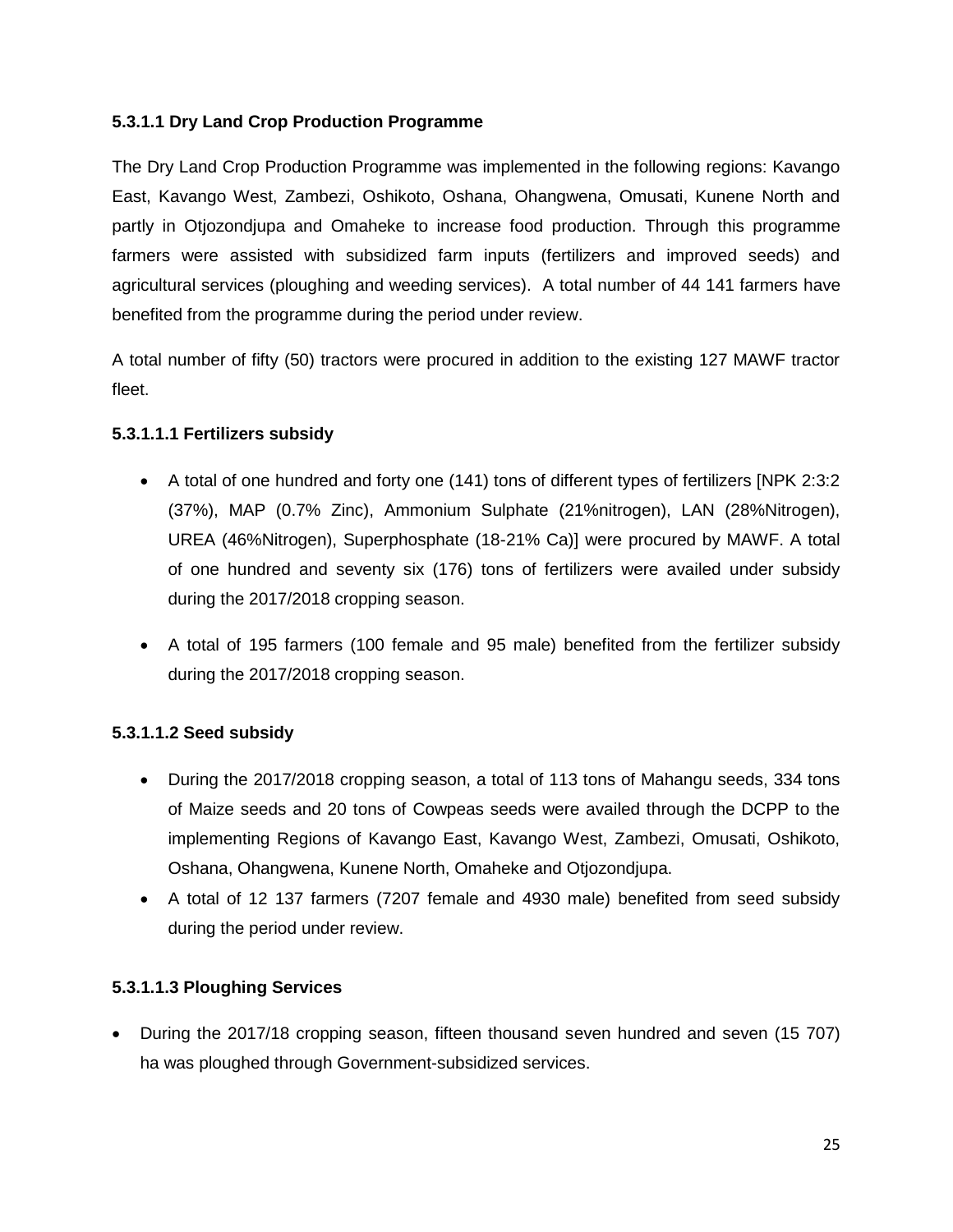### 5.3.1.1 Dry Land Crop Production Programme

The Dry Land Crop Production Programme was implemented in the following regions: Kavango East, Kavango West, Zambezi, Oshikoto, Oshana, Ohangwena, Omusati, Kunene North and partly in Otjozondjupa and Omaheke to increase food production. Through this programme farmers were assisted with subsidized farm inputs (fertilizers and improved seeds) and agricultural services (ploughing and weeding services). A total number of 44 141 farmers have benefited from the programme during the period under review.

A total number of fifty (50) tractors were procured in addition to the existing 127 MAWF tractor fleet.

#### 5.3.1.1.1 Fertilizers subsidy

- A total of one hundred and forty one (141) tons of different types of fertilizers [NPK 2:3:2 (37%), MAP (0.7% Zinc), Ammonium Sulphate (21%nitrogen), LAN (28%Nitrogen), UREA (46%Nitrogen), Superphosphate (18-21% Ca)] were procured by MAWF. A total of one hundred and seventy six (176) tons of fertilizers were availed under subsidy during the 2017/2018 cropping season.
- A total of 195 farmers (100 female and 95 male) benefited from the fertilizer subsidy during the 2017/2018 cropping season.

#### 5.3.1.1.2 Seed subsidy

- During the 2017/2018 cropping season, a total of 113 tons of Mahangu seeds, 334 tons of Maize seeds and 20 tons of Cowpeas seeds were availed through the DCPP to the implementing Regions of Kavango East, Kavango West, Zambezi, Omusati, Oshikoto, Oshana, Ohangwena, Kunene North, Omaheke and Otjozondjupa.
- A total of 12 137 farmers (7207 female and 4930 male) benefited from seed subsidy during the period under review.

#### 5.3.1.1.3 Ploughing Services

- During the 2017/18 cropping season, fifteen thousand seven hundred and seven (15 707) ha was ploughed through Government-subsidized services.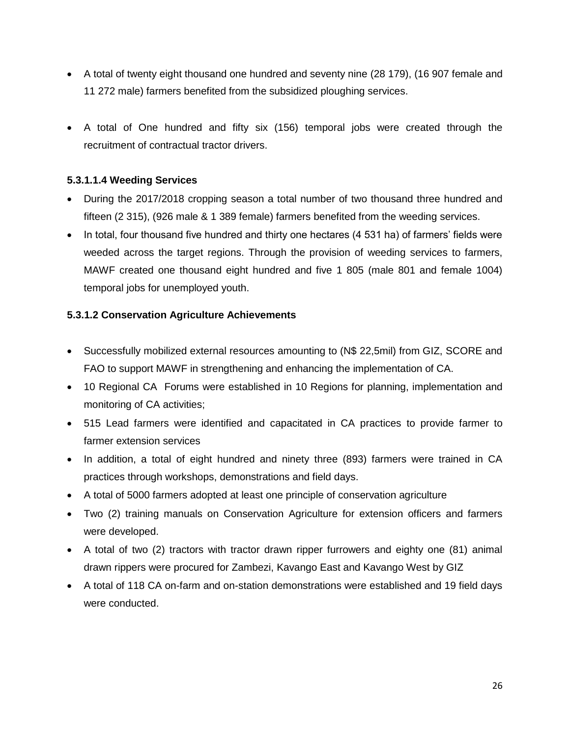- A total of twenty eight thousand one hundred and seventy nine (28 179), (16 907 female and 11 272 male) farmers benefited from the subsidized ploughing services.

- A total of One hundred and fifty six (156) temporal jobs were created through the recruitment of contractual tractor drivers.

#### 5.3.1.1.4 Weeding Services

- During the 2017/2018 cropping season a total number of two thousand three hundred and fifteen (2 315), (926 male & 1 389 female) farmers benefited from the weeding services.
- In total, four thousand five hundred and thirty one hectares (4 531 ha) of farmers' fields were weeded across the target regions. Through the provision of weeding services to farmers, MAWF created one thousand eight hundred and five 1 805 (male 801 and female 1004) temporal jobs for unemployed youth.

#### 5.3.1.2 Conservation Agriculture Achievements

- Successfully mobilized external resources amounting to (N$ 22,5mil) from GIZ, SCORE and FAO to support MAWF in strengthening and enhancing the implementation of CA.
- 10 Regional CA Forums were established in 10 Regions for planning, implementation and monitoring of CA activities;
- 515 Lead farmers were identified and capacitated in CA practices to provide farmer to farmer extension services
- In addition, a total of eight hundred and ninety three (893) farmers were trained in CA practices through workshops, demonstrations and field days.
- A total of 5000 farmers adopted at least one principle of conservation agriculture
- Two (2) training manuals on Conservation Agriculture for extension officers and farmers were developed.
- A total of two (2) tractors with tractor drawn ripper furrowers and eighty one (81) animal drawn rippers were procured for Zambezi, Kavango East and Kavango West by GIZ
- A total of 118 CA on-farm and on-station demonstrations were established and 19 field days were conducted.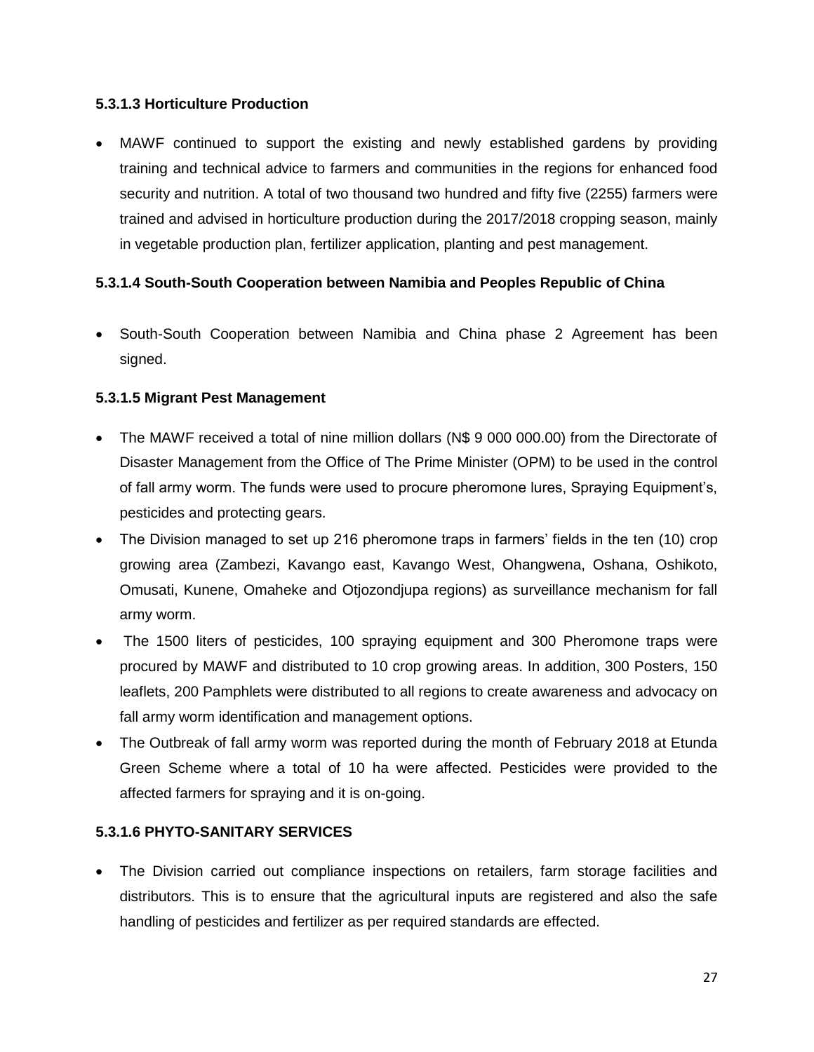#### 5.3.1.3 Horticulture Production

- MAWF continued to support the existing and newly established gardens by providing training and technical advice to farmers and communities in the regions for enhanced food security and nutrition. A total of two thousand two hundred and fifty five (2255) farmers were trained and advised in horticulture production during the 2017/2018 cropping season, mainly in vegetable production plan, fertilizer application, planting and pest management.

#### 5.3.1.4 South-South Cooperation between Namibia and Peoples Republic of China

- South-South Cooperation between Namibia and China phase 2 Agreement has been signed.

#### 5.3.1.5 Migrant Pest Management

- The MAWF received a total of nine million dollars (N$ 9 000 000.00) from the Directorate of Disaster Management from the Office of The Prime Minister (OPM) to be used in the control of fall army worm. The funds were used to procure pheromone lures, Spraying Equipment's, pesticides and protecting gears.
- The Division managed to set up 216 pheromone traps in farmers' fields in the ten (10) crop growing area (Zambezi, Kavango east, Kavango West, Ohangwena, Oshana, Oshikoto, Omusati, Kunene, Omaheke and Otjozondjupa regions) as surveillance mechanism for fall army worm.
- The 1500 liters of pesticides, 100 spraying equipment and 300 Pheromone traps were procured by MAWF and distributed to 10 crop growing areas. In addition, 300 Posters, 150 leaflets, 200 Pamphlets were distributed to all regions to create awareness and advocacy on fall army worm identification and management options.
- The Outbreak of fall army worm was reported during the month of February 2018 at Etunda Green Scheme where a total of 10 ha were affected. Pesticides were provided to the affected farmers for spraying and it is on-going.

#### 5.3.1.6 PHYTO-SANITARY SERVICES

- The Division carried out compliance inspections on retailers, farm storage facilities and distributors. This is to ensure that the agricultural inputs are registered and also the safe handling of pesticides and fertilizer as per required standards are effected.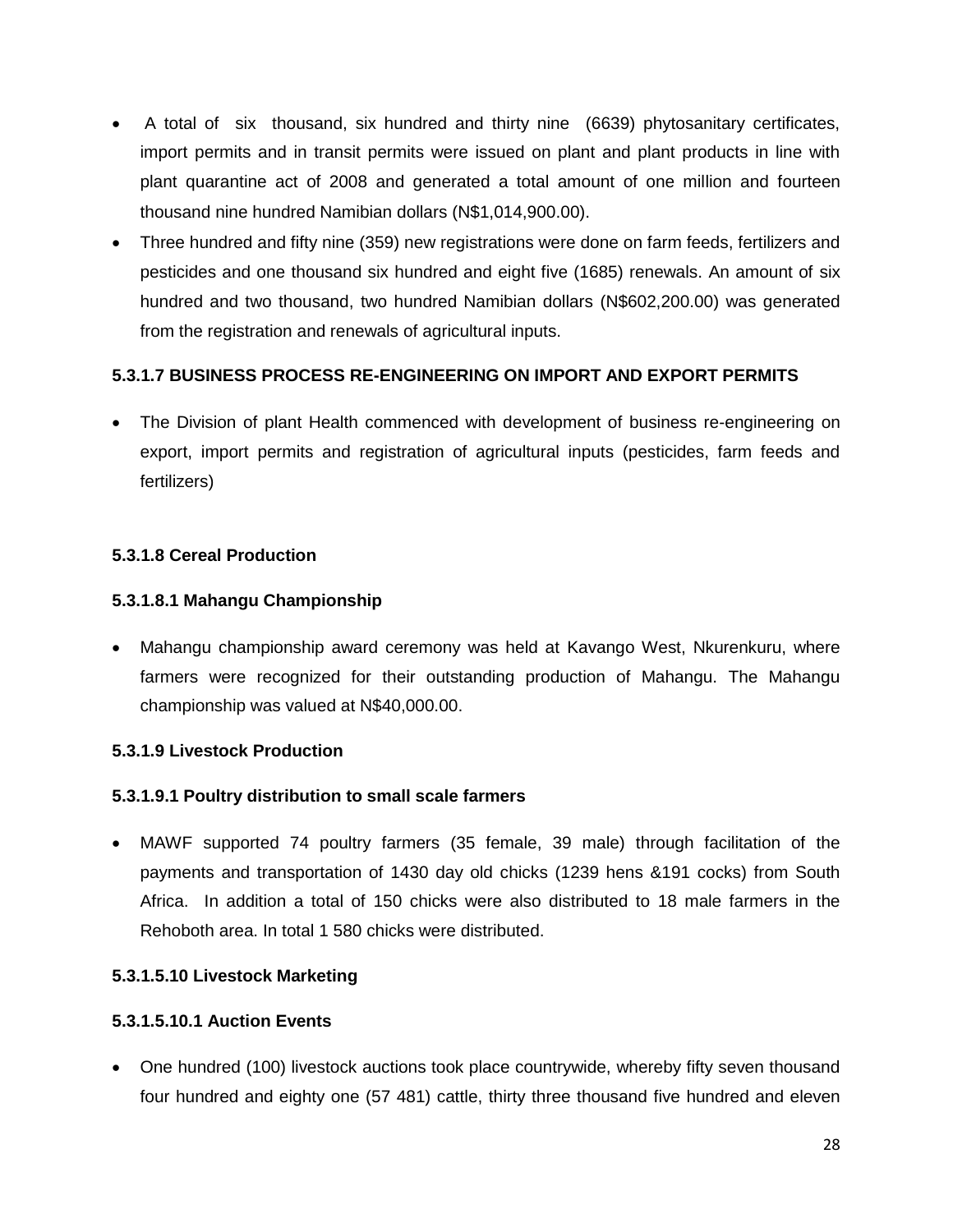- A total of six thousand, six hundred and thirty nine (6639) phytosanitary certificates, import permits and in transit permits were issued on plant and plant products in line with plant quarantine act of 2008 and generated a total amount of one million and fourteen thousand nine hundred Namibian dollars (N$1,014,900.00).
- Three hundred and fifty nine (359) new registrations were done on farm feeds, fertilizers and pesticides and one thousand six hundred and eight five (1685) renewals. An amount of six hundred and two thousand, two hundred Namibian dollars (N$602,200.00) was generated from the registration and renewals of agricultural inputs.

#### 5.3.1.7 BUSINESS PROCESS RE-ENGINEERING ON IMPORT AND EXPORT PERMITS

- The Division of plant Health commenced with development of business re-engineering on export, import permits and registration of agricultural inputs (pesticides, farm feeds and fertilizers)

#### 5.3.1.8 Cereal Production

#### 5.3.1.8.1 Mahangu Championship

- Mahangu championship award ceremony was held at Kavango West, Nkurenkuru, where farmers were recognized for their outstanding production of Mahangu. The Mahangu championship was valued at N$40,000.00.

#### 5.3.1.9 Livestock Production

#### 5.3.1.9.1 Poultry distribution to small scale farmers

- MAWF supported 74 poultry farmers (35 female, 39 male) through facilitation of the payments and transportation of 1430 day old chicks (1239 hens &191 cocks) from South Africa. In addition a total of 150 chicks were also distributed to 18 male farmers in the Rehoboth area. In total 1 580 chicks were distributed.

#### 5.3.1.5.10 Livestock Marketing

#### 5.3.1.5.10.1 Auction Events

- One hundred (100) livestock auctions took place countrywide, whereby fifty seven thousand four hundred and eighty one (57 481) cattle, thirty three thousand five hundred and eleven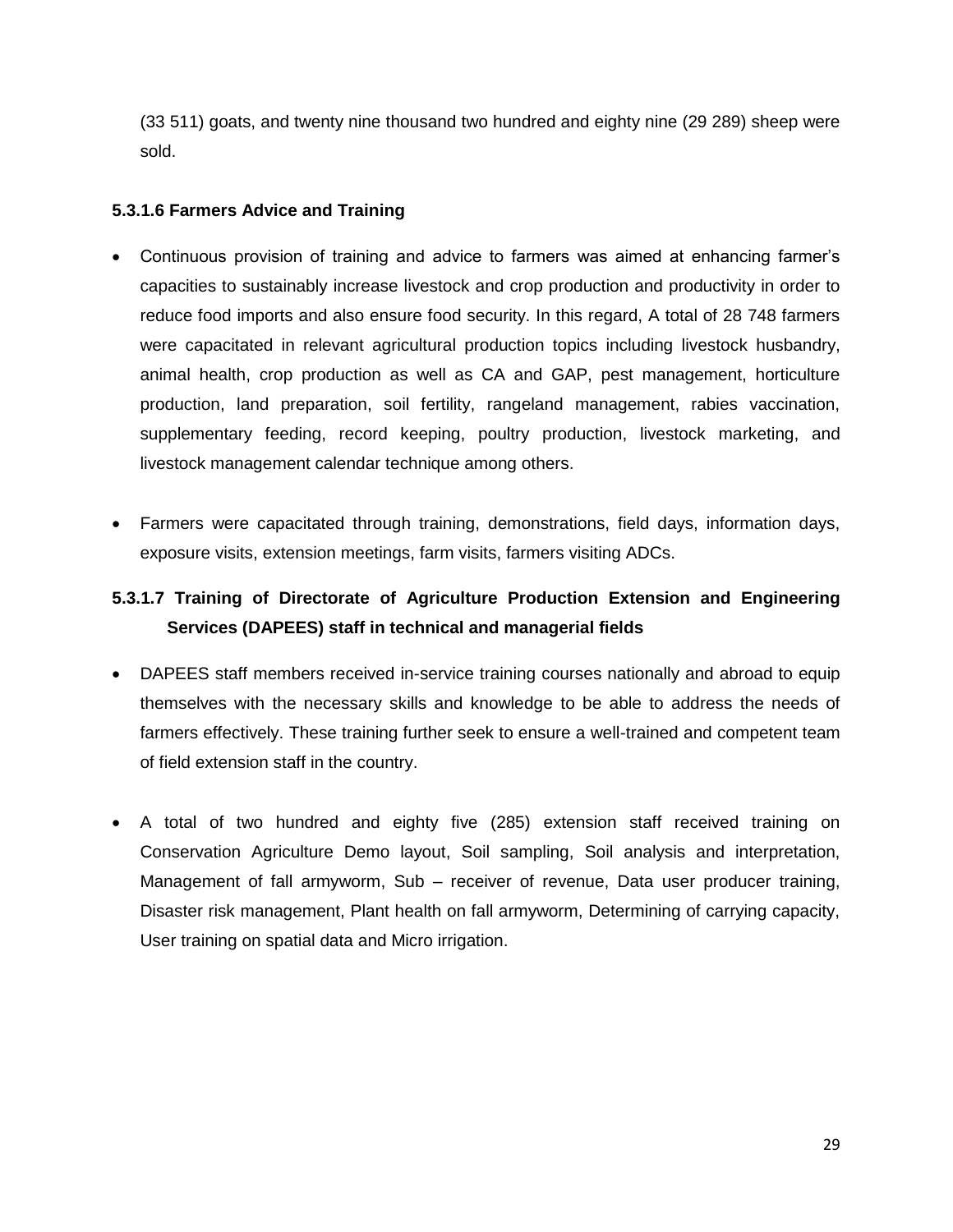(33 511) goats, and twenty nine thousand two hundred and eighty nine (29 289) sheep were sold.

#### 5.3.1.6 Farmers Advice and Training

- Continuous provision of training and advice to farmers was aimed at enhancing farmer's capacities to sustainably increase livestock and crop production and productivity in order to reduce food imports and also ensure food security. In this regard, A total of 28 748 farmers were capacitated in relevant agricultural production topics including livestock husbandry, animal health, crop production as well as CA and GAP, pest management, horticulture production, land preparation, soil fertility, rangeland management, rabies vaccination, supplementary feeding, record keeping, poultry production, livestock marketing, and livestock management calendar technique among others.

- Farmers were capacitated through training, demonstrations, field days, information days, exposure visits, extension meetings, farm visits, farmers visiting ADCs.

#### 5.3.1.7 Training of Directorate of Agriculture Production Extension and Engineering Services (DAPEES) staff in technical and managerial fields

- DAPEES staff members received in-service training courses nationally and abroad to equip themselves with the necessary skills and knowledge to be able to address the needs of farmers effectively. These training further seek to ensure a well-trained and competent team of field extension staff in the country.

- A total of two hundred and eighty five (285) extension staff received training on Conservation Agriculture Demo layout, Soil sampling, Soil analysis and interpretation, Management of fall armyworm, Sub – receiver of revenue, Data user producer training, Disaster risk management, Plant health on fall armyworm, Determining of carrying capacity, User training on spatial data and Micro irrigation.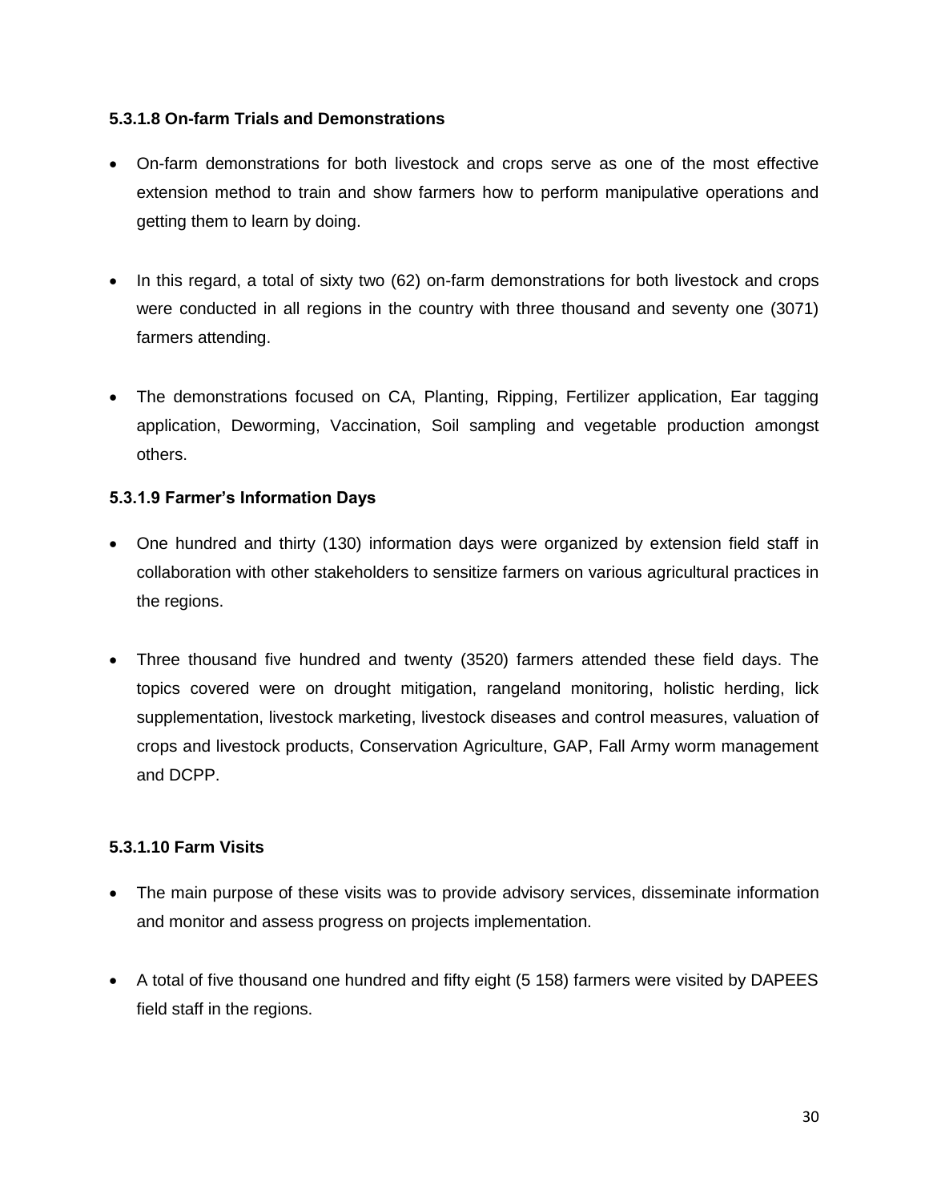#### 5.3.1.8 On-farm Trials and Demonstrations

- On-farm demonstrations for both livestock and crops serve as one of the most effective extension method to train and show farmers how to perform manipulative operations and getting them to learn by doing.

- In this regard, a total of sixty two (62) on-farm demonstrations for both livestock and crops were conducted in all regions in the country with three thousand and seventy one (3071) farmers attending.

- The demonstrations focused on CA, Planting, Ripping, Fertilizer application, Ear tagging application, Deworming, Vaccination, Soil sampling and vegetable production amongst others.

#### 5.3.1.9 Farmer's Information Days

- One hundred and thirty (130) information days were organized by extension field staff in collaboration with other stakeholders to sensitize farmers on various agricultural practices in the regions.

- Three thousand five hundred and twenty (3520) farmers attended these field days. The topics covered were on drought mitigation, rangeland monitoring, holistic herding, lick supplementation, livestock marketing, livestock diseases and control measures, valuation of crops and livestock products, Conservation Agriculture, GAP, Fall Army worm management and DCPP.

#### 5.3.1.10 Farm Visits

- The main purpose of these visits was to provide advisory services, disseminate information and monitor and assess progress on projects implementation.

- A total of five thousand one hundred and fifty eight (5 158) farmers were visited by DAPEES field staff in the regions.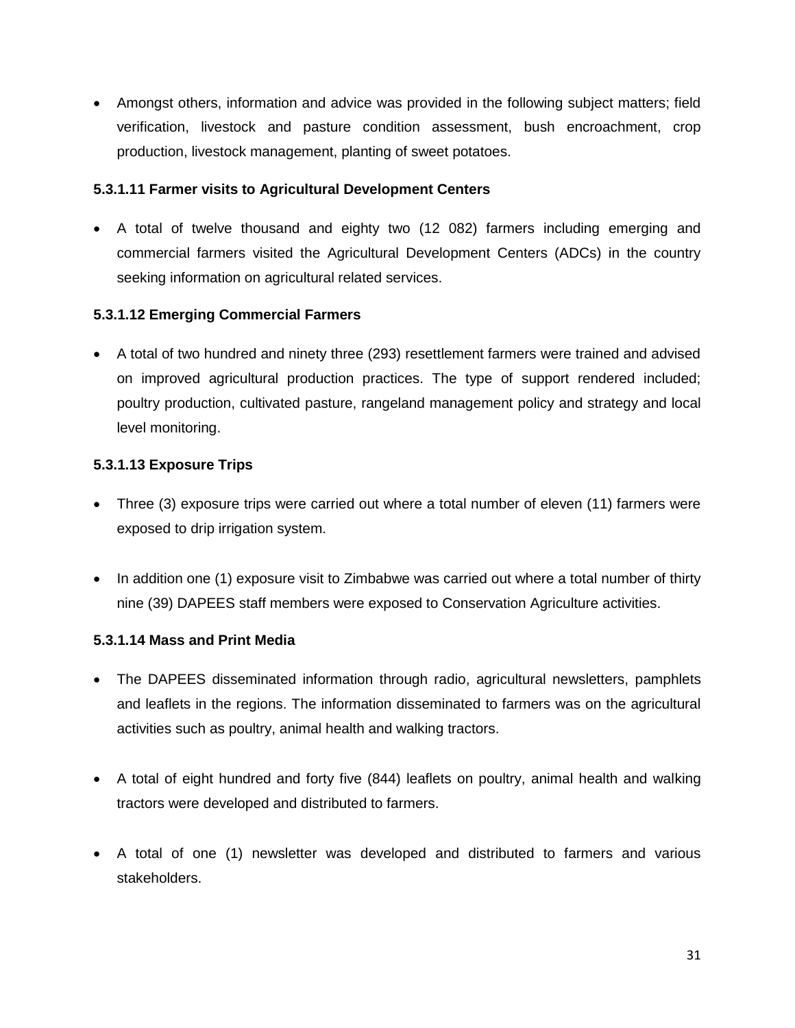- Amongst others, information and advice was provided in the following subject matters; field verification, livestock and pasture condition assessment, bush encroachment, crop production, livestock management, planting of sweet potatoes.

**5.3.1.11 Farmer visits to Agricultural Development Centers**

- A total of twelve thousand and eighty two (12 082) farmers including emerging and commercial farmers visited the Agricultural Development Centers (ADCs) in the country seeking information on agricultural related services.

**5.3.1.12 Emerging Commercial Farmers**

- A total of two hundred and ninety three (293) resettlement farmers were trained and advised on improved agricultural production practices. The type of support rendered included; poultry production, cultivated pasture, rangeland management policy and strategy and local level monitoring.

**5.3.1.13 Exposure Trips**

- Three (3) exposure trips were carried out where a total number of eleven (11) farmers were exposed to drip irrigation system.

- In addition one (1) exposure visit to Zimbabwe was carried out where a total number of thirty nine (39) DAPEES staff members were exposed to Conservation Agriculture activities.

**5.3.1.14 Mass and Print Media**

- The DAPEES disseminated information through radio, agricultural newsletters, pamphlets and leaflets in the regions. The information disseminated to farmers was on the agricultural activities such as poultry, animal health and walking tractors.

- A total of eight hundred and forty five (844) leaflets on poultry, animal health and walking tractors were developed and distributed to farmers.

- A total of one (1) newsletter was developed and distributed to farmers and various stakeholders.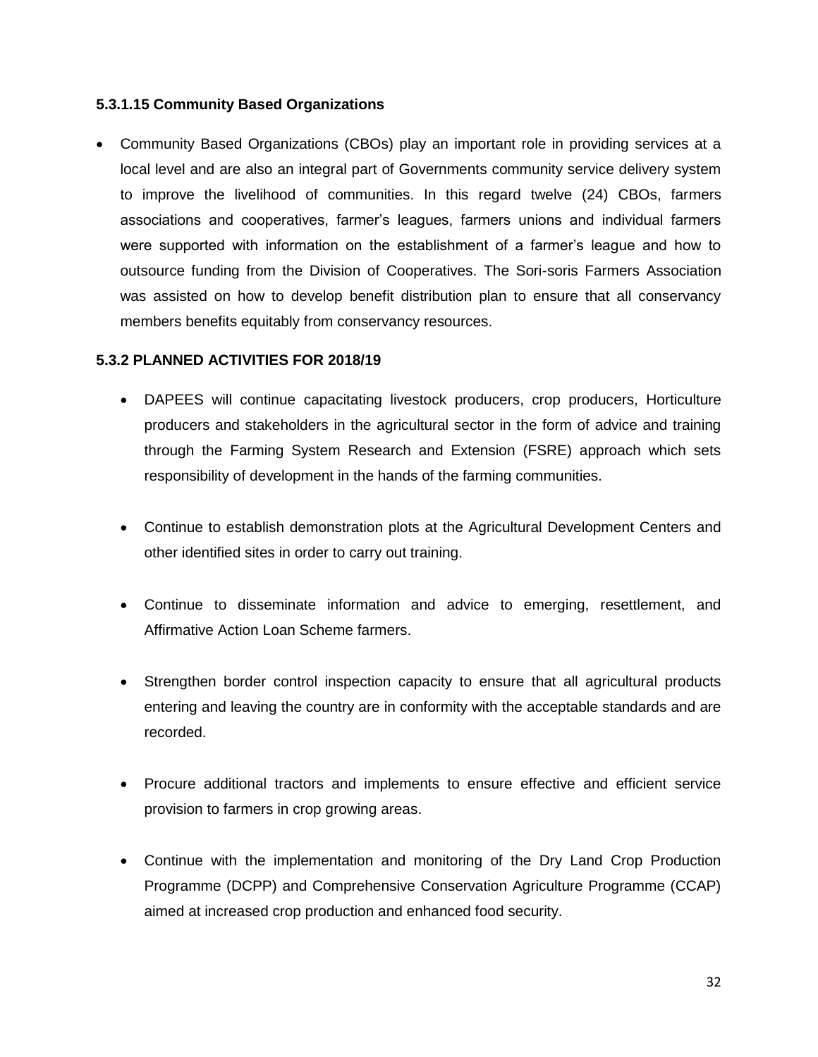#### 5.3.1.15 Community Based Organizations

- Community Based Organizations (CBOs) play an important role in providing services at a local level and are also an integral part of Governments community service delivery system to improve the livelihood of communities. In this regard twelve (24) CBOs, farmers associations and cooperatives, farmer's leagues, farmers unions and individual farmers were supported with information on the establishment of a farmer's league and how to outsource funding from the Division of Cooperatives. The Sori-soris Farmers Association was assisted on how to develop benefit distribution plan to ensure that all conservancy members benefits equitably from conservancy resources.

### 5.3.2 PLANNED ACTIVITIES FOR 2018/19

- DAPEES will continue capacitating livestock producers, crop producers, Horticulture producers and stakeholders in the agricultural sector in the form of advice and training through the Farming System Research and Extension (FSRE) approach which sets responsibility of development in the hands of the farming communities.

- Continue to establish demonstration plots at the Agricultural Development Centers and other identified sites in order to carry out training.

- Continue to disseminate information and advice to emerging, resettlement, and Affirmative Action Loan Scheme farmers.

- Strengthen border control inspection capacity to ensure that all agricultural products entering and leaving the country are in conformity with the acceptable standards and are recorded.

- Procure additional tractors and implements to ensure effective and efficient service provision to farmers in crop growing areas.

- Continue with the implementation and monitoring of the Dry Land Crop Production Programme (DCPP) and Comprehensive Conservation Agriculture Programme (CCAP) aimed at increased crop production and enhanced food security.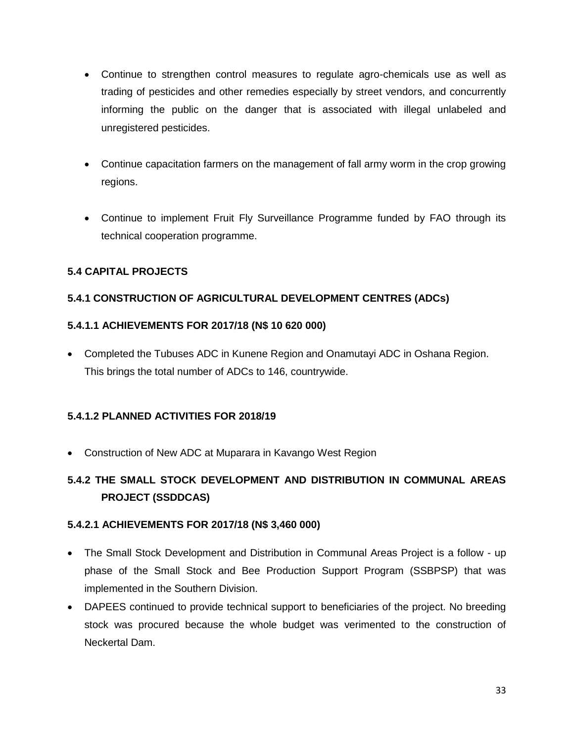- Continue to strengthen control measures to regulate agro-chemicals use as well as trading of pesticides and other remedies especially by street vendors, and concurrently informing the public on the danger that is associated with illegal unlabeled and unregistered pesticides.

- Continue capacitation farmers on the management of fall army worm in the crop growing regions.

- Continue to implement Fruit Fly Surveillance Programme funded by FAO through its technical cooperation programme.

### 5.4 CAPITAL PROJECTS

#### 5.4.1 CONSTRUCTION OF AGRICULTURAL DEVELOPMENT CENTRES (ADCs)

##### 5.4.1.1 ACHIEVEMENTS FOR 2017/18 (N$ 10 620 000)

- Completed the Tubuses ADC in Kunene Region and Onamutayi ADC in Oshana Region. This brings the total number of ADCs to 146, countrywide.

##### 5.4.1.2 PLANNED ACTIVITIES FOR 2018/19

- Construction of New ADC at Muparara in Kavango West Region

#### 5.4.2 THE SMALL STOCK DEVELOPMENT AND DISTRIBUTION IN COMMUNAL AREAS PROJECT (SSDDCAS)

##### 5.4.2.1 ACHIEVEMENTS FOR 2017/18 (N$ 3,460 000)

- The Small Stock Development and Distribution in Communal Areas Project is a follow - up phase of the Small Stock and Bee Production Support Program (SSBPSP) that was implemented in the Southern Division.
- DAPEES continued to provide technical support to beneficiaries of the project. No breeding stock was procured because the whole budget was verimented to the construction of Neckertal Dam.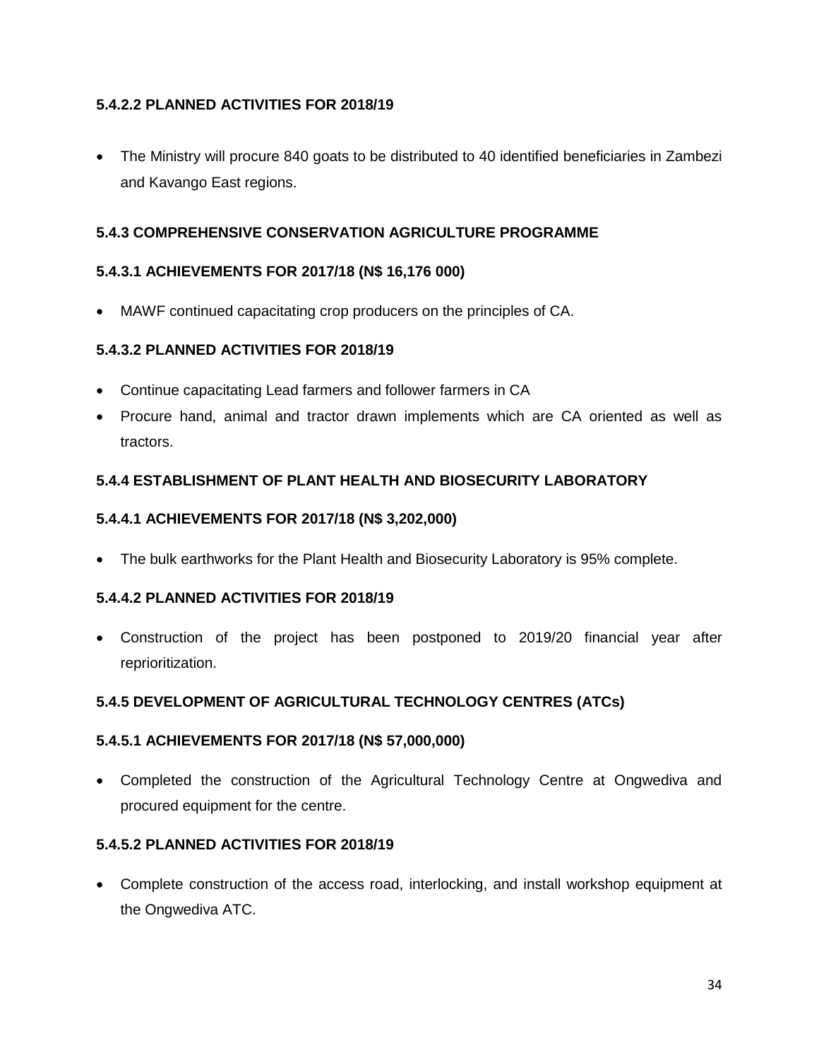#### 5.4.2.2 PLANNED ACTIVITIES FOR 2018/19

- The Ministry will procure 840 goats to be distributed to 40 identified beneficiaries in Zambezi and Kavango East regions.

### 5.4.3 COMPREHENSIVE CONSERVATION AGRICULTURE PROGRAMME

#### 5.4.3.1 ACHIEVEMENTS FOR 2017/18 (N$ 16,176 000)

- MAWF continued capacitating crop producers on the principles of CA.

#### 5.4.3.2 PLANNED ACTIVITIES FOR 2018/19

- Continue capacitating Lead farmers and follower farmers in CA
- Procure hand, animal and tractor drawn implements which are CA oriented as well as tractors.

### 5.4.4 ESTABLISHMENT OF PLANT HEALTH AND BIOSECURITY LABORATORY

#### 5.4.4.1 ACHIEVEMENTS FOR 2017/18 (N$ 3,202,000)

- The bulk earthworks for the Plant Health and Biosecurity Laboratory is 95% complete.

#### 5.4.4.2 PLANNED ACTIVITIES FOR 2018/19

- Construction of the project has been postponed to 2019/20 financial year after reprioritization.

### 5.4.5 DEVELOPMENT OF AGRICULTURAL TECHNOLOGY CENTRES (ATCs)

#### 5.4.5.1 ACHIEVEMENTS FOR 2017/18 (N$ 57,000,000)

- Completed the construction of the Agricultural Technology Centre at Ongwediva and procured equipment for the centre.

#### 5.4.5.2 PLANNED ACTIVITIES FOR 2018/19

- Complete construction of the access road, interlocking, and install workshop equipment at the Ongwediva ATC.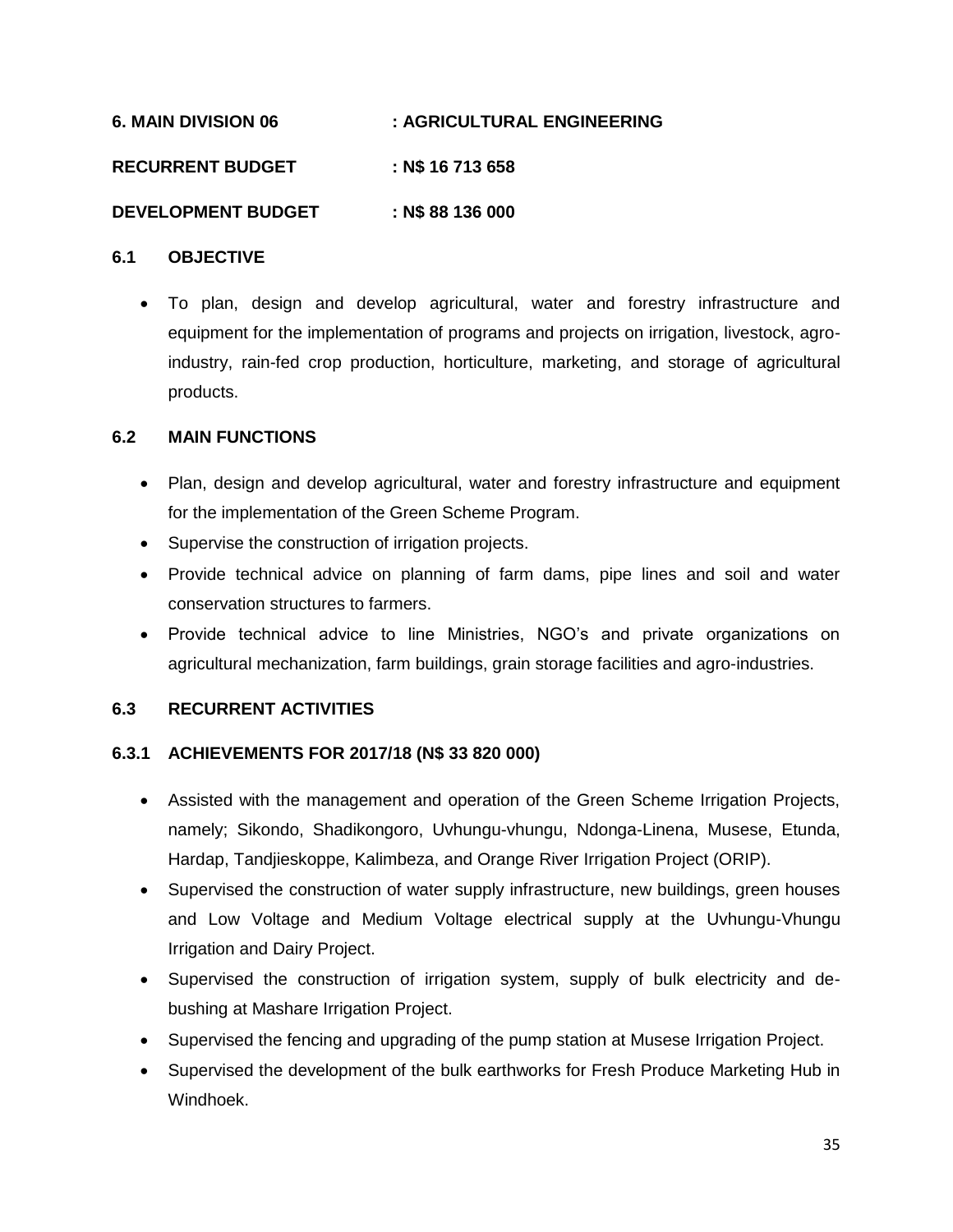**6. MAIN DIVISION 06 : AGRICULTURAL ENGINEERING**

**RECURRENT BUDGET : N$ 16 713 658**

**DEVELOPMENT BUDGET : N$ 88 136 000**

### 6.1 OBJECTIVE

- To plan, design and develop agricultural, water and forestry infrastructure and equipment for the implementation of programs and projects on irrigation, livestock, agro-industry, rain-fed crop production, horticulture, marketing, and storage of agricultural products.

### 6.2 MAIN FUNCTIONS

- Plan, design and develop agricultural, water and forestry infrastructure and equipment for the implementation of the Green Scheme Program.
- Supervise the construction of irrigation projects.
- Provide technical advice on planning of farm dams, pipe lines and soil and water conservation structures to farmers.
- Provide technical advice to line Ministries, NGO's and private organizations on agricultural mechanization, farm buildings, grain storage facilities and agro-industries.

### 6.3 RECURRENT ACTIVITIES

#### 6.3.1 ACHIEVEMENTS FOR 2017/18 (N$ 33 820 000)

- Assisted with the management and operation of the Green Scheme Irrigation Projects, namely; Sikondo, Shadikongoro, Uvhungu-vhungu, Ndonga-Linena, Musese, Etunda, Hardap, Tandjieskoppe, Kalimbeza, and Orange River Irrigation Project (ORIP).
- Supervised the construction of water supply infrastructure, new buildings, green houses and Low Voltage and Medium Voltage electrical supply at the Uvhungu-Vhungu Irrigation and Dairy Project.
- Supervised the construction of irrigation system, supply of bulk electricity and de-bushing at Mashare Irrigation Project.
- Supervised the fencing and upgrading of the pump station at Musese Irrigation Project.
- Supervised the development of the bulk earthworks for Fresh Produce Marketing Hub in Windhoek.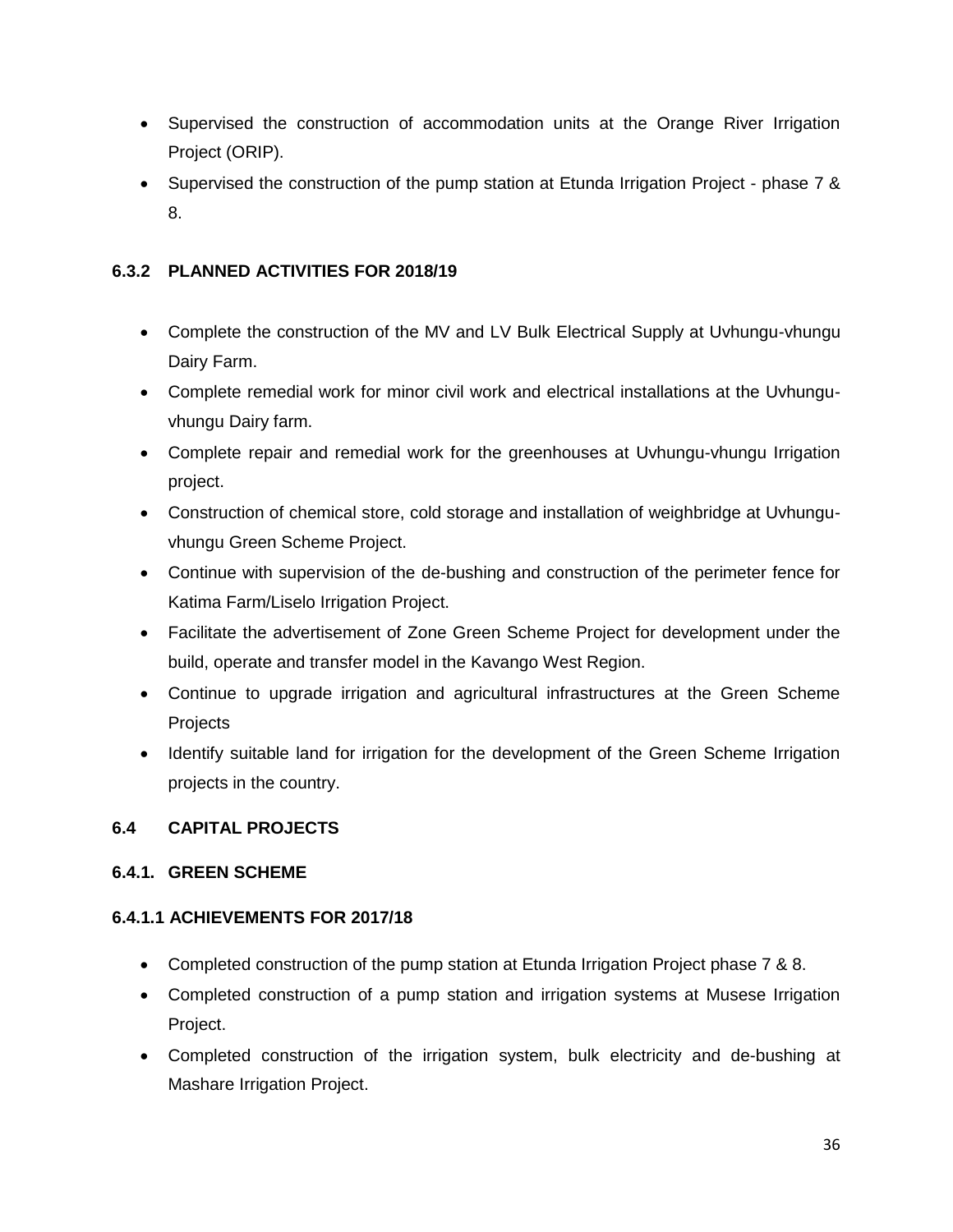- Supervised the construction of accommodation units at the Orange River Irrigation Project (ORIP).
- Supervised the construction of the pump station at Etunda Irrigation Project - phase 7 & 8.

### 6.3.2 PLANNED ACTIVITIES FOR 2018/19

- Complete the construction of the MV and LV Bulk Electrical Supply at Uvhungu-vhungu Dairy Farm.
- Complete remedial work for minor civil work and electrical installations at the Uvhungu-vhungu Dairy farm.
- Complete repair and remedial work for the greenhouses at Uvhungu-vhungu Irrigation project.
- Construction of chemical store, cold storage and installation of weighbridge at Uvhungu-vhungu Green Scheme Project.
- Continue with supervision of the de-bushing and construction of the perimeter fence for Katima Farm/Liselo Irrigation Project.
- Facilitate the advertisement of Zone Green Scheme Project for development under the build, operate and transfer model in the Kavango West Region.
- Continue to upgrade irrigation and agricultural infrastructures at the Green Scheme Projects
- Identify suitable land for irrigation for the development of the Green Scheme Irrigation projects in the country.

## 6.4 CAPITAL PROJECTS

### 6.4.1. GREEN SCHEME

#### 6.4.1.1 ACHIEVEMENTS FOR 2017/18

- Completed construction of the pump station at Etunda Irrigation Project phase 7 & 8.
- Completed construction of a pump station and irrigation systems at Musese Irrigation Project.
- Completed construction of the irrigation system, bulk electricity and de-bushing at Mashare Irrigation Project.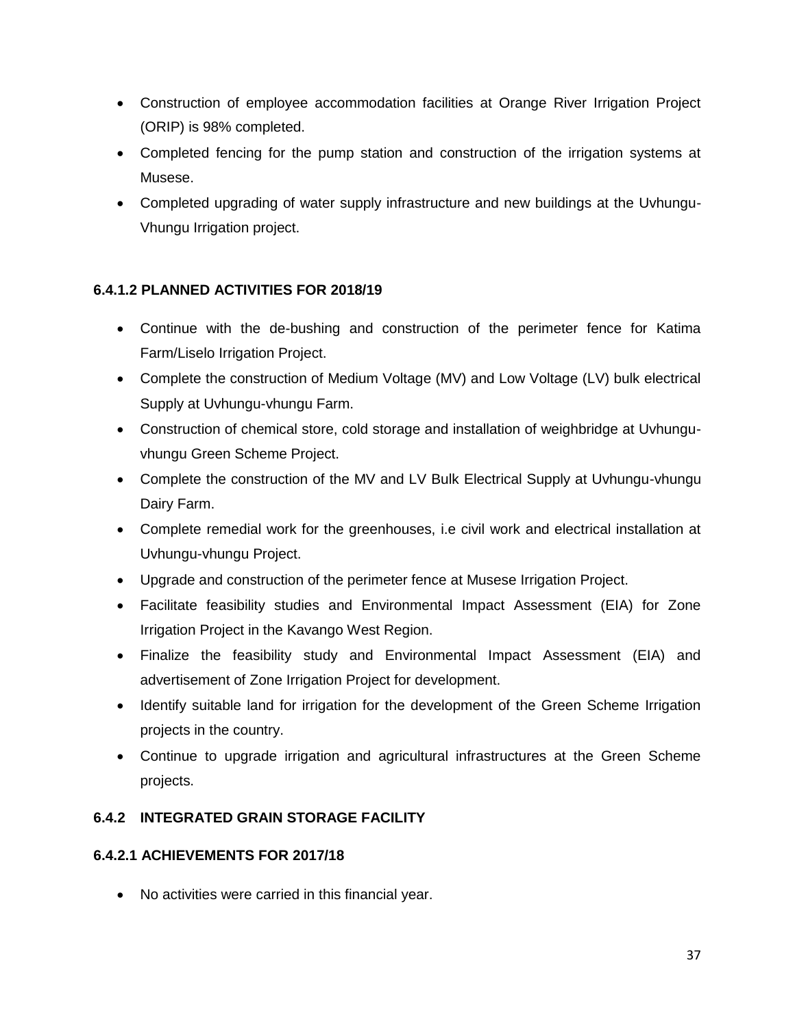- Construction of employee accommodation facilities at Orange River Irrigation Project (ORIP) is 98% completed.
- Completed fencing for the pump station and construction of the irrigation systems at Musese.
- Completed upgrading of water supply infrastructure and new buildings at the Uvhungu-Vhungu Irrigation project.

#### 6.4.1.2 PLANNED ACTIVITIES FOR 2018/19

- Continue with the de-bushing and construction of the perimeter fence for Katima Farm/Liselo Irrigation Project.
- Complete the construction of Medium Voltage (MV) and Low Voltage (LV) bulk electrical Supply at Uvhungu-vhungu Farm.
- Construction of chemical store, cold storage and installation of weighbridge at Uvhungu-vhungu Green Scheme Project.
- Complete the construction of the MV and LV Bulk Electrical Supply at Uvhungu-vhungu Dairy Farm.
- Complete remedial work for the greenhouses, i.e civil work and electrical installation at Uvhungu-vhungu Project.
- Upgrade and construction of the perimeter fence at Musese Irrigation Project.
- Facilitate feasibility studies and Environmental Impact Assessment (EIA) for Zone Irrigation Project in the Kavango West Region.
- Finalize the feasibility study and Environmental Impact Assessment (EIA) and advertisement of Zone Irrigation Project for development.
- Identify suitable land for irrigation for the development of the Green Scheme Irrigation projects in the country.
- Continue to upgrade irrigation and agricultural infrastructures at the Green Scheme projects.

### 6.4.2 INTEGRATED GRAIN STORAGE FACILITY

#### 6.4.2.1 ACHIEVEMENTS FOR 2017/18

- No activities were carried in this financial year.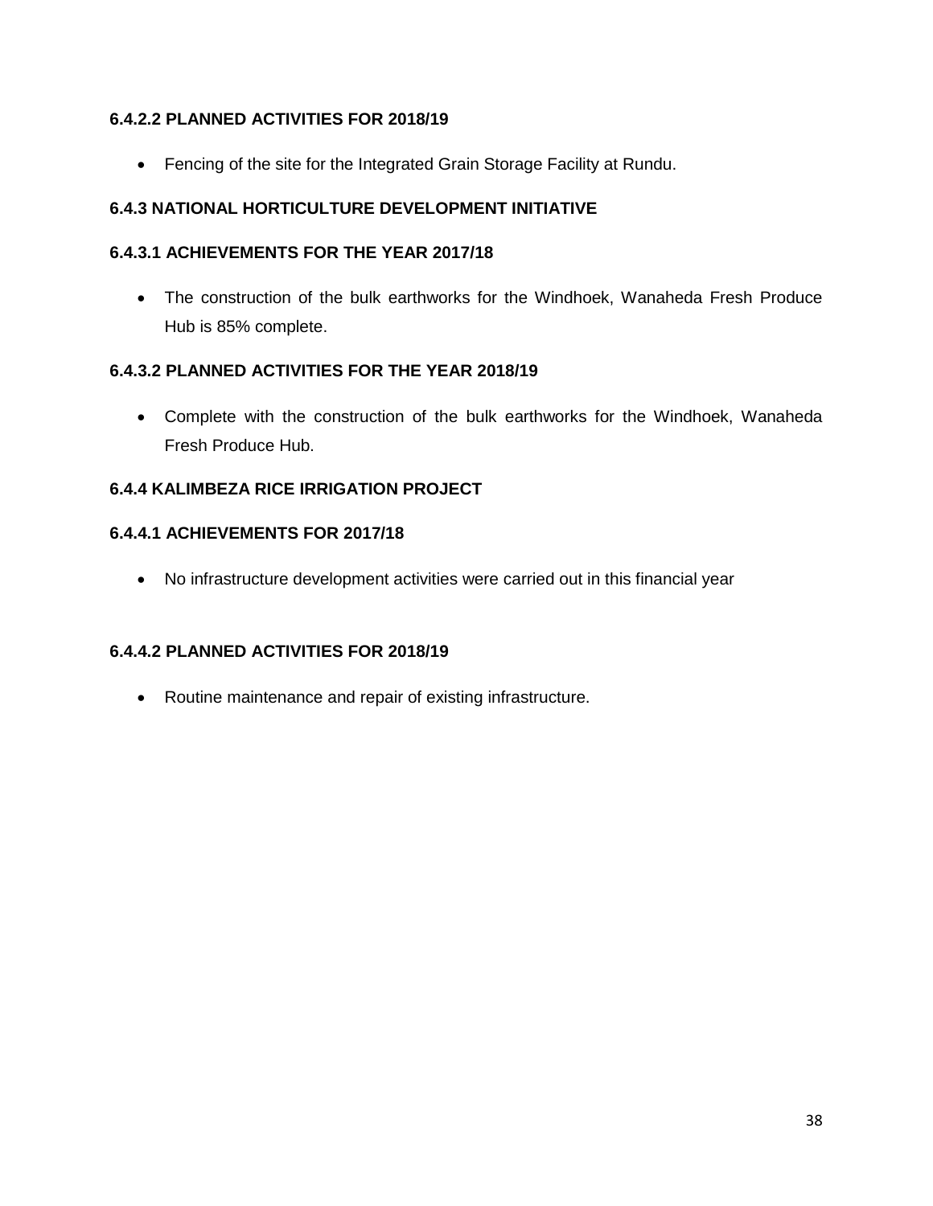#### 6.4.2.2 PLANNED ACTIVITIES FOR 2018/19

- Fencing of the site for the Integrated Grain Storage Facility at Rundu.

### 6.4.3 NATIONAL HORTICULTURE DEVELOPMENT INITIATIVE

#### 6.4.3.1 ACHIEVEMENTS FOR THE YEAR 2017/18

- The construction of the bulk earthworks for the Windhoek, Wanaheda Fresh Produce Hub is 85% complete.

#### 6.4.3.2 PLANNED ACTIVITIES FOR THE YEAR 2018/19

- Complete with the construction of the bulk earthworks for the Windhoek, Wanaheda Fresh Produce Hub.

### 6.4.4 KALIMBEZA RICE IRRIGATION PROJECT

#### 6.4.4.1 ACHIEVEMENTS FOR 2017/18

- No infrastructure development activities were carried out in this financial year

#### 6.4.4.2 PLANNED ACTIVITIES FOR 2018/19

- Routine maintenance and repair of existing infrastructure.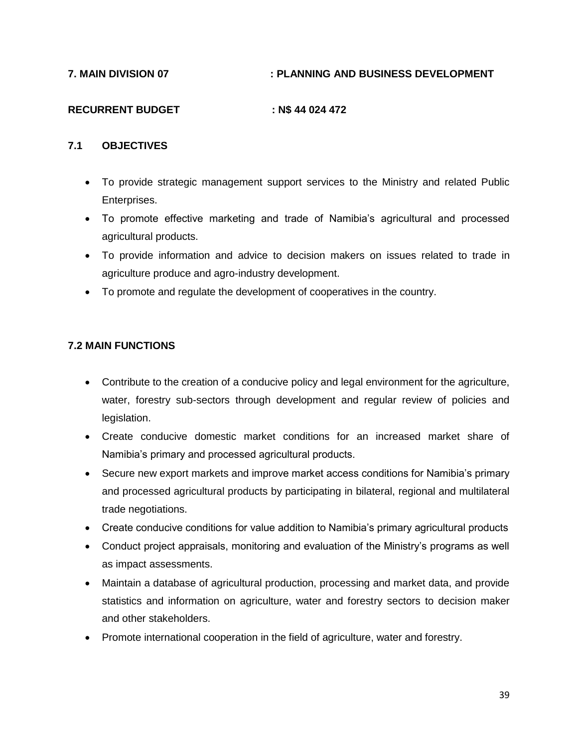**7. MAIN DIVISION 07 : PLANNING AND BUSINESS DEVELOPMENT**

**RECURRENT BUDGET : N$ 44 024 472**

### 7.1 OBJECTIVES

- To provide strategic management support services to the Ministry and related Public Enterprises.
- To promote effective marketing and trade of Namibia's agricultural and processed agricultural products.
- To provide information and advice to decision makers on issues related to trade in agriculture produce and agro-industry development.
- To promote and regulate the development of cooperatives in the country.

### 7.2 MAIN FUNCTIONS

- Contribute to the creation of a conducive policy and legal environment for the agriculture, water, forestry sub-sectors through development and regular review of policies and legislation.
- Create conducive domestic market conditions for an increased market share of Namibia's primary and processed agricultural products.
- Secure new export markets and improve market access conditions for Namibia's primary and processed agricultural products by participating in bilateral, regional and multilateral trade negotiations.
- Create conducive conditions for value addition to Namibia's primary agricultural products
- Conduct project appraisals, monitoring and evaluation of the Ministry's programs as well as impact assessments.
- Maintain a database of agricultural production, processing and market data, and provide statistics and information on agriculture, water and forestry sectors to decision maker and other stakeholders.
- Promote international cooperation in the field of agriculture, water and forestry.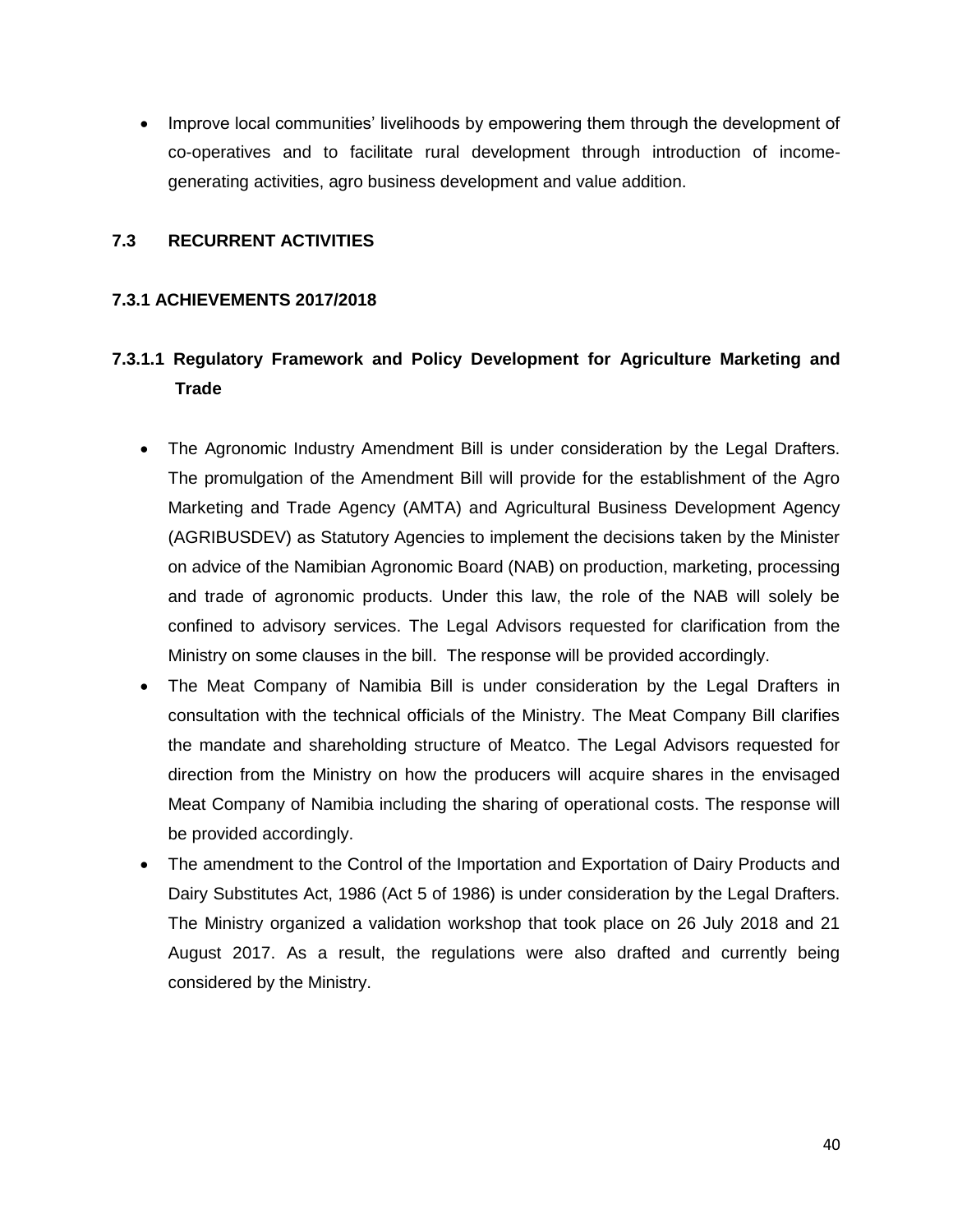- Improve local communities' livelihoods by empowering them through the development of co-operatives and to facilitate rural development through introduction of income-generating activities, agro business development and value addition.

## 7.3 RECURRENT ACTIVITIES

### 7.3.1 ACHIEVEMENTS 2017/2018

#### 7.3.1.1 Regulatory Framework and Policy Development for Agriculture Marketing and Trade

- The Agronomic Industry Amendment Bill is under consideration by the Legal Drafters. The promulgation of the Amendment Bill will provide for the establishment of the Agro Marketing and Trade Agency (AMTA) and Agricultural Business Development Agency (AGRIBUSDEV) as Statutory Agencies to implement the decisions taken by the Minister on advice of the Namibian Agronomic Board (NAB) on production, marketing, processing and trade of agronomic products. Under this law, the role of the NAB will solely be confined to advisory services. The Legal Advisors requested for clarification from the Ministry on some clauses in the bill. The response will be provided accordingly.
- The Meat Company of Namibia Bill is under consideration by the Legal Drafters in consultation with the technical officials of the Ministry. The Meat Company Bill clarifies the mandate and shareholding structure of Meatco. The Legal Advisors requested for direction from the Ministry on how the producers will acquire shares in the envisaged Meat Company of Namibia including the sharing of operational costs. The response will be provided accordingly.
- The amendment to the Control of the Importation and Exportation of Dairy Products and Dairy Substitutes Act, 1986 (Act 5 of 1986) is under consideration by the Legal Drafters. The Ministry organized a validation workshop that took place on 26 July 2018 and 21 August 2017. As a result, the regulations were also drafted and currently being considered by the Ministry.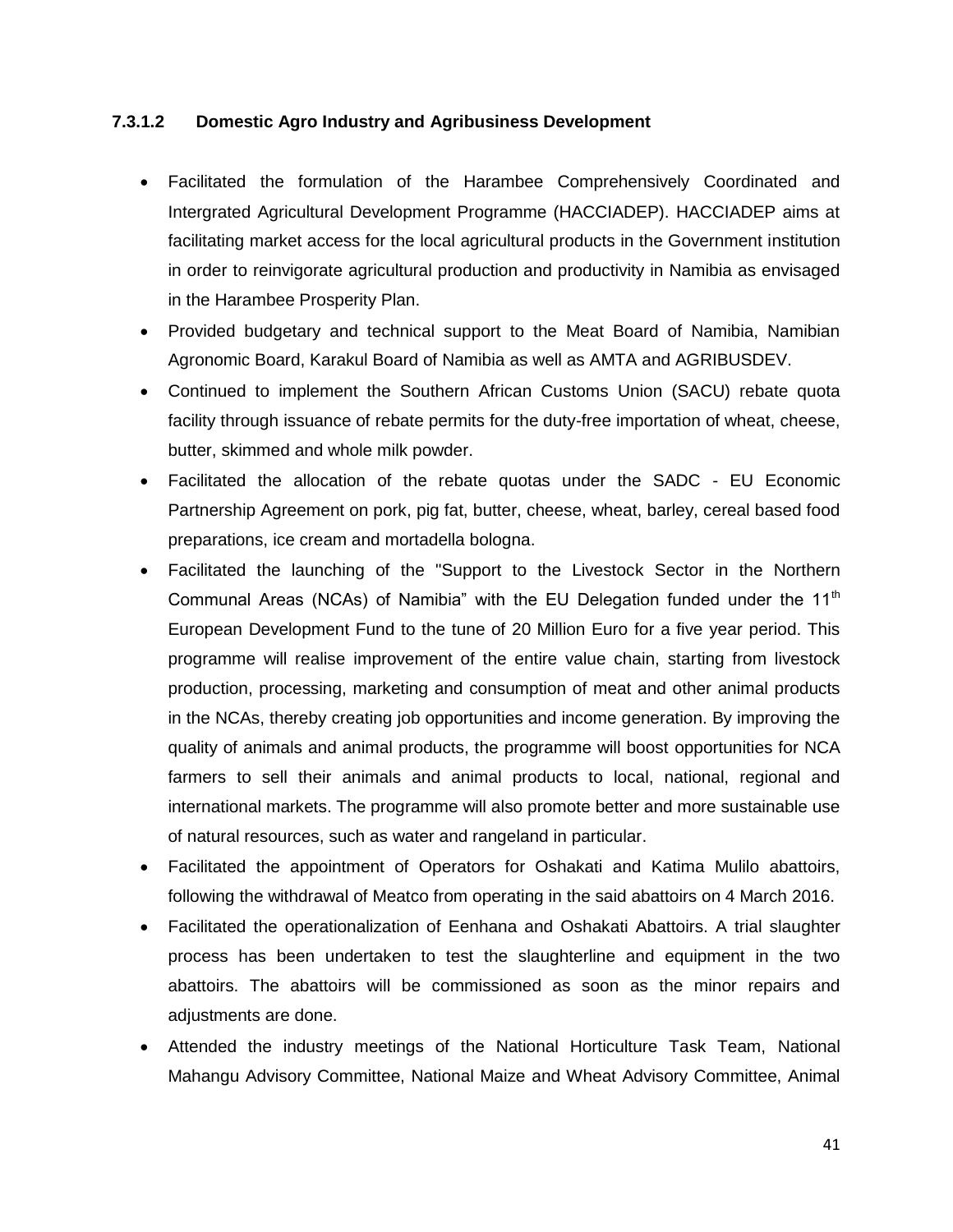#### 7.3.1.2 Domestic Agro Industry and Agribusiness Development

- Facilitated the formulation of the Harambee Comprehensively Coordinated and Intergrated Agricultural Development Programme (HACCIADEP). HACCIADEP aims at facilitating market access for the local agricultural products in the Government institution in order to reinvigorate agricultural production and productivity in Namibia as envisaged in the Harambee Prosperity Plan.
- Provided budgetary and technical support to the Meat Board of Namibia, Namibian Agronomic Board, Karakul Board of Namibia as well as AMTA and AGRIBUSDEV.
- Continued to implement the Southern African Customs Union (SACU) rebate quota facility through issuance of rebate permits for the duty-free importation of wheat, cheese, butter, skimmed and whole milk powder.
- Facilitated the allocation of the rebate quotas under the SADC - EU Economic Partnership Agreement on pork, pig fat, butter, cheese, wheat, barley, cereal based food preparations, ice cream and mortadella bologna.
- Facilitated the launching of the "Support to the Livestock Sector in the Northern Communal Areas (NCAs) of Namibia" with the EU Delegation funded under the 11th European Development Fund to the tune of 20 Million Euro for a five year period. This programme will realise improvement of the entire value chain, starting from livestock production, processing, marketing and consumption of meat and other animal products in the NCAs, thereby creating job opportunities and income generation. By improving the quality of animals and animal products, the programme will boost opportunities for NCA farmers to sell their animals and animal products to local, national, regional and international markets. The programme will also promote better and more sustainable use of natural resources, such as water and rangeland in particular.
- Facilitated the appointment of Operators for Oshakati and Katima Mulilo abattoirs, following the withdrawal of Meatco from operating in the said abattoirs on 4 March 2016.
- Facilitated the operationalization of Eenhana and Oshakati Abattoirs. A trial slaughter process has been undertaken to test the slaughterline and equipment in the two abattoirs. The abattoirs will be commissioned as soon as the minor repairs and adjustments are done.
- Attended the industry meetings of the National Horticulture Task Team, National Mahangu Advisory Committee, National Maize and Wheat Advisory Committee, Animal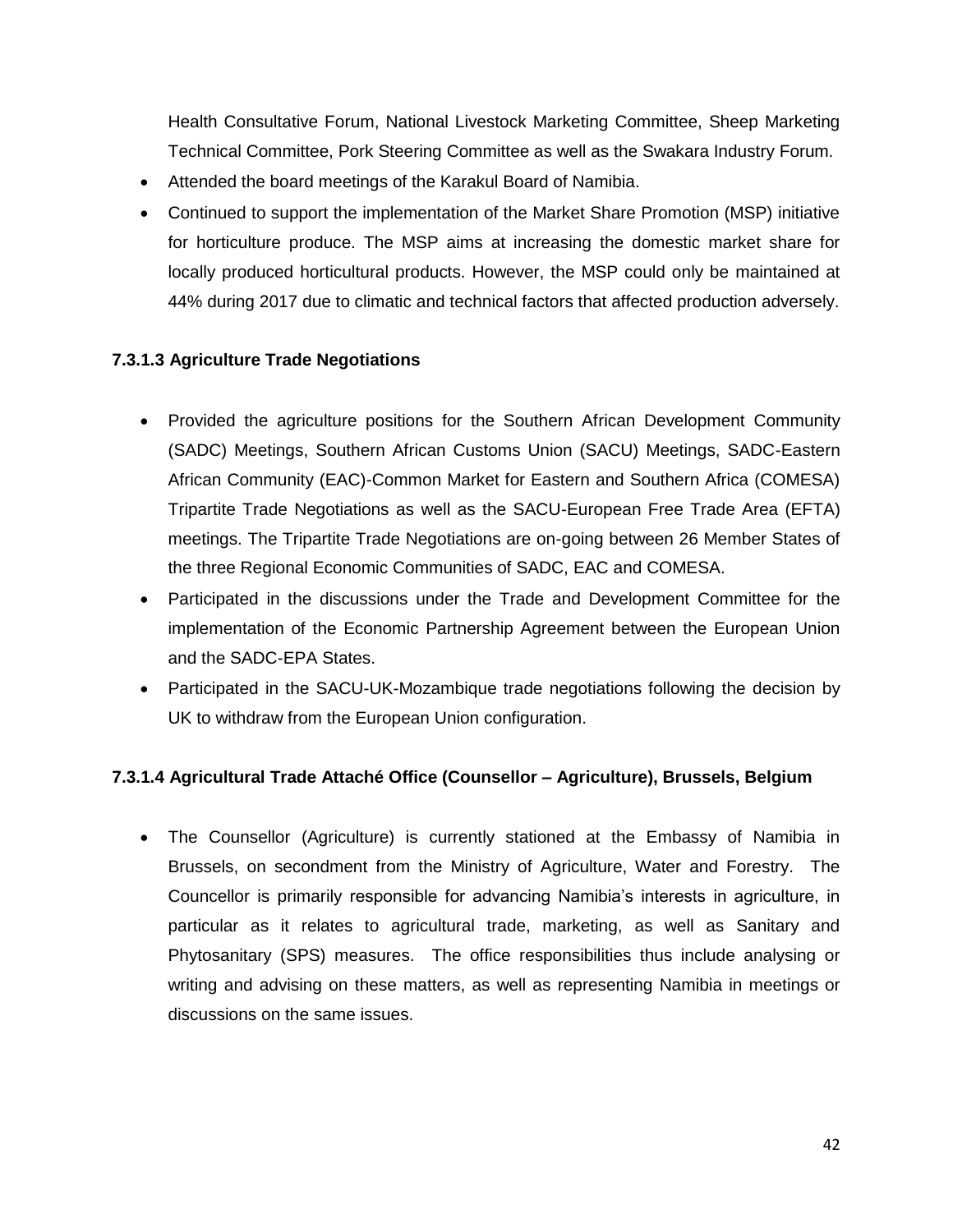Health Consultative Forum, National Livestock Marketing Committee, Sheep Marketing Technical Committee, Pork Steering Committee as well as the Swakara Industry Forum.

- Attended the board meetings of the Karakul Board of Namibia.
- Continued to support the implementation of the Market Share Promotion (MSP) initiative for horticulture produce. The MSP aims at increasing the domestic market share for locally produced horticultural products. However, the MSP could only be maintained at 44% during 2017 due to climatic and technical factors that affected production adversely.

#### 7.3.1.3 Agriculture Trade Negotiations

- Provided the agriculture positions for the Southern African Development Community (SADC) Meetings, Southern African Customs Union (SACU) Meetings, SADC-Eastern African Community (EAC)-Common Market for Eastern and Southern Africa (COMESA) Tripartite Trade Negotiations as well as the SACU-European Free Trade Area (EFTA) meetings. The Tripartite Trade Negotiations are on-going between 26 Member States of the three Regional Economic Communities of SADC, EAC and COMESA.
- Participated in the discussions under the Trade and Development Committee for the implementation of the Economic Partnership Agreement between the European Union and the SADC-EPA States.
- Participated in the SACU-UK-Mozambique trade negotiations following the decision by UK to withdraw from the European Union configuration.

#### 7.3.1.4 Agricultural Trade Attaché Office (Counsellor – Agriculture), Brussels, Belgium

- The Counsellor (Agriculture) is currently stationed at the Embassy of Namibia in Brussels, on secondment from the Ministry of Agriculture, Water and Forestry. The Councellor is primarily responsible for advancing Namibia's interests in agriculture, in particular as it relates to agricultural trade, marketing, as well as Sanitary and Phytosanitary (SPS) measures. The office responsibilities thus include analysing or writing and advising on these matters, as well as representing Namibia in meetings or discussions on the same issues.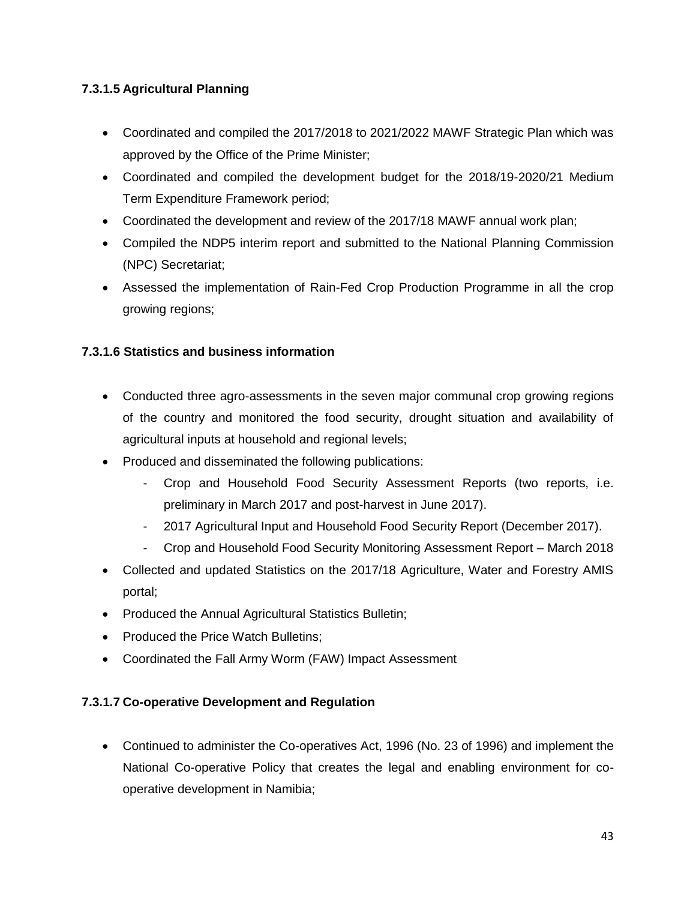#### 7.3.1.5 Agricultural Planning

- Coordinated and compiled the 2017/2018 to 2021/2022 MAWF Strategic Plan which was approved by the Office of the Prime Minister;
- Coordinated and compiled the development budget for the 2018/19-2020/21 Medium Term Expenditure Framework period;
- Coordinated the development and review of the 2017/18 MAWF annual work plan;
- Compiled the NDP5 interim report and submitted to the National Planning Commission (NPC) Secretariat;
- Assessed the implementation of Rain-Fed Crop Production Programme in all the crop growing regions;

#### 7.3.1.6 Statistics and business information

- Conducted three agro-assessments in the seven major communal crop growing regions of the country and monitored the food security, drought situation and availability of agricultural inputs at household and regional levels;
- Produced and disseminated the following publications:
    - Crop and Household Food Security Assessment Reports (two reports, i.e. preliminary in March 2017 and post-harvest in June 2017).
    - 2017 Agricultural Input and Household Food Security Report (December 2017).
    - Crop and Household Food Security Monitoring Assessment Report – March 2018
- Collected and updated Statistics on the 2017/18 Agriculture, Water and Forestry AMIS portal;
- Produced the Annual Agricultural Statistics Bulletin;
- Produced the Price Watch Bulletins;
- Coordinated the Fall Army Worm (FAW) Impact Assessment

#### 7.3.1.7 Co-operative Development and Regulation

- Continued to administer the Co-operatives Act, 1996 (No. 23 of 1996) and implement the National Co-operative Policy that creates the legal and enabling environment for co-operative development in Namibia;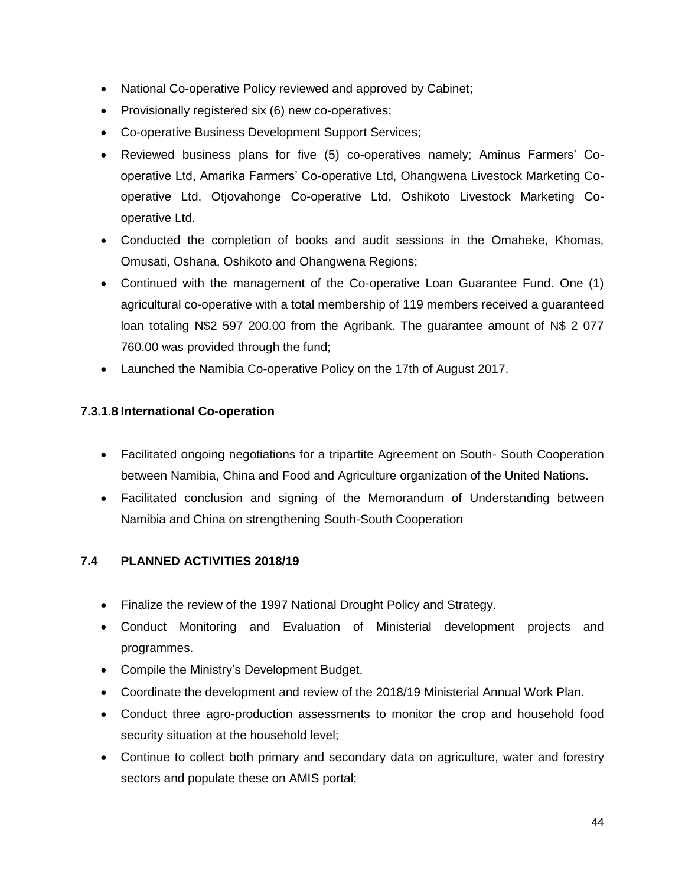- National Co-operative Policy reviewed and approved by Cabinet;
- Provisionally registered six (6) new co-operatives;
- Co-operative Business Development Support Services;
- Reviewed business plans for five (5) co-operatives namely; Aminus Farmers' Co-operative Ltd, Amarika Farmers' Co-operative Ltd, Ohangwena Livestock Marketing Co-operative Ltd, Otjovahonge Co-operative Ltd, Oshikoto Livestock Marketing Co-operative Ltd.
- Conducted the completion of books and audit sessions in the Omaheke, Khomas, Omusati, Oshana, Oshikoto and Ohangwena Regions;
- Continued with the management of the Co-operative Loan Guarantee Fund. One (1) agricultural co-operative with a total membership of 119 members received a guaranteed loan totaling N$2 597 200.00 from the Agribank. The guarantee amount of N$ 2 077 760.00 was provided through the fund;
- Launched the Namibia Co-operative Policy on the 17th of August 2017.

#### 7.3.1.8 International Co-operation

- Facilitated ongoing negotiations for a tripartite Agreement on South- South Cooperation between Namibia, China and Food and Agriculture organization of the United Nations.
- Facilitated conclusion and signing of the Memorandum of Understanding between Namibia and China on strengthening South-South Cooperation

## 7.4 PLANNED ACTIVITIES 2018/19

- Finalize the review of the 1997 National Drought Policy and Strategy.
- Conduct Monitoring and Evaluation of Ministerial development projects and programmes.
- Compile the Ministry's Development Budget.
- Coordinate the development and review of the 2018/19 Ministerial Annual Work Plan.
- Conduct three agro-production assessments to monitor the crop and household food security situation at the household level;
- Continue to collect both primary and secondary data on agriculture, water and forestry sectors and populate these on AMIS portal;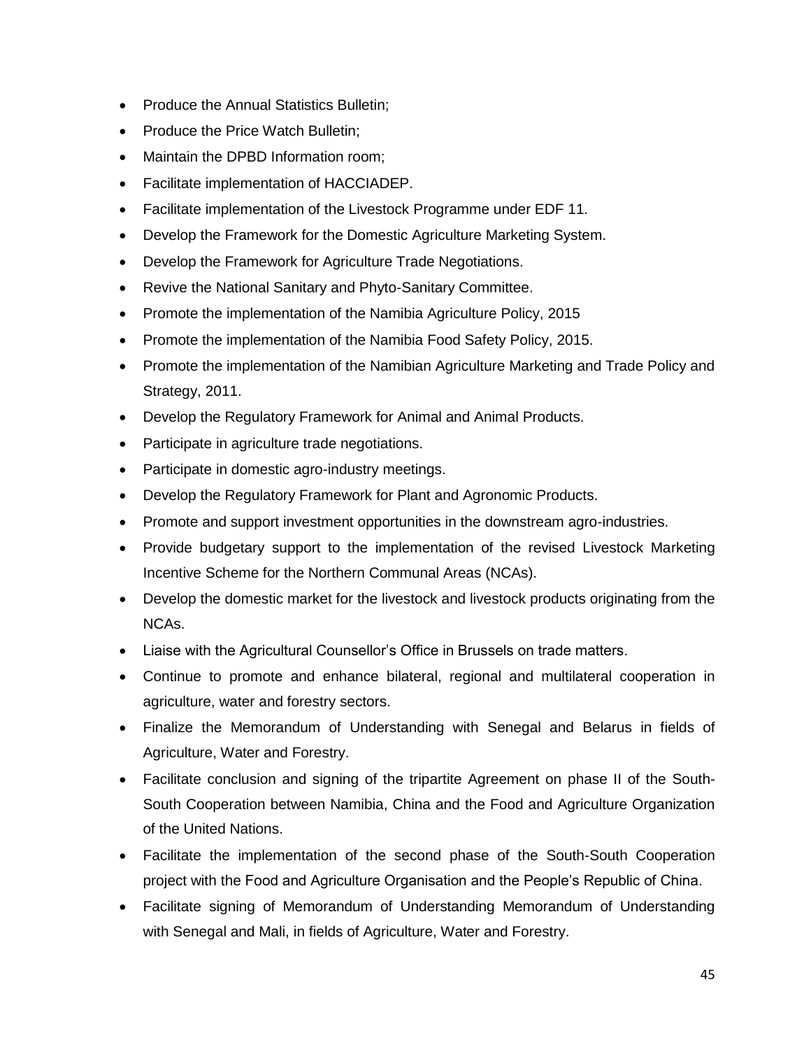- Produce the Annual Statistics Bulletin;
- Produce the Price Watch Bulletin;
- Maintain the DPBD Information room;
- Facilitate implementation of HACCIADEP.
- Facilitate implementation of the Livestock Programme under EDF 11.
- Develop the Framework for the Domestic Agriculture Marketing System.
- Develop the Framework for Agriculture Trade Negotiations.
- Revive the National Sanitary and Phyto-Sanitary Committee.
- Promote the implementation of the Namibia Agriculture Policy, 2015
- Promote the implementation of the Namibia Food Safety Policy, 2015.
- Promote the implementation of the Namibian Agriculture Marketing and Trade Policy and Strategy, 2011.
- Develop the Regulatory Framework for Animal and Animal Products.
- Participate in agriculture trade negotiations.
- Participate in domestic agro-industry meetings.
- Develop the Regulatory Framework for Plant and Agronomic Products.
- Promote and support investment opportunities in the downstream agro-industries.
- Provide budgetary support to the implementation of the revised Livestock Marketing Incentive Scheme for the Northern Communal Areas (NCAs).
- Develop the domestic market for the livestock and livestock products originating from the NCAs.
- Liaise with the Agricultural Counsellor's Office in Brussels on trade matters.
- Continue to promote and enhance bilateral, regional and multilateral cooperation in agriculture, water and forestry sectors.
- Finalize the Memorandum of Understanding with Senegal and Belarus in fields of Agriculture, Water and Forestry.
- Facilitate conclusion and signing of the tripartite Agreement on phase II of the South-South Cooperation between Namibia, China and the Food and Agriculture Organization of the United Nations.
- Facilitate the implementation of the second phase of the South-South Cooperation project with the Food and Agriculture Organisation and the People's Republic of China.
- Facilitate signing of Memorandum of Understanding Memorandum of Understanding with Senegal and Mali, in fields of Agriculture, Water and Forestry.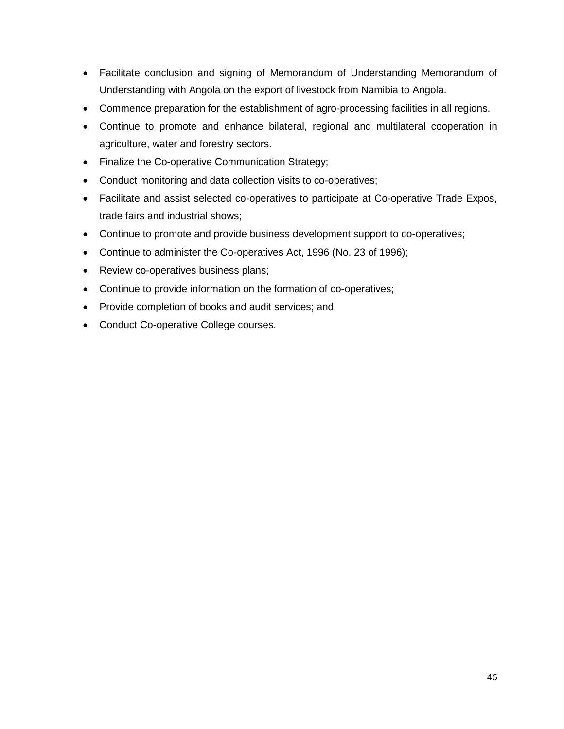- Facilitate conclusion and signing of Memorandum of Understanding Memorandum of Understanding with Angola on the export of livestock from Namibia to Angola.
- Commence preparation for the establishment of agro-processing facilities in all regions.
- Continue to promote and enhance bilateral, regional and multilateral cooperation in agriculture, water and forestry sectors.
- Finalize the Co-operative Communication Strategy;
- Conduct monitoring and data collection visits to co-operatives;
- Facilitate and assist selected co-operatives to participate at Co-operative Trade Expos, trade fairs and industrial shows;
- Continue to promote and provide business development support to co-operatives;
- Continue to administer the Co-operatives Act, 1996 (No. 23 of 1996);
- Review co-operatives business plans;
- Continue to provide information on the formation of co-operatives;
- Provide completion of books and audit services; and
- Conduct Co-operative College courses.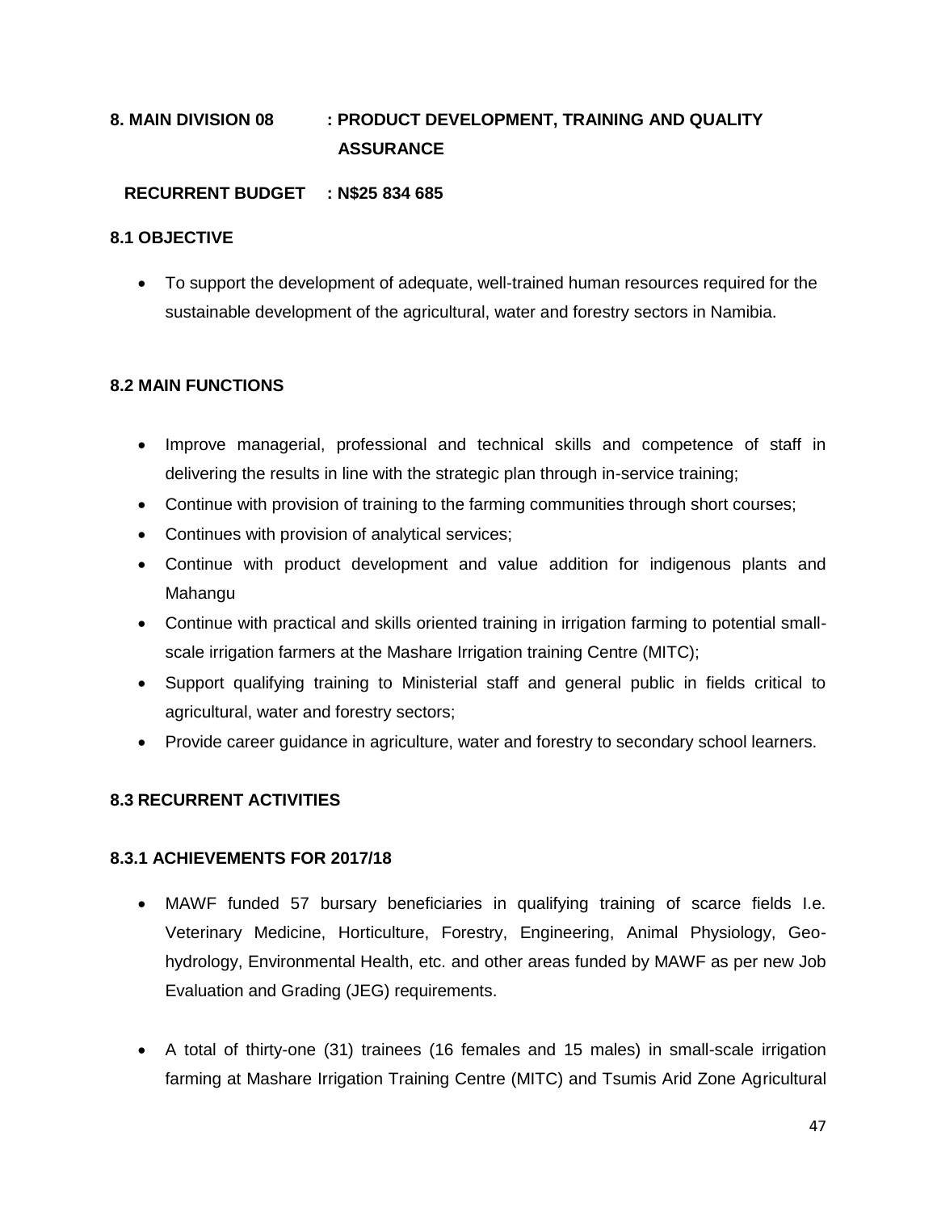## 8. MAIN DIVISION 08 : PRODUCT DEVELOPMENT, TRAINING AND QUALITY ASSURANCE

**RECURRENT BUDGET : N$25 834 685**

### 8.1 OBJECTIVE

- To support the development of adequate, well-trained human resources required for the sustainable development of the agricultural, water and forestry sectors in Namibia.

### 8.2 MAIN FUNCTIONS

- Improve managerial, professional and technical skills and competence of staff in delivering the results in line with the strategic plan through in-service training;
- Continue with provision of training to the farming communities through short courses;
- Continues with provision of analytical services;
- Continue with product development and value addition for indigenous plants and Mahangu
- Continue with practical and skills oriented training in irrigation farming to potential small-scale irrigation farmers at the Mashare Irrigation training Centre (MITC);
- Support qualifying training to Ministerial staff and general public in fields critical to agricultural, water and forestry sectors;
- Provide career guidance in agriculture, water and forestry to secondary school learners.

### 8.3 RECURRENT ACTIVITIES

#### 8.3.1 ACHIEVEMENTS FOR 2017/18

- MAWF funded 57 bursary beneficiaries in qualifying training of scarce fields I.e. Veterinary Medicine, Horticulture, Forestry, Engineering, Animal Physiology, Geo-hydrology, Environmental Health, etc. and other areas funded by MAWF as per new Job Evaluation and Grading (JEG) requirements.

- A total of thirty-one (31) trainees (16 females and 15 males) in small-scale irrigation farming at Mashare Irrigation Training Centre (MITC) and Tsumis Arid Zone Agricultural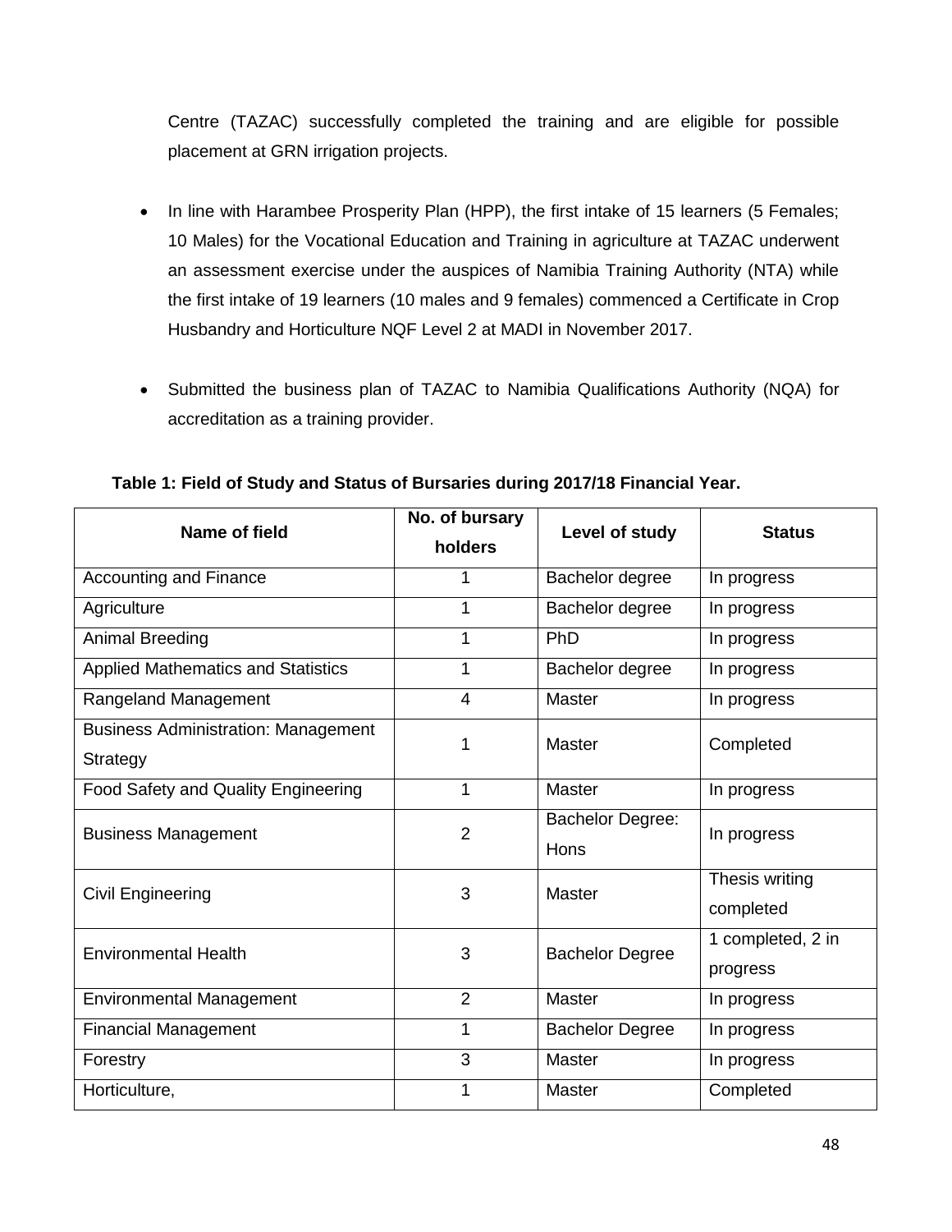Centre (TAZAC) successfully completed the training and are eligible for possible placement at GRN irrigation projects.

- In line with Harambee Prosperity Plan (HPP), the first intake of 15 learners (5 Females; 10 Males) for the Vocational Education and Training in agriculture at TAZAC underwent an assessment exercise under the auspices of Namibia Training Authority (NTA) while the first intake of 19 learners (10 males and 9 females) commenced a Certificate in Crop Husbandry and Horticulture NQF Level 2 at MADI in November 2017.

- Submitted the business plan of TAZAC to Namibia Qualifications Authority (NQA) for accreditation as a training provider.

**Table 1: Field of Study and Status of Bursaries during 2017/18 Financial Year.**

| Name of field | No. of bursary holders | Level of study | Status |
|---|---|---|---|
| Accounting and Finance | 1 | Bachelor degree | In progress |
| Agriculture | 1 | Bachelor degree | In progress |
| Animal Breeding | 1 | PhD | In progress |
| Applied Mathematics and Statistics | 1 | Bachelor degree | In progress |
| Rangeland Management | 4 | Master | In progress |
| Business Administration: Management Strategy | 1 | Master | Completed |
| Food Safety and Quality Engineering | 1 | Master | In progress |
| Business Management | 2 | Bachelor Degree: Hons | In progress |
| Civil Engineering | 3 | Master | Thesis writing completed |
| Environmental Health | 3 | Bachelor Degree | 1 completed, 2 in progress |
| Environmental Management | 2 | Master | In progress |
| Financial Management | 1 | Bachelor Degree | In progress |
| Forestry | 3 | Master | In progress |
| Horticulture, | 1 | Master | Completed |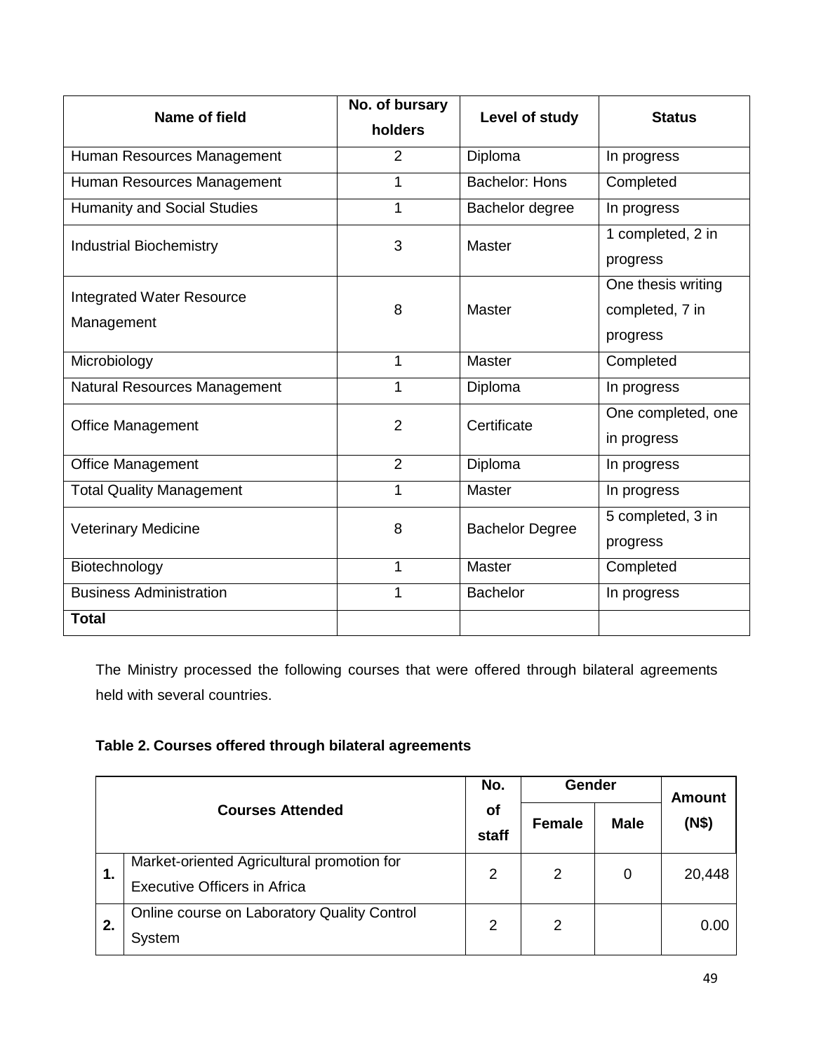| Name of field | No. of bursary holders | Level of study | Status |
|---|---|---|---|
| Human Resources Management | 2 | Diploma | In progress |
| Human Resources Management | 1 | Bachelor: Hons | Completed |
| Humanity and Social Studies | 1 | Bachelor degree | In progress |
| Industrial Biochemistry | 3 | Master | 1 completed, 2 in progress |
| Integrated Water Resource Management | 8 | Master | One thesis writing completed, 7 in progress |
| Microbiology | 1 | Master | Completed |
| Natural Resources Management | 1 | Diploma | In progress |
| Office Management | 2 | Certificate | One completed, one in progress |
| Office Management | 2 | Diploma | In progress |
| Total Quality Management | 1 | Master | In progress |
| Veterinary Medicine | 8 | Bachelor Degree | 5 completed, 3 in progress |
| Biotechnology | 1 | Master | Completed |
| Business Administration | 1 | Bachelor | In progress |
| **Total** | | | |

The Ministry processed the following courses that were offered through bilateral agreements held with several countries.

**Table 2. Courses offered through bilateral agreements**

| | Courses Attended | No. of staff | Gender | | Amount (N$) |
|---|---|---|---|---|---|
| | | | Female | Male | |
| **1.** | Market-oriented Agricultural promotion for Executive Officers in Africa | 2 | 2 | 0 | 20,448 |
| **2.** | Online course on Laboratory Quality Control System | 2 | 2 | | 0.00 |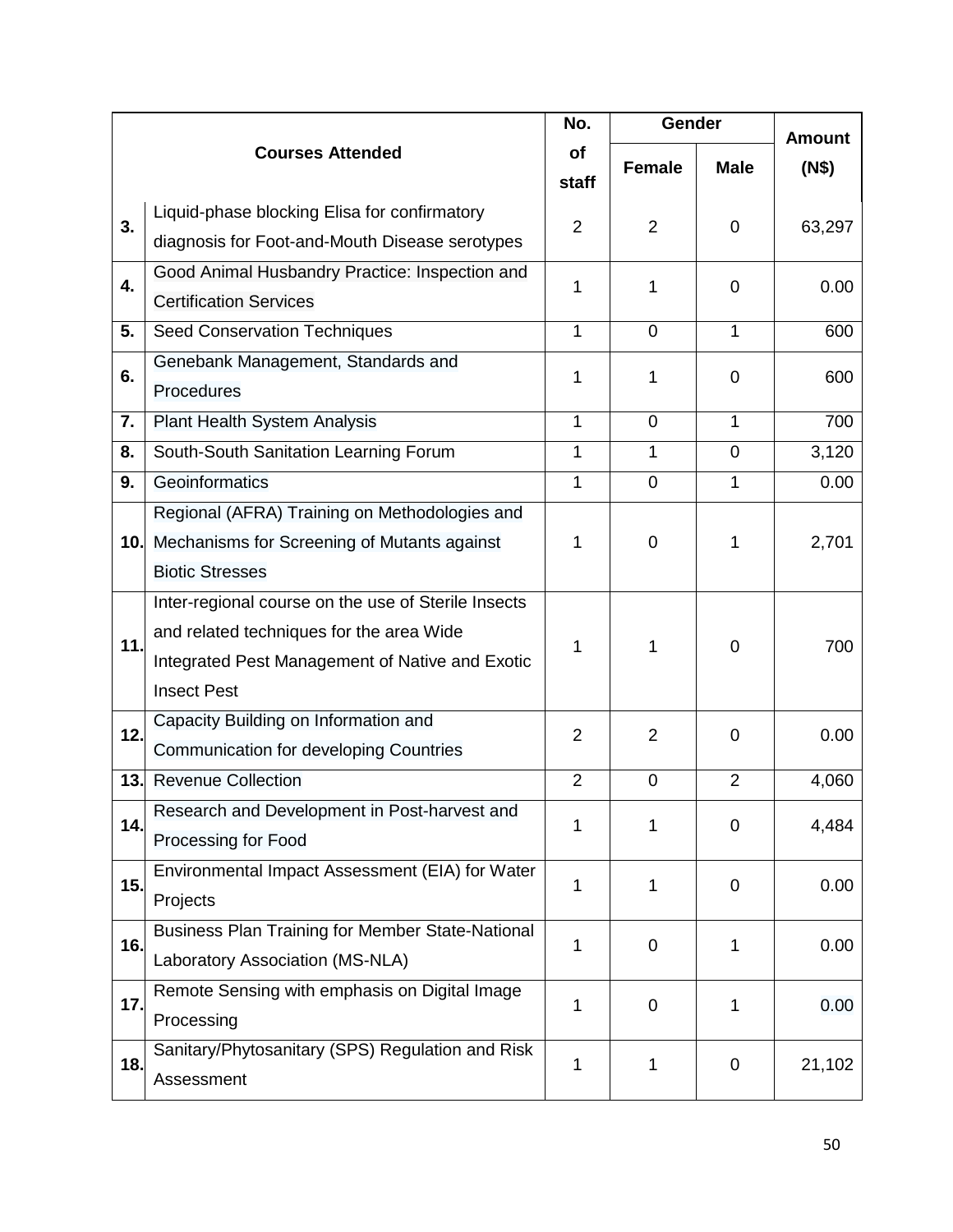| | Courses Attended | No. of staff | Gender | | Amount (N$) |
|---|---|---|---|---|---|
| | | | Female | Male | |
| 3. | Liquid-phase blocking Elisa for confirmatory diagnosis for Foot-and-Mouth Disease serotypes | 2 | 2 | 0 | 63,297 |
| 4. | Good Animal Husbandry Practice: Inspection and Certification Services | 1 | 1 | 0 | 0.00 |
| 5. | Seed Conservation Techniques | 1 | 0 | 1 | 600 |
| 6. | Genebank Management, Standards and Procedures | 1 | 1 | 0 | 600 |
| 7. | Plant Health System Analysis | 1 | 0 | 1 | 700 |
| 8. | South-South Sanitation Learning Forum | 1 | 1 | 0 | 3,120 |
| 9. | Geoinformatics | 1 | 0 | 1 | 0.00 |
| 10. | Regional (AFRA) Training on Methodologies and Mechanisms for Screening of Mutants against Biotic Stresses | 1 | 0 | 1 | 2,701 |
| 11. | Inter-regional course on the use of Sterile Insects and related techniques for the area Wide Integrated Pest Management of Native and Exotic Insect Pest | 1 | 1 | 0 | 700 |
| 12. | Capacity Building on Information and Communication for developing Countries | 2 | 2 | 0 | 0.00 |
| 13. | Revenue Collection | 2 | 0 | 2 | 4,060 |
| 14. | Research and Development in Post-harvest and Processing for Food | 1 | 1 | 0 | 4,484 |
| 15. | Environmental Impact Assessment (EIA) for Water Projects | 1 | 1 | 0 | 0.00 |
| 16. | Business Plan Training for Member State-National Laboratory Association (MS-NLA) | 1 | 0 | 1 | 0.00 |
| 17. | Remote Sensing with emphasis on Digital Image Processing | 1 | 0 | 1 | 0.00 |
| 18. | Sanitary/Phytosanitary (SPS) Regulation and Risk Assessment | 1 | 1 | 0 | 21,102 |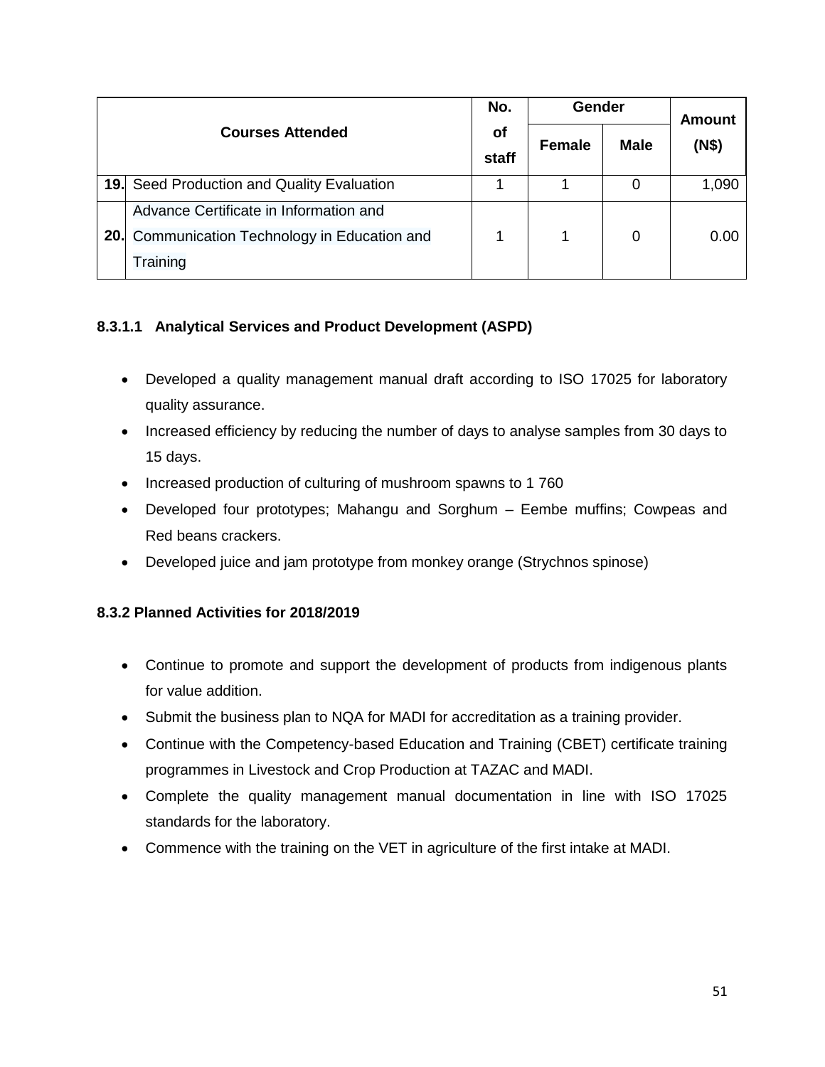| Courses Attended | | No. of staff | Gender | | Amount (N$) |
|---|---|---|---|---|---|
| | | | Female | Male | |
| 19. | Seed Production and Quality Evaluation | 1 | 1 | 0 | 1,090 |
| 20. | Advance Certificate in Information and Communication Technology in Education and Training | 1 | 1 | 0 | 0.00 |

#### 8.3.1.1 Analytical Services and Product Development (ASPD)

- Developed a quality management manual draft according to ISO 17025 for laboratory quality assurance.
- Increased efficiency by reducing the number of days to analyse samples from 30 days to 15 days.
- Increased production of culturing of mushroom spawns to 1 760
- Developed four prototypes; Mahangu and Sorghum – Eembe muffins; Cowpeas and Red beans crackers.
- Developed juice and jam prototype from monkey orange (Strychnos spinose)

### 8.3.2 Planned Activities for 2018/2019

- Continue to promote and support the development of products from indigenous plants for value addition.
- Submit the business plan to NQA for MADI for accreditation as a training provider.
- Continue with the Competency-based Education and Training (CBET) certificate training programmes in Livestock and Crop Production at TAZAC and MADI.
- Complete the quality management manual documentation in line with ISO 17025 standards for the laboratory.
- Commence with the training on the VET in agriculture of the first intake at MADI.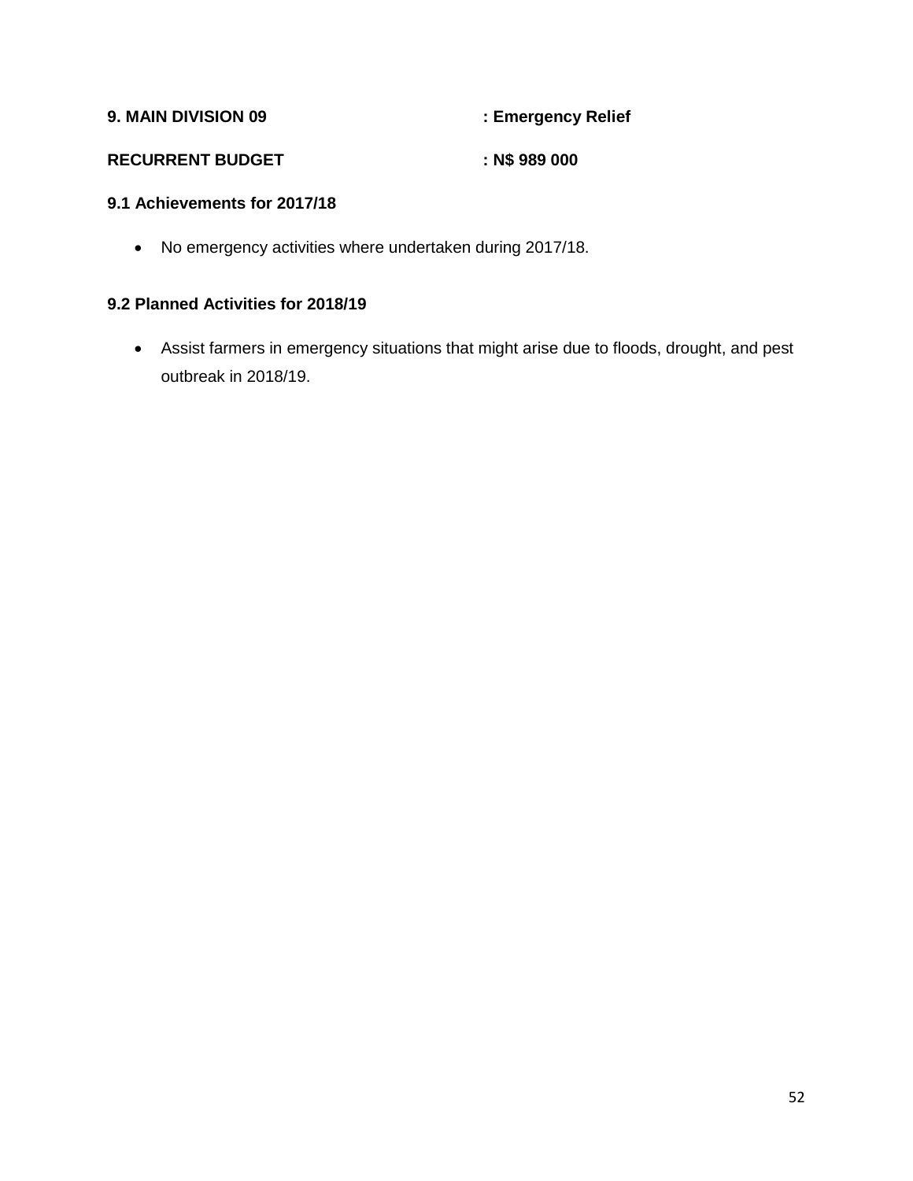**9. MAIN DIVISION 09 : Emergency Relief**

**RECURRENT BUDGET : N$ 989 000**

**9.1 Achievements for 2017/18**

- No emergency activities where undertaken during 2017/18.

**9.2 Planned Activities for 2018/19**

- Assist farmers in emergency situations that might arise due to floods, drought, and pest outbreak in 2018/19.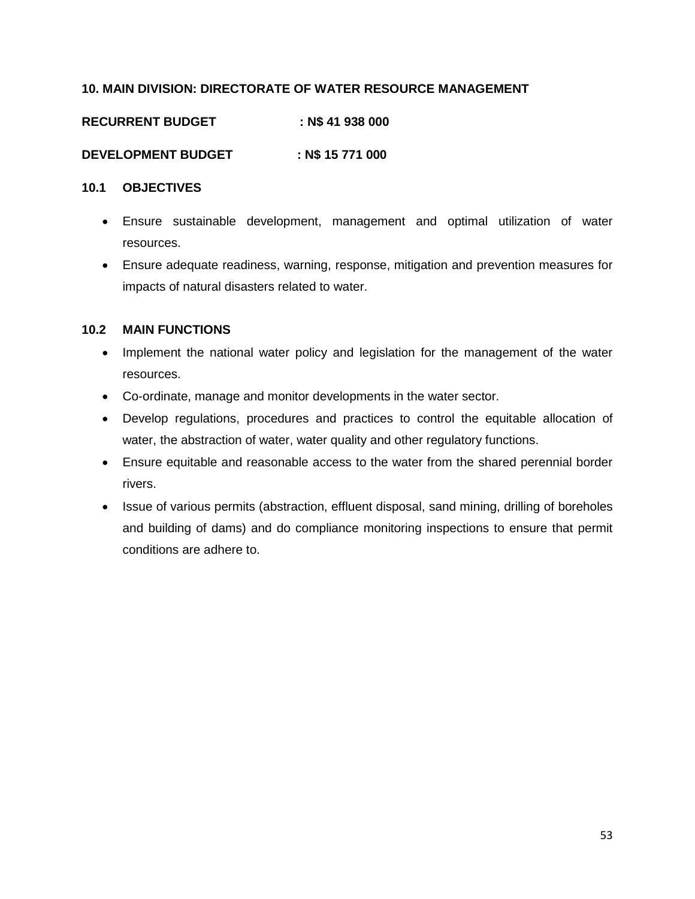## 10. MAIN DIVISION: DIRECTORATE OF WATER RESOURCE MANAGEMENT

**RECURRENT BUDGET : N$ 41 938 000**

**DEVELOPMENT BUDGET : N$ 15 771 000**

### 10.1 OBJECTIVES

- Ensure sustainable development, management and optimal utilization of water resources.
- Ensure adequate readiness, warning, response, mitigation and prevention measures for impacts of natural disasters related to water.

### 10.2 MAIN FUNCTIONS

- Implement the national water policy and legislation for the management of the water resources.
- Co-ordinate, manage and monitor developments in the water sector.
- Develop regulations, procedures and practices to control the equitable allocation of water, the abstraction of water, water quality and other regulatory functions.
- Ensure equitable and reasonable access to the water from the shared perennial border rivers.
- Issue of various permits (abstraction, effluent disposal, sand mining, drilling of boreholes and building of dams) and do compliance monitoring inspections to ensure that permit conditions are adhere to.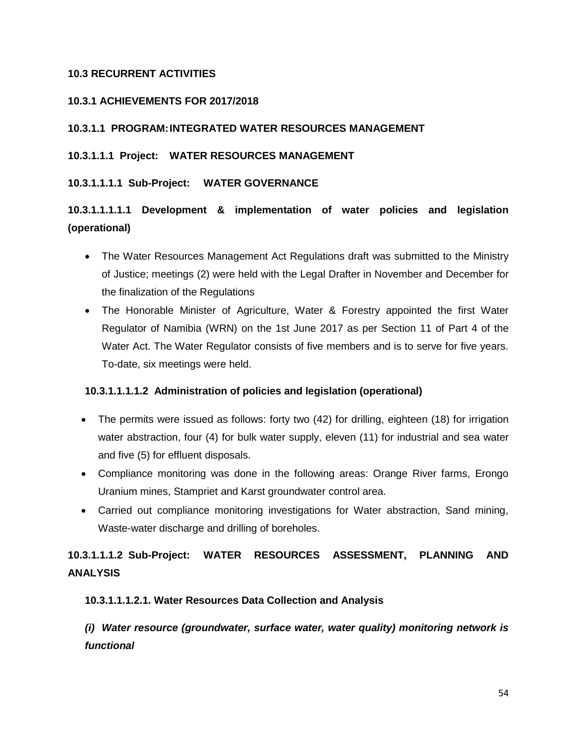## 10.3 RECURRENT ACTIVITIES

### 10.3.1 ACHIEVEMENTS FOR 2017/2018

#### 10.3.1.1 PROGRAM: INTEGRATED WATER RESOURCES MANAGEMENT

##### 10.3.1.1.1 Project: WATER RESOURCES MANAGEMENT

###### 10.3.1.1.1.1 Sub-Project: WATER GOVERNANCE

**10.3.1.1.1.1.1 Development & implementation of water policies and legislation (operational)**

- The Water Resources Management Act Regulations draft was submitted to the Ministry of Justice; meetings (2) were held with the Legal Drafter in November and December for the finalization of the Regulations
- The Honorable Minister of Agriculture, Water & Forestry appointed the first Water Regulator of Namibia (WRN) on the 1st June 2017 as per Section 11 of Part 4 of the Water Act. The Water Regulator consists of five members and is to serve for five years. To-date, six meetings were held.

**10.3.1.1.1.1.2 Administration of policies and legislation (operational)**

- The permits were issued as follows: forty two (42) for drilling, eighteen (18) for irrigation water abstraction, four (4) for bulk water supply, eleven (11) for industrial and sea water and five (5) for effluent disposals.
- Compliance monitoring was done in the following areas: Orange River farms, Erongo Uranium mines, Stampriet and Karst groundwater control area.
- Carried out compliance monitoring investigations for Water abstraction, Sand mining, Waste-water discharge and drilling of boreholes.

###### 10.3.1.1.1.2 Sub-Project: WATER RESOURCES ASSESSMENT, PLANNING AND ANALYSIS

**10.3.1.1.1.2.1. Water Resources Data Collection and Analysis**

***(i) Water resource (groundwater, surface water, water quality) monitoring network is functional***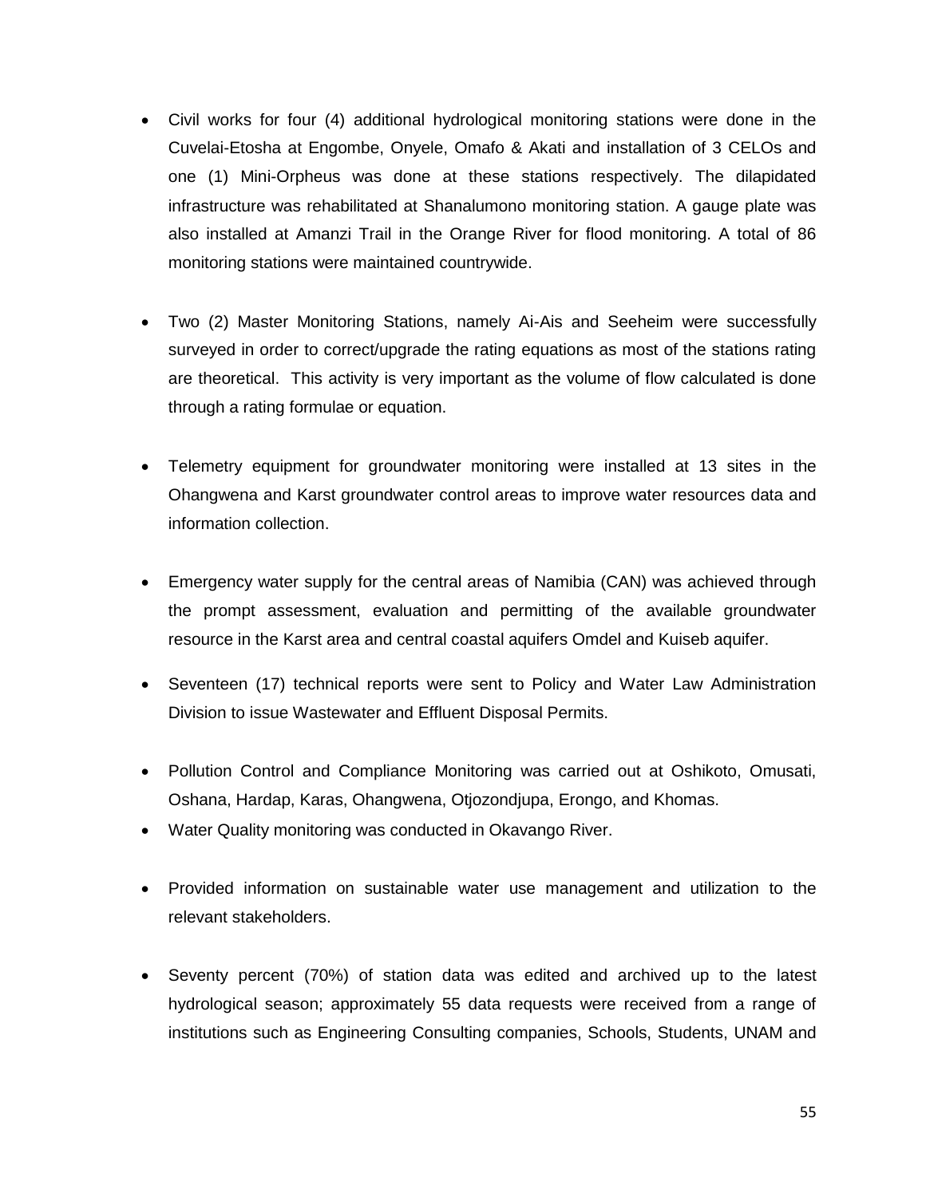- Civil works for four (4) additional hydrological monitoring stations were done in the Cuvelai-Etosha at Engombe, Onyele, Omafo & Akati and installation of 3 CELOs and one (1) Mini-Orpheus was done at these stations respectively. The dilapidated infrastructure was rehabilitated at Shanalumono monitoring station. A gauge plate was also installed at Amanzi Trail in the Orange River for flood monitoring. A total of 86 monitoring stations were maintained countrywide.

- Two (2) Master Monitoring Stations, namely Ai-Ais and Seeheim were successfully surveyed in order to correct/upgrade the rating equations as most of the stations rating are theoretical. This activity is very important as the volume of flow calculated is done through a rating formulae or equation.

- Telemetry equipment for groundwater monitoring were installed at 13 sites in the Ohangwena and Karst groundwater control areas to improve water resources data and information collection.

- Emergency water supply for the central areas of Namibia (CAN) was achieved through the prompt assessment, evaluation and permitting of the available groundwater resource in the Karst area and central coastal aquifers Omdel and Kuiseb aquifer.

- Seventeen (17) technical reports were sent to Policy and Water Law Administration Division to issue Wastewater and Effluent Disposal Permits.

- Pollution Control and Compliance Monitoring was carried out at Oshikoto, Omusati, Oshana, Hardap, Karas, Ohangwena, Otjozondjupa, Erongo, and Khomas.
- Water Quality monitoring was conducted in Okavango River.

- Provided information on sustainable water use management and utilization to the relevant stakeholders.

- Seventy percent (70%) of station data was edited and archived up to the latest hydrological season; approximately 55 data requests were received from a range of institutions such as Engineering Consulting companies, Schools, Students, UNAM and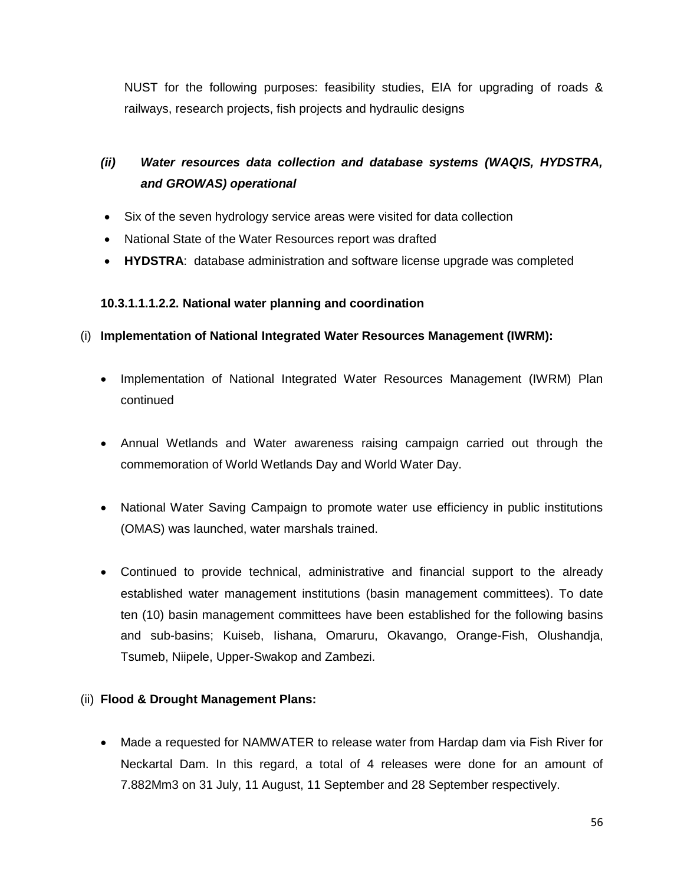NUST for the following purposes: feasibility studies, EIA for upgrading of roads & railways, research projects, fish projects and hydraulic designs

***(ii) Water resources data collection and database systems (WAQIS, HYDSTRA, and GROWAS) operational***

- Six of the seven hydrology service areas were visited for data collection
- National State of the Water Resources report was drafted
- **HYDSTRA**: database administration and software license upgrade was completed

**10.3.1.1.1.2.2. National water planning and coordination**

(i) **Implementation of National Integrated Water Resources Management (IWRM):**

- Implementation of National Integrated Water Resources Management (IWRM) Plan continued
- Annual Wetlands and Water awareness raising campaign carried out through the commemoration of World Wetlands Day and World Water Day.
- National Water Saving Campaign to promote water use efficiency in public institutions (OMAS) was launched, water marshals trained.
- Continued to provide technical, administrative and financial support to the already established water management institutions (basin management committees). To date ten (10) basin management committees have been established for the following basins and sub-basins; Kuiseb, Iishana, Omaruru, Okavango, Orange-Fish, Olushandja, Tsumeb, Niipele, Upper-Swakop and Zambezi.

(ii) **Flood & Drought Management Plans:**

- Made a requested for NAMWATER to release water from Hardap dam via Fish River for Neckartal Dam. In this regard, a total of 4 releases were done for an amount of 7.882Mm3 on 31 July, 11 August, 11 September and 28 September respectively.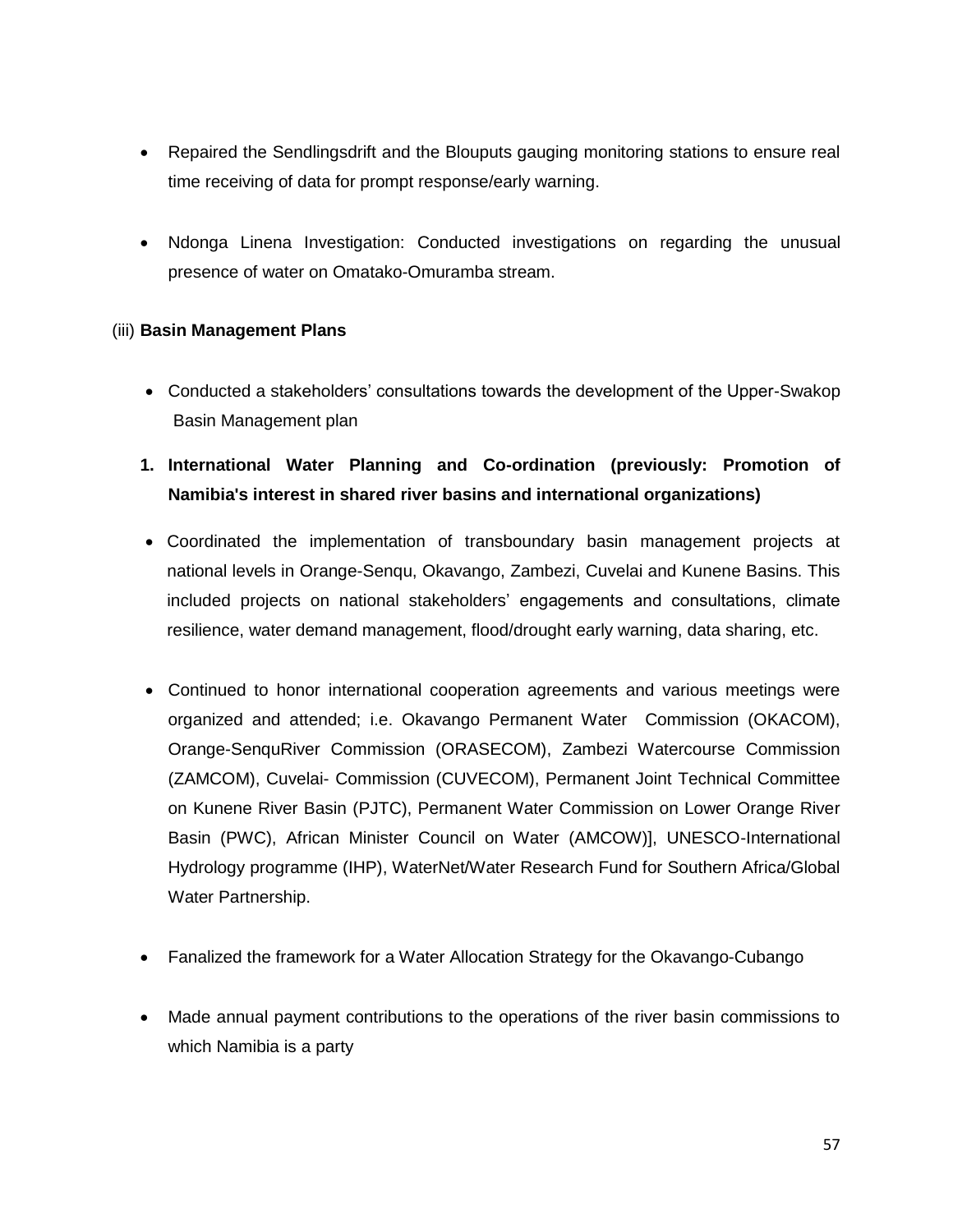- Repaired the Sendlingsdrift and the Blouputs gauging monitoring stations to ensure real time receiving of data for prompt response/early warning.

- Ndonga Linena Investigation: Conducted investigations on regarding the unusual presence of water on Omatako-Omuramba stream.

(iii) **Basin Management Plans**

- Conducted a stakeholders' consultations towards the development of the Upper-Swakop Basin Management plan

1. **International Water Planning and Co-ordination (previously: Promotion of Namibia's interest in shared river basins and international organizations)**

- Coordinated the implementation of transboundary basin management projects at national levels in Orange-Senqu, Okavango, Zambezi, Cuvelai and Kunene Basins. This included projects on national stakeholders' engagements and consultations, climate resilience, water demand management, flood/drought early warning, data sharing, etc.

- Continued to honor international cooperation agreements and various meetings were organized and attended; i.e. Okavango Permanent Water Commission (OKACOM), Orange-SenquRiver Commission (ORASECOM), Zambezi Watercourse Commission (ZAMCOM), Cuvelai- Commission (CUVECOM), Permanent Joint Technical Committee on Kunene River Basin (PJTC), Permanent Water Commission on Lower Orange River Basin (PWC), African Minister Council on Water (AMCOW)], UNESCO-International Hydrology programme (IHP), WaterNet/Water Research Fund for Southern Africa/Global Water Partnership.

- Fanalized the framework for a Water Allocation Strategy for the Okavango-Cubango

- Made annual payment contributions to the operations of the river basin commissions to which Namibia is a party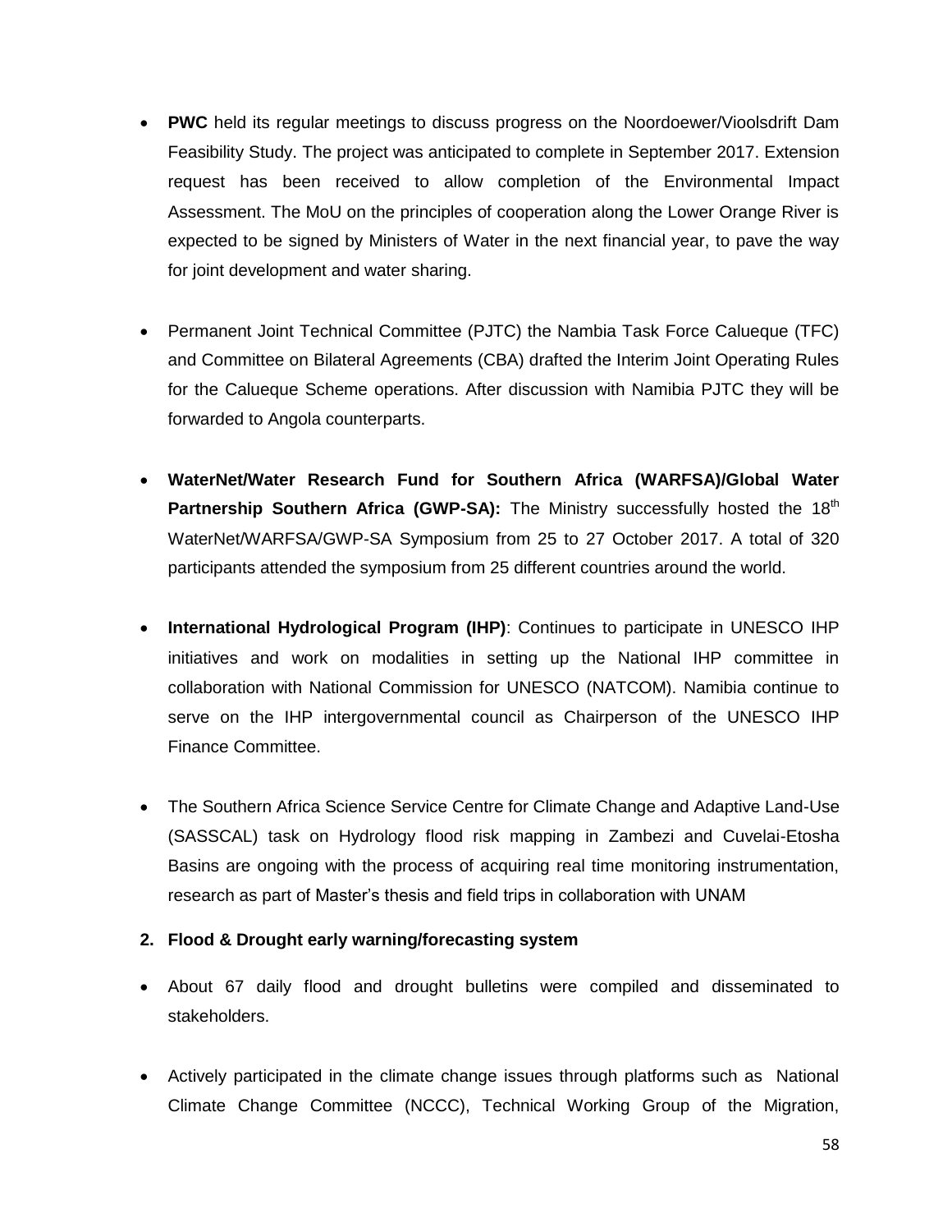- **PWC** held its regular meetings to discuss progress on the Noordoewer/Vioolsdrift Dam Feasibility Study. The project was anticipated to complete in September 2017. Extension request has been received to allow completion of the Environmental Impact Assessment. The MoU on the principles of cooperation along the Lower Orange River is expected to be signed by Ministers of Water in the next financial year, to pave the way for joint development and water sharing.

- Permanent Joint Technical Committee (PJTC) the Nambia Task Force Calueque (TFC) and Committee on Bilateral Agreements (CBA) drafted the Interim Joint Operating Rules for the Calueque Scheme operations. After discussion with Namibia PJTC they will be forwarded to Angola counterparts.

- **WaterNet/Water Research Fund for Southern Africa (WARFSA)/Global Water Partnership Southern Africa (GWP-SA):** The Ministry successfully hosted the 18th WaterNet/WARFSA/GWP-SA Symposium from 25 to 27 October 2017. A total of 320 participants attended the symposium from 25 different countries around the world.

- **International Hydrological Program (IHP)**: Continues to participate in UNESCO IHP initiatives and work on modalities in setting up the National IHP committee in collaboration with National Commission for UNESCO (NATCOM). Namibia continue to serve on the IHP intergovernmental council as Chairperson of the UNESCO IHP Finance Committee.

- The Southern Africa Science Service Centre for Climate Change and Adaptive Land-Use (SASSCAL) task on Hydrology flood risk mapping in Zambezi and Cuvelai-Etosha Basins are ongoing with the process of acquiring real time monitoring instrumentation, research as part of Master's thesis and field trips in collaboration with UNAM

**2. Flood & Drought early warning/forecasting system**

- About 67 daily flood and drought bulletins were compiled and disseminated to stakeholders.

- Actively participated in the climate change issues through platforms such as National Climate Change Committee (NCCC), Technical Working Group of the Migration,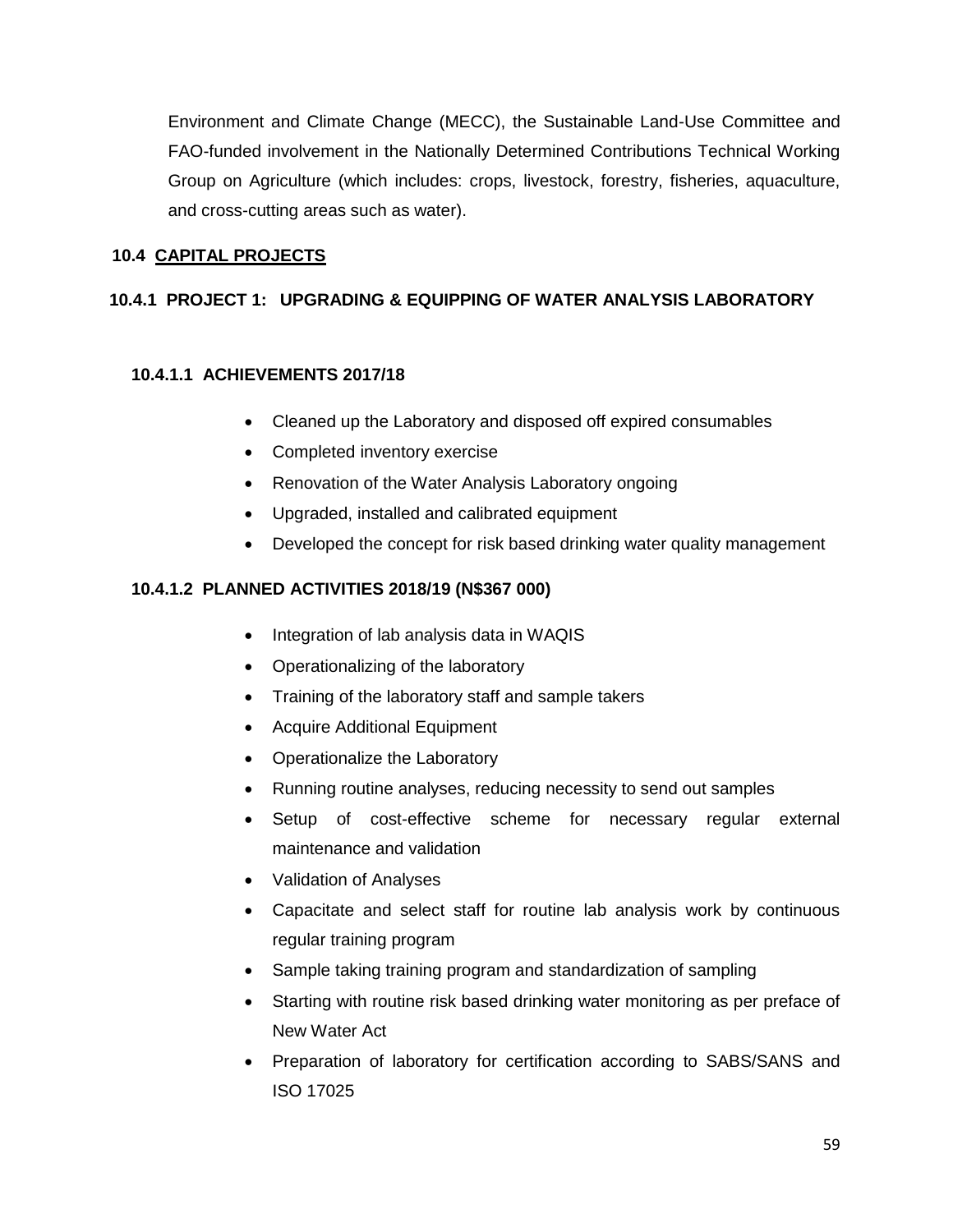Environment and Climate Change (MECC), the Sustainable Land-Use Committee and FAO-funded involvement in the Nationally Determined Contributions Technical Working Group on Agriculture (which includes: crops, livestock, forestry, fisheries, aquaculture, and cross-cutting areas such as water).

## 10.4 CAPITAL PROJECTS

### 10.4.1 PROJECT 1: UPGRADING & EQUIPPING OF WATER ANALYSIS LABORATORY

#### 10.4.1.1 ACHIEVEMENTS 2017/18

- Cleaned up the Laboratory and disposed off expired consumables
- Completed inventory exercise
- Renovation of the Water Analysis Laboratory ongoing
- Upgraded, installed and calibrated equipment
- Developed the concept for risk based drinking water quality management

#### 10.4.1.2 PLANNED ACTIVITIES 2018/19 (N$367 000)

- Integration of lab analysis data in WAQIS
- Operationalizing of the laboratory
- Training of the laboratory staff and sample takers
- Acquire Additional Equipment
- Operationalize the Laboratory
- Running routine analyses, reducing necessity to send out samples
- Setup of cost-effective scheme for necessary regular external maintenance and validation
- Validation of Analyses
- Capacitate and select staff for routine lab analysis work by continuous regular training program
- Sample taking training program and standardization of sampling
- Starting with routine risk based drinking water monitoring as per preface of New Water Act
- Preparation of laboratory for certification according to SABS/SANS and ISO 17025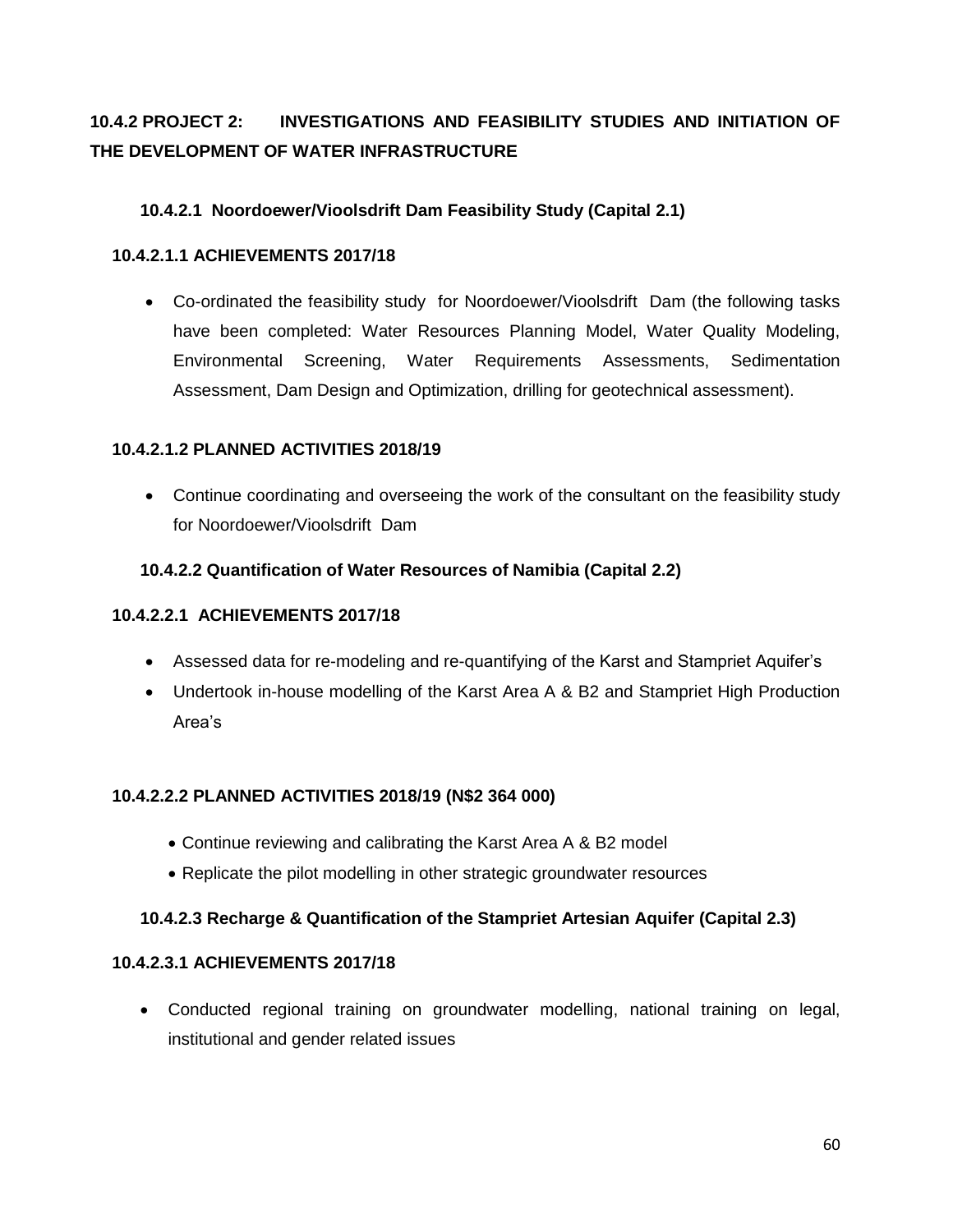## 10.4.2 PROJECT 2: INVESTIGATIONS AND FEASIBILITY STUDIES AND INITIATION OF THE DEVELOPMENT OF WATER INFRASTRUCTURE

### 10.4.2.1 Noordoewer/Vioolsdrift Dam Feasibility Study (Capital 2.1)

#### 10.4.2.1.1 ACHIEVEMENTS 2017/18

- Co-ordinated the feasibility study for Noordoewer/Vioolsdrift Dam (the following tasks have been completed: Water Resources Planning Model, Water Quality Modeling, Environmental Screening, Water Requirements Assessments, Sedimentation Assessment, Dam Design and Optimization, drilling for geotechnical assessment).

#### 10.4.2.1.2 PLANNED ACTIVITIES 2018/19

- Continue coordinating and overseeing the work of the consultant on the feasibility study for Noordoewer/Vioolsdrift Dam

### 10.4.2.2 Quantification of Water Resources of Namibia (Capital 2.2)

#### 10.4.2.2.1 ACHIEVEMENTS 2017/18

- Assessed data for re-modeling and re-quantifying of the Karst and Stampriet Aquifer's
- Undertook in-house modelling of the Karst Area A & B2 and Stampriet High Production Area's

#### 10.4.2.2.2 PLANNED ACTIVITIES 2018/19 (N$2 364 000)

- Continue reviewing and calibrating the Karst Area A & B2 model
- Replicate the pilot modelling in other strategic groundwater resources

### 10.4.2.3 Recharge & Quantification of the Stampriet Artesian Aquifer (Capital 2.3)

#### 10.4.2.3.1 ACHIEVEMENTS 2017/18

- Conducted regional training on groundwater modelling, national training on legal, institutional and gender related issues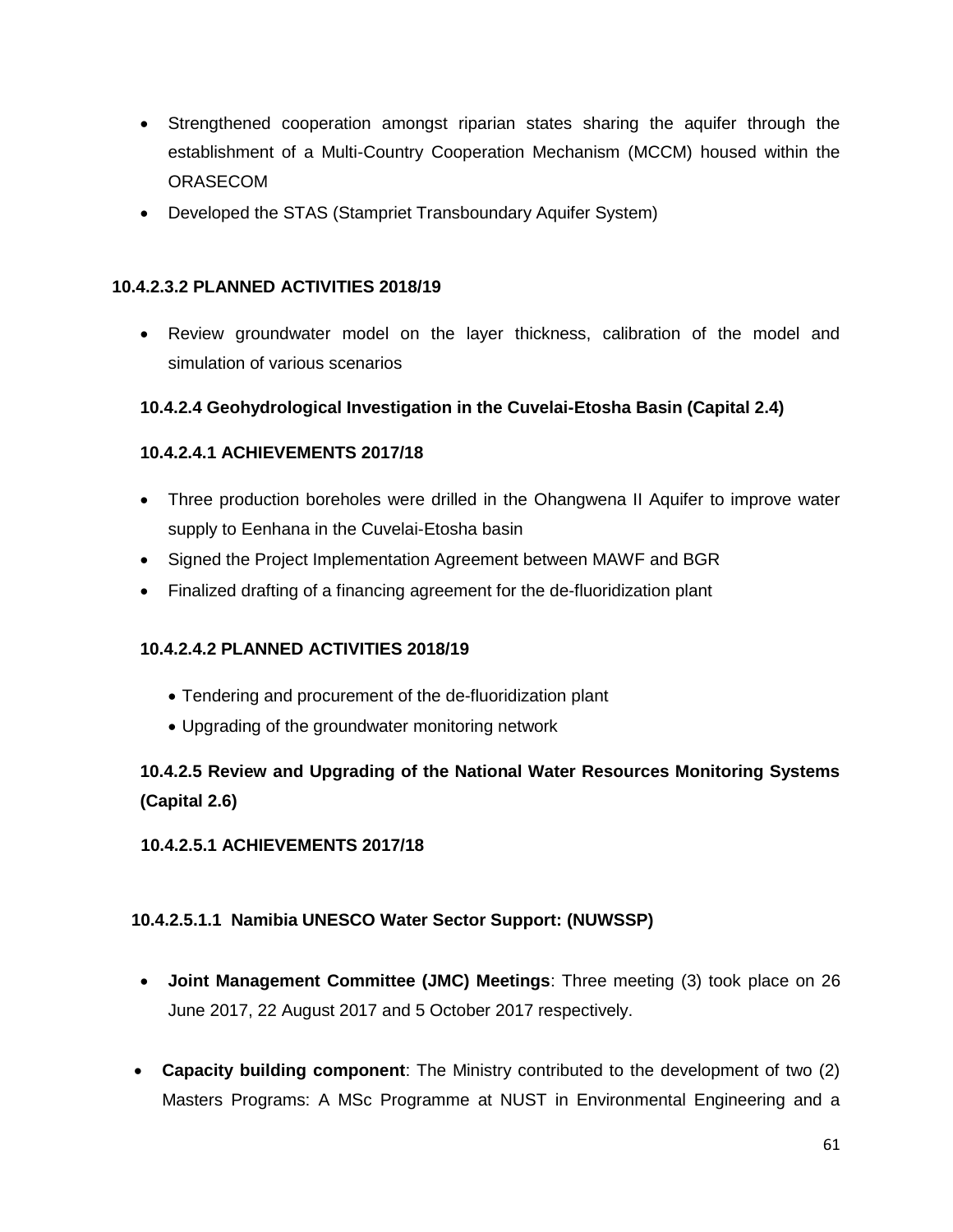- Strengthened cooperation amongst riparian states sharing the aquifer through the establishment of a Multi-Country Cooperation Mechanism (MCCM) housed within the ORASECOM
- Developed the STAS (Stampriet Transboundary Aquifer System)

#### 10.4.2.3.2 PLANNED ACTIVITIES 2018/19

- Review groundwater model on the layer thickness, calibration of the model and simulation of various scenarios

### 10.4.2.4 Geohydrological Investigation in the Cuvelai-Etosha Basin (Capital 2.4)

#### 10.4.2.4.1 ACHIEVEMENTS 2017/18

- Three production boreholes were drilled in the Ohangwena II Aquifer to improve water supply to Eenhana in the Cuvelai-Etosha basin
- Signed the Project Implementation Agreement between MAWF and BGR
- Finalized drafting of a financing agreement for the de-fluoridization plant

#### 10.4.2.4.2 PLANNED ACTIVITIES 2018/19

- Tendering and procurement of the de-fluoridization plant
- Upgrading of the groundwater monitoring network

### 10.4.2.5 Review and Upgrading of the National Water Resources Monitoring Systems (Capital 2.6)

#### 10.4.2.5.1 ACHIEVEMENTS 2017/18

##### 10.4.2.5.1.1 Namibia UNESCO Water Sector Support: (NUWSSP)

- **Joint Management Committee (JMC) Meetings**: Three meeting (3) took place on 26 June 2017, 22 August 2017 and 5 October 2017 respectively.

- **Capacity building component**: The Ministry contributed to the development of two (2) Masters Programs: A MSc Programme at NUST in Environmental Engineering and a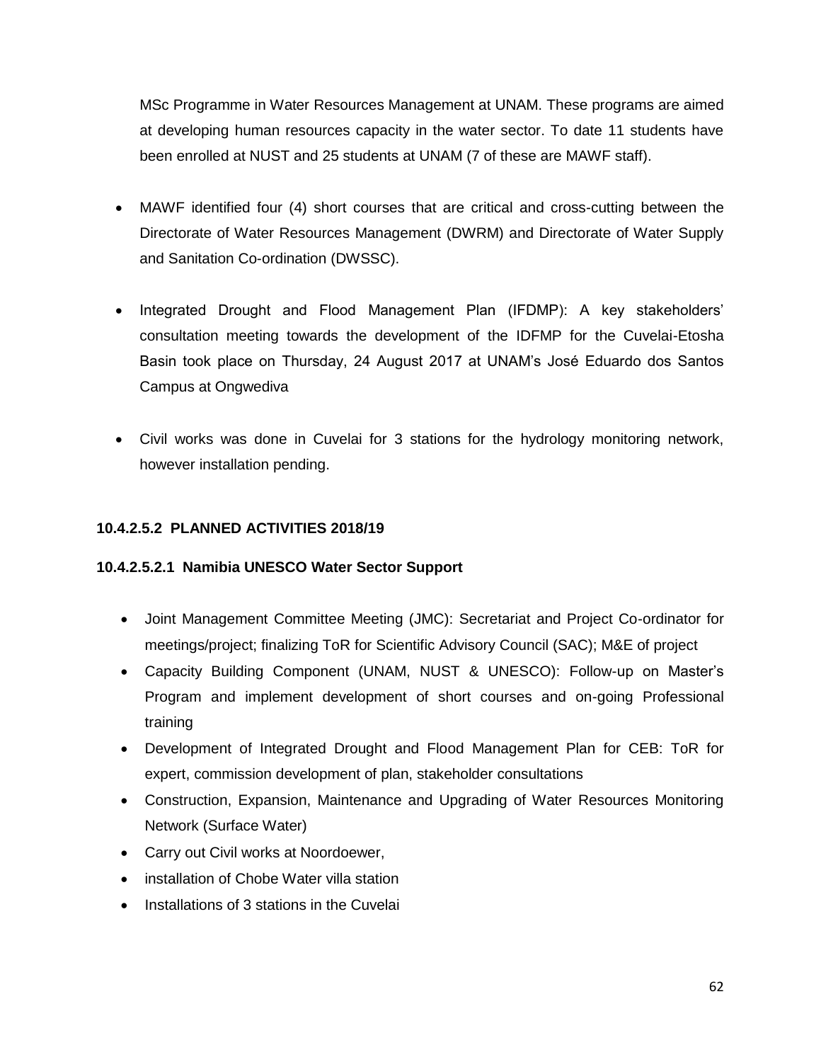MSc Programme in Water Resources Management at UNAM. These programs are aimed at developing human resources capacity in the water sector. To date 11 students have been enrolled at NUST and 25 students at UNAM (7 of these are MAWF staff).

- MAWF identified four (4) short courses that are critical and cross-cutting between the Directorate of Water Resources Management (DWRM) and Directorate of Water Supply and Sanitation Co-ordination (DWSSC).

- Integrated Drought and Flood Management Plan (IFDMP): A key stakeholders' consultation meeting towards the development of the IDFMP for the Cuvelai-Etosha Basin took place on Thursday, 24 August 2017 at UNAM's José Eduardo dos Santos Campus at Ongwediva

- Civil works was done in Cuvelai for 3 stations for the hydrology monitoring network, however installation pending.

#### 10.4.2.5.2 PLANNED ACTIVITIES 2018/19

##### 10.4.2.5.2.1 Namibia UNESCO Water Sector Support

- Joint Management Committee Meeting (JMC): Secretariat and Project Co-ordinator for meetings/project; finalizing ToR for Scientific Advisory Council (SAC); M&E of project
- Capacity Building Component (UNAM, NUST & UNESCO): Follow-up on Master's Program and implement development of short courses and on-going Professional training
- Development of Integrated Drought and Flood Management Plan for CEB: ToR for expert, commission development of plan, stakeholder consultations
- Construction, Expansion, Maintenance and Upgrading of Water Resources Monitoring Network (Surface Water)
- Carry out Civil works at Noordoewer,
- installation of Chobe Water villa station
- Installations of 3 stations in the Cuvelai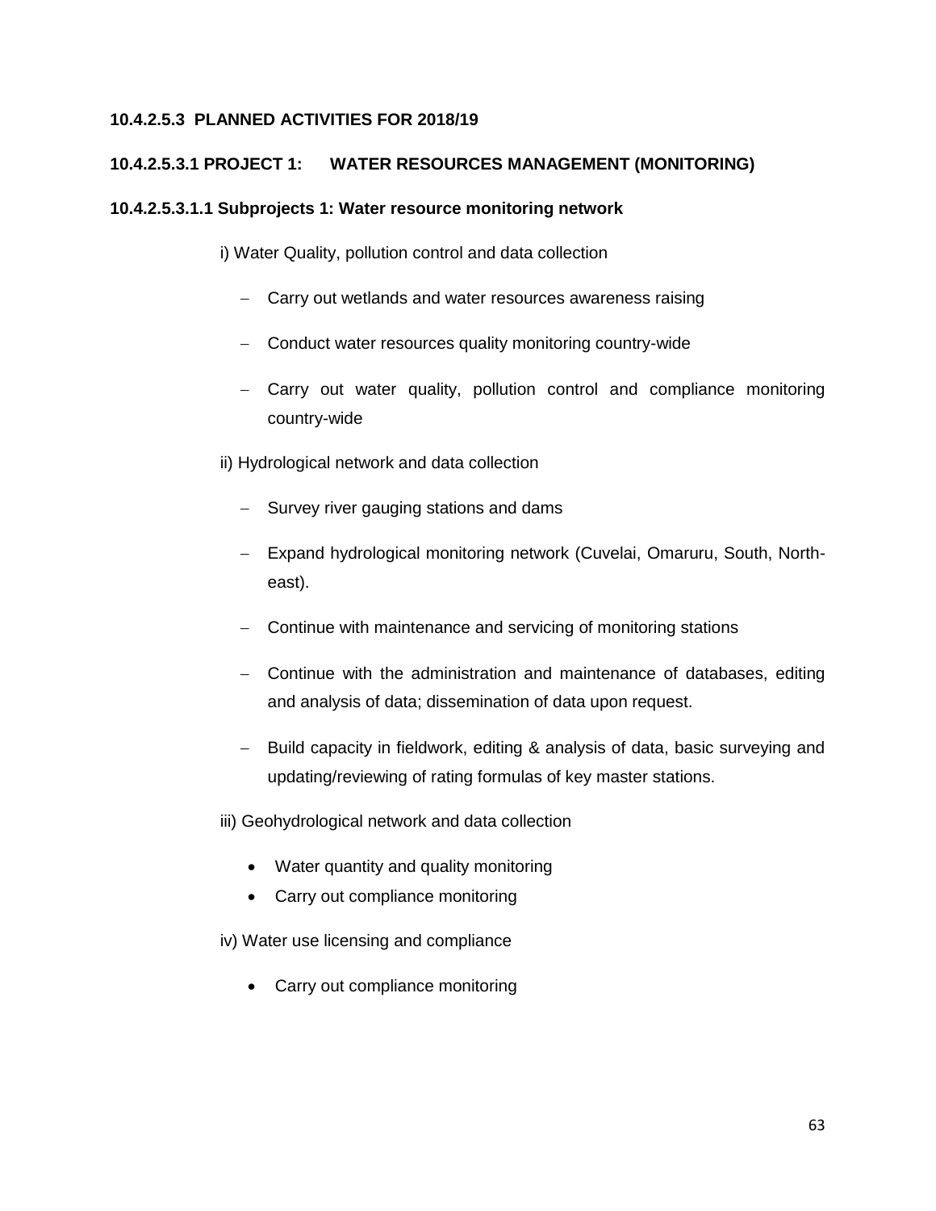**10.4.2.5.3 PLANNED ACTIVITIES FOR 2018/19**

**10.4.2.5.3.1 PROJECT 1: WATER RESOURCES MANAGEMENT (MONITORING)**

**10.4.2.5.3.1.1 Subprojects 1: Water resource monitoring network**

i) Water Quality, pollution control and data collection

- Carry out wetlands and water resources awareness raising
- Conduct water resources quality monitoring country-wide
- Carry out water quality, pollution control and compliance monitoring country-wide

ii) Hydrological network and data collection

- Survey river gauging stations and dams
- Expand hydrological monitoring network (Cuvelai, Omaruru, South, North-east).
- Continue with maintenance and servicing of monitoring stations
- Continue with the administration and maintenance of databases, editing and analysis of data; dissemination of data upon request.
- Build capacity in fieldwork, editing & analysis of data, basic surveying and updating/reviewing of rating formulas of key master stations.

iii) Geohydrological network and data collection

- Water quantity and quality monitoring
- Carry out compliance monitoring

iv) Water use licensing and compliance

- Carry out compliance monitoring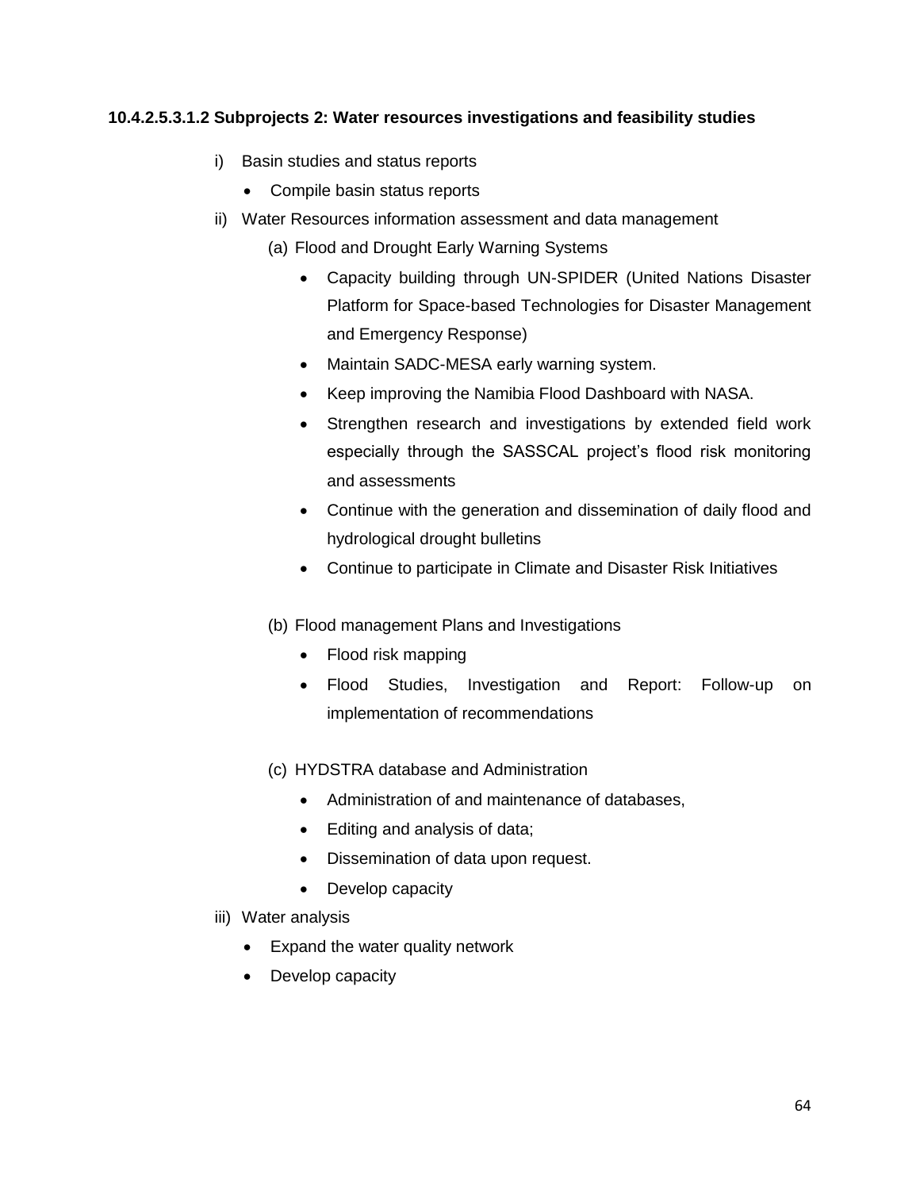#### 10.4.2.5.3.1.2 Subprojects 2: Water resources investigations and feasibility studies

i) Basin studies and status reports
   - Compile basin status reports

ii) Water Resources information assessment and data management

   (a) Flood and Drought Early Warning Systems
   - Capacity building through UN-SPIDER (United Nations Disaster Platform for Space-based Technologies for Disaster Management and Emergency Response)
   - Maintain SADC-MESA early warning system.
   - Keep improving the Namibia Flood Dashboard with NASA.
   - Strengthen research and investigations by extended field work especially through the SASSCAL project's flood risk monitoring and assessments
   - Continue with the generation and dissemination of daily flood and hydrological drought bulletins
   - Continue to participate in Climate and Disaster Risk Initiatives

   (b) Flood management Plans and Investigations
   - Flood risk mapping
   - Flood Studies, Investigation and Report: Follow-up on implementation of recommendations

   (c) HYDSTRA database and Administration
   - Administration of and maintenance of databases,
   - Editing and analysis of data;
   - Dissemination of data upon request.
   - Develop capacity

iii) Water analysis
   - Expand the water quality network
   - Develop capacity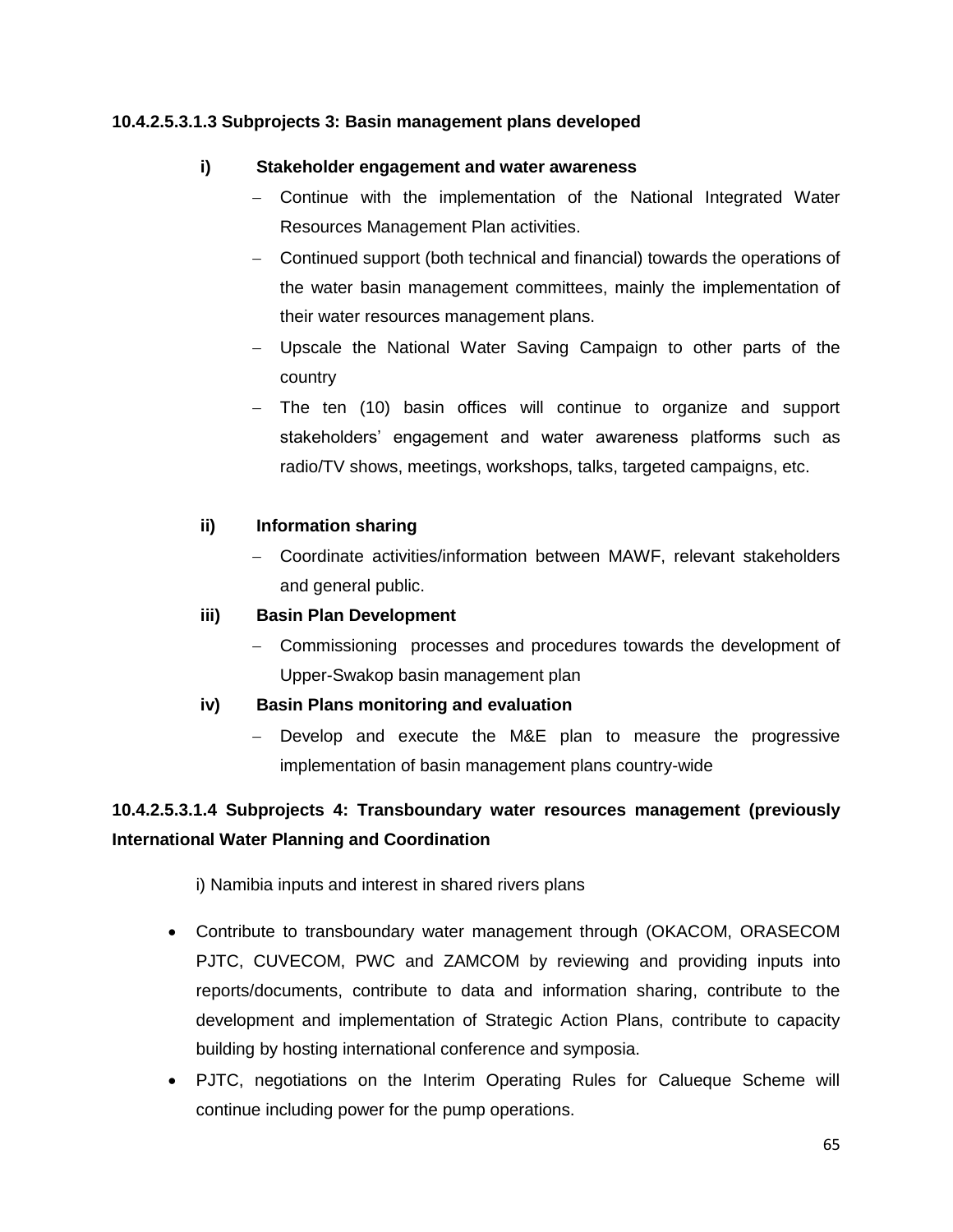**10.4.2.5.3.1.3 Subprojects 3: Basin management plans developed**

**i) Stakeholder engagement and water awareness**

- Continue with the implementation of the National Integrated Water Resources Management Plan activities.
- Continued support (both technical and financial) towards the operations of the water basin management committees, mainly the implementation of their water resources management plans.
- Upscale the National Water Saving Campaign to other parts of the country
- The ten (10) basin offices will continue to organize and support stakeholders' engagement and water awareness platforms such as radio/TV shows, meetings, workshops, talks, targeted campaigns, etc.

**ii) Information sharing**

- Coordinate activities/information between MAWF, relevant stakeholders and general public.

**iii) Basin Plan Development**

- Commissioning processes and procedures towards the development of Upper-Swakop basin management plan

**iv) Basin Plans monitoring and evaluation**

- Develop and execute the M&E plan to measure the progressive implementation of basin management plans country-wide

**10.4.2.5.3.1.4 Subprojects 4: Transboundary water resources management (previously International Water Planning and Coordination**

i) Namibia inputs and interest in shared rivers plans

- Contribute to transboundary water management through (OKACOM, ORASECOM PJTC, CUVECOM, PWC and ZAMCOM by reviewing and providing inputs into reports/documents, contribute to data and information sharing, contribute to the development and implementation of Strategic Action Plans, contribute to capacity building by hosting international conference and symposia.
- PJTC, negotiations on the Interim Operating Rules for Calueque Scheme will continue including power for the pump operations.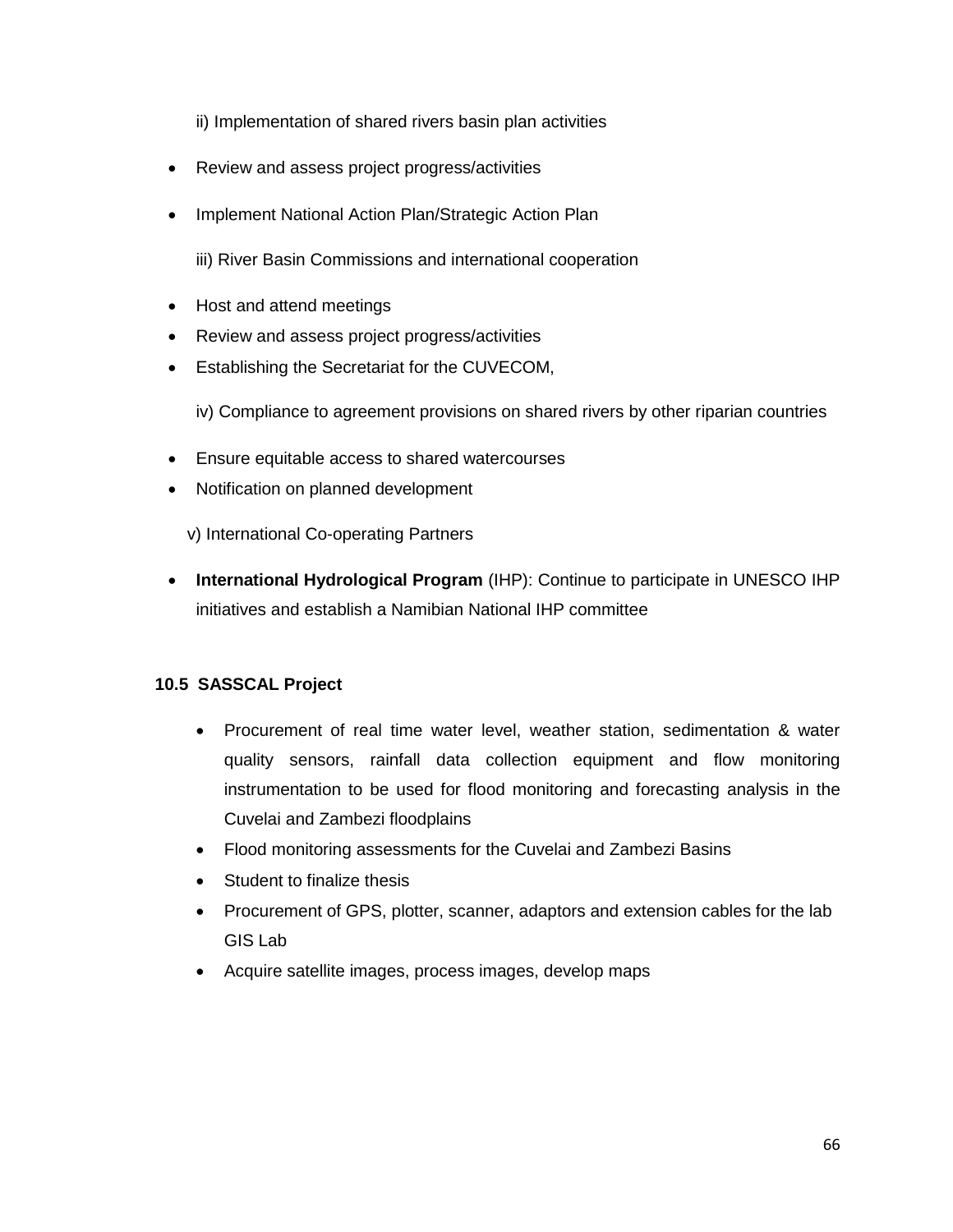ii) Implementation of shared rivers basin plan activities

- Review and assess project progress/activities
- Implement National Action Plan/Strategic Action Plan

iii) River Basin Commissions and international cooperation

- Host and attend meetings
- Review and assess project progress/activities
- Establishing the Secretariat for the CUVECOM,

iv) Compliance to agreement provisions on shared rivers by other riparian countries

- Ensure equitable access to shared watercourses
- Notification on planned development

v) International Co-operating Partners

- **International Hydrological Program** (IHP): Continue to participate in UNESCO IHP initiatives and establish a Namibian National IHP committee

### 10.5 SASSCAL Project

- Procurement of real time water level, weather station, sedimentation & water quality sensors, rainfall data collection equipment and flow monitoring instrumentation to be used for flood monitoring and forecasting analysis in the Cuvelai and Zambezi floodplains
- Flood monitoring assessments for the Cuvelai and Zambezi Basins
- Student to finalize thesis
- Procurement of GPS, plotter, scanner, adaptors and extension cables for the lab GIS Lab
- Acquire satellite images, process images, develop maps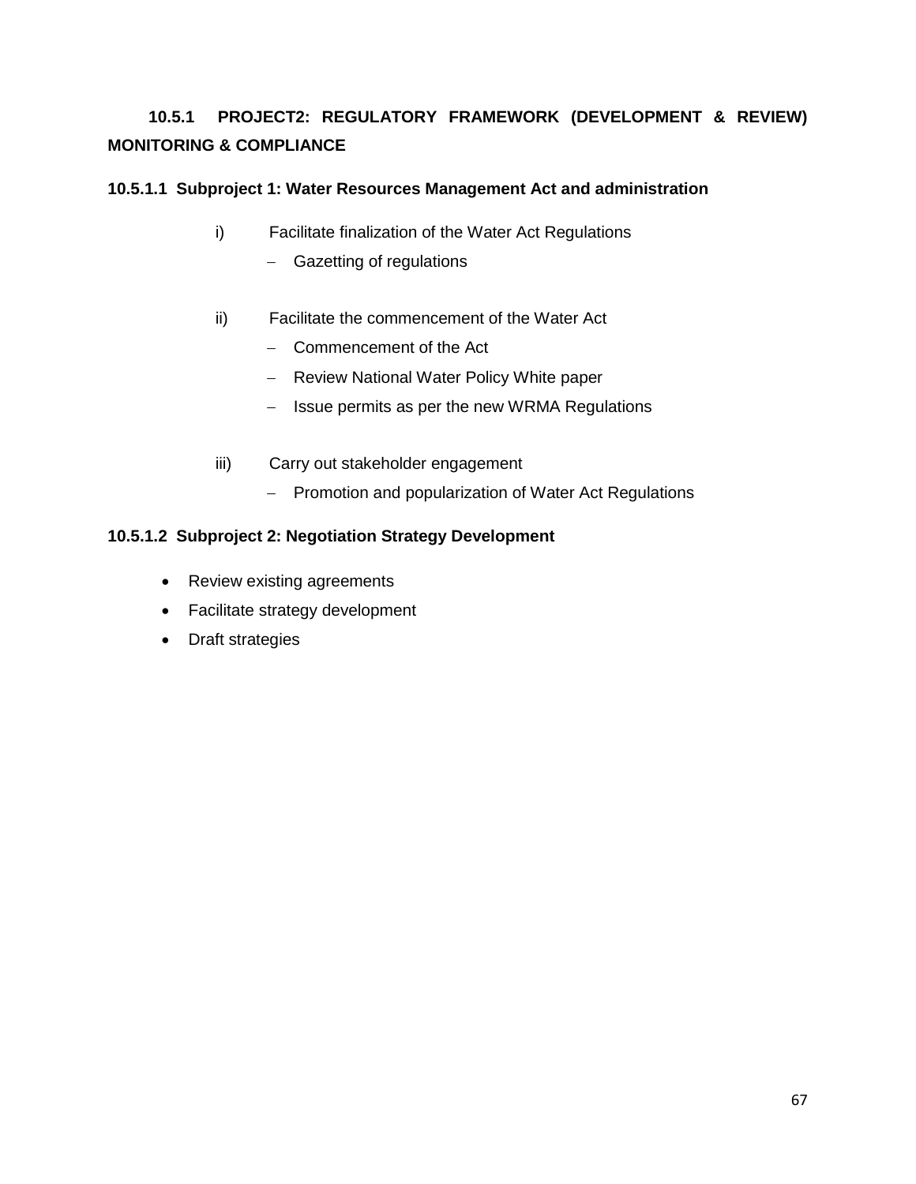### 10.5.1 PROJECT2: REGULATORY FRAMEWORK (DEVELOPMENT & REVIEW) MONITORING & COMPLIANCE

#### 10.5.1.1 Subproject 1: Water Resources Management Act and administration

i) Facilitate finalization of the Water Act Regulations
   - Gazetting of regulations

ii) Facilitate the commencement of the Water Act
   - Commencement of the Act
   - Review National Water Policy White paper
   - Issue permits as per the new WRMA Regulations

iii) Carry out stakeholder engagement
   - Promotion and popularization of Water Act Regulations

#### 10.5.1.2 Subproject 2: Negotiation Strategy Development

- Review existing agreements
- Facilitate strategy development
- Draft strategies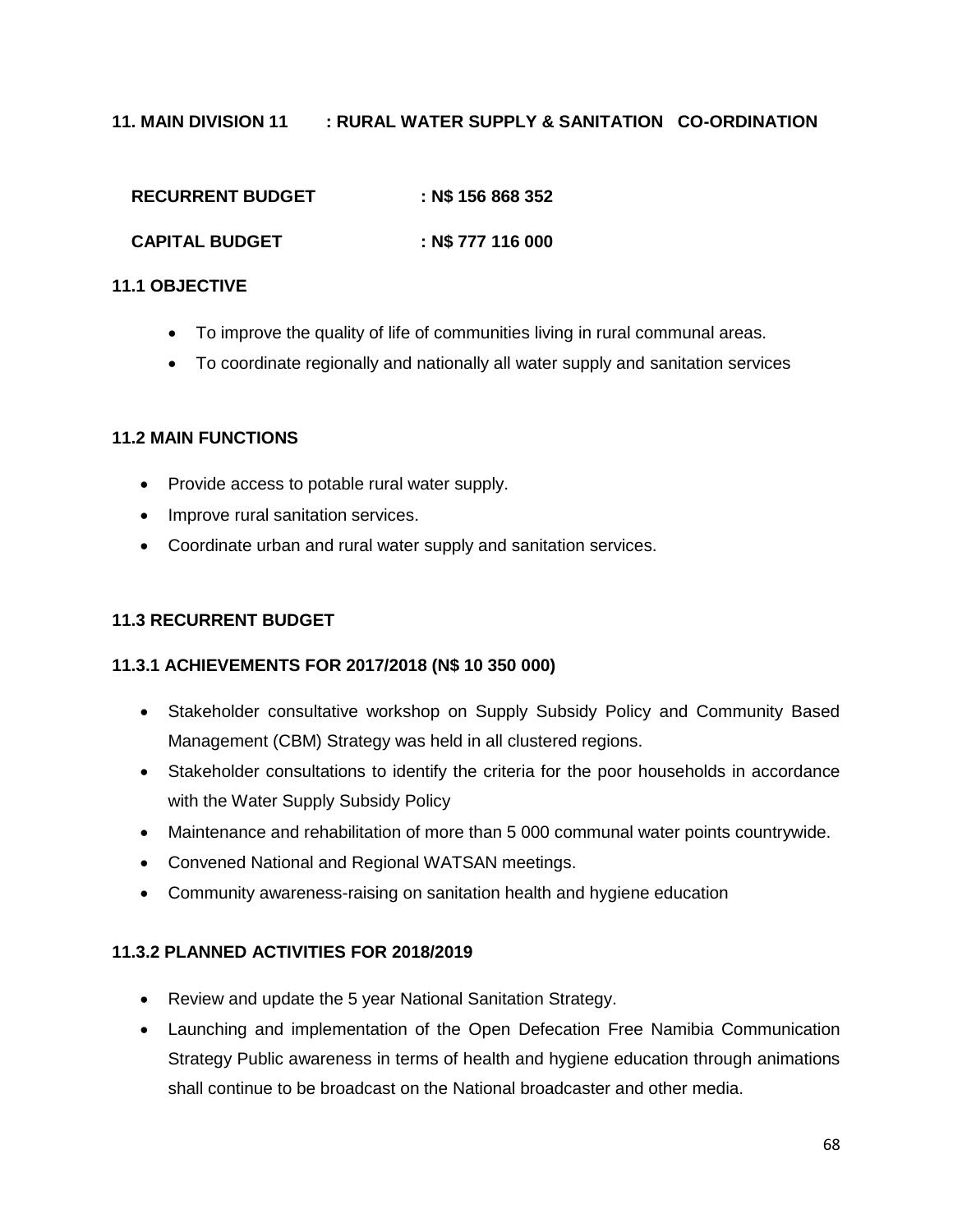## 11. MAIN DIVISION 11 : RURAL WATER SUPPLY & SANITATION CO-ORDINATION

**RECURRENT BUDGET : N$ 156 868 352**

**CAPITAL BUDGET : N$ 777 116 000**

### 11.1 OBJECTIVE

- To improve the quality of life of communities living in rural communal areas.
- To coordinate regionally and nationally all water supply and sanitation services

### 11.2 MAIN FUNCTIONS

- Provide access to potable rural water supply.
- Improve rural sanitation services.
- Coordinate urban and rural water supply and sanitation services.

### 11.3 RECURRENT BUDGET

#### 11.3.1 ACHIEVEMENTS FOR 2017/2018 (N$ 10 350 000)

- Stakeholder consultative workshop on Supply Subsidy Policy and Community Based Management (CBM) Strategy was held in all clustered regions.
- Stakeholder consultations to identify the criteria for the poor households in accordance with the Water Supply Subsidy Policy
- Maintenance and rehabilitation of more than 5 000 communal water points countrywide.
- Convened National and Regional WATSAN meetings.
- Community awareness-raising on sanitation health and hygiene education

#### 11.3.2 PLANNED ACTIVITIES FOR 2018/2019

- Review and update the 5 year National Sanitation Strategy.
- Launching and implementation of the Open Defecation Free Namibia Communication Strategy Public awareness in terms of health and hygiene education through animations shall continue to be broadcast on the National broadcaster and other media.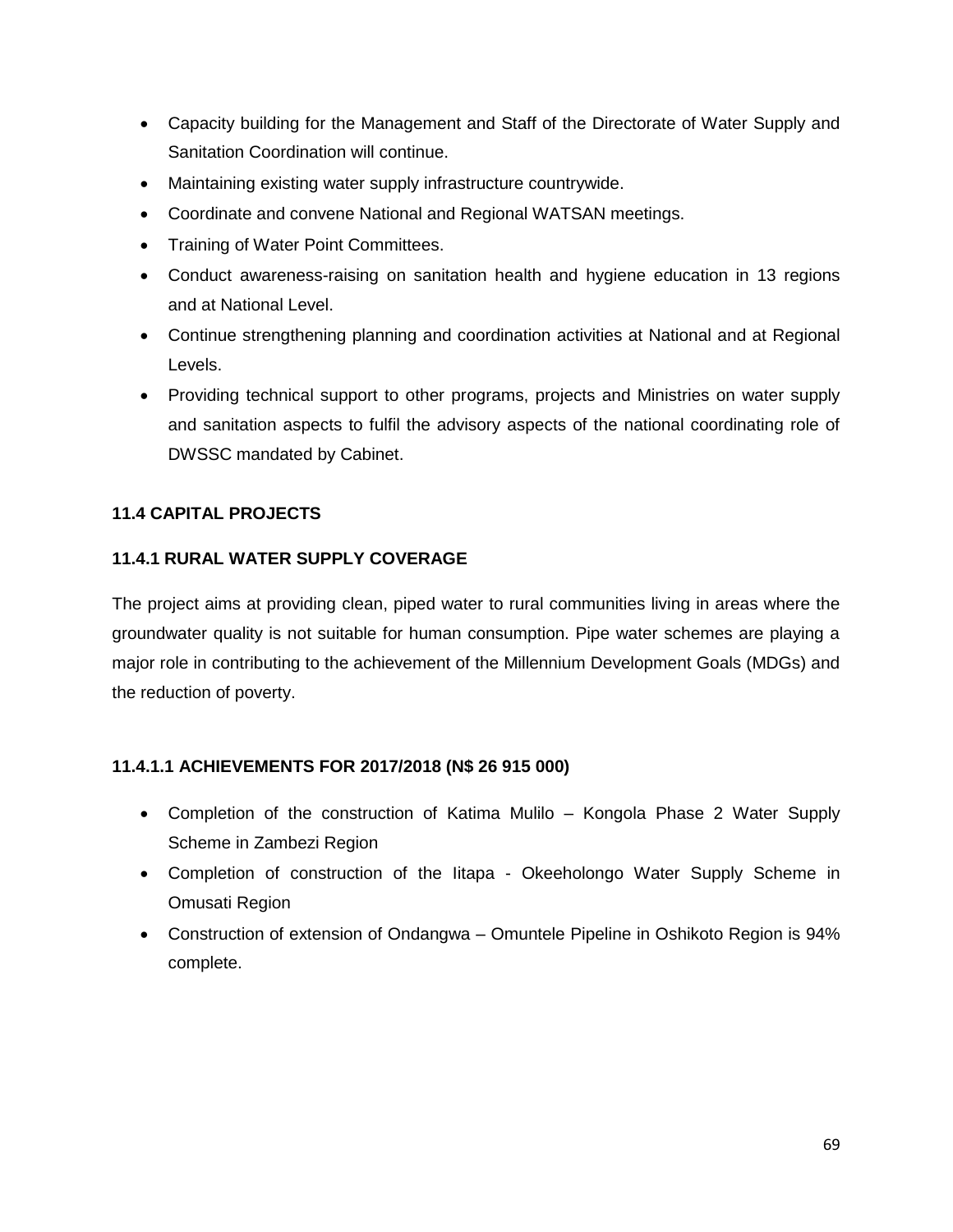- Capacity building for the Management and Staff of the Directorate of Water Supply and Sanitation Coordination will continue.
- Maintaining existing water supply infrastructure countrywide.
- Coordinate and convene National and Regional WATSAN meetings.
- Training of Water Point Committees.
- Conduct awareness-raising on sanitation health and hygiene education in 13 regions and at National Level.
- Continue strengthening planning and coordination activities at National and at Regional Levels.
- Providing technical support to other programs, projects and Ministries on water supply and sanitation aspects to fulfil the advisory aspects of the national coordinating role of DWSSC mandated by Cabinet.

### 11.4 CAPITAL PROJECTS

#### 11.4.1 RURAL WATER SUPPLY COVERAGE

The project aims at providing clean, piped water to rural communities living in areas where the groundwater quality is not suitable for human consumption. Pipe water schemes are playing a major role in contributing to the achievement of the Millennium Development Goals (MDGs) and the reduction of poverty.

#### 11.4.1.1 ACHIEVEMENTS FOR 2017/2018 (N$ 26 915 000)

- Completion of the construction of Katima Mulilo – Kongola Phase 2 Water Supply Scheme in Zambezi Region
- Completion of construction of the Iitapa - Okeeholongo Water Supply Scheme in Omusati Region
- Construction of extension of Ondangwa – Omuntele Pipeline in Oshikoto Region is 94% complete.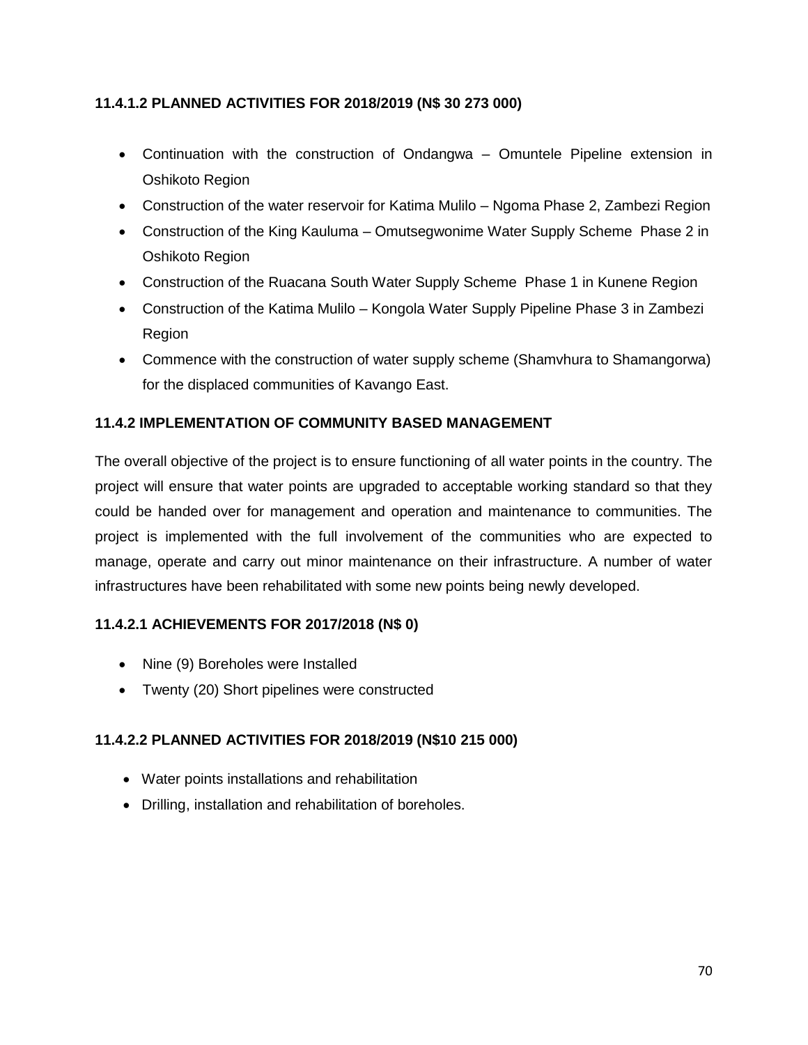#### 11.4.1.2 PLANNED ACTIVITIES FOR 2018/2019 (N$ 30 273 000)

- Continuation with the construction of Ondangwa – Omuntele Pipeline extension in Oshikoto Region
- Construction of the water reservoir for Katima Mulilo – Ngoma Phase 2, Zambezi Region
- Construction of the King Kauluma – Omutsegwonime Water Supply Scheme Phase 2 in Oshikoto Region
- Construction of the Ruacana South Water Supply Scheme Phase 1 in Kunene Region
- Construction of the Katima Mulilo – Kongola Water Supply Pipeline Phase 3 in Zambezi Region
- Commence with the construction of water supply scheme (Shamvhura to Shamangorwa) for the displaced communities of Kavango East.

### 11.4.2 IMPLEMENTATION OF COMMUNITY BASED MANAGEMENT

The overall objective of the project is to ensure functioning of all water points in the country. The project will ensure that water points are upgraded to acceptable working standard so that they could be handed over for management and operation and maintenance to communities. The project is implemented with the full involvement of the communities who are expected to manage, operate and carry out minor maintenance on their infrastructure. A number of water infrastructures have been rehabilitated with some new points being newly developed.

#### 11.4.2.1 ACHIEVEMENTS FOR 2017/2018 (N$ 0)

- Nine (9) Boreholes were Installed
- Twenty (20) Short pipelines were constructed

#### 11.4.2.2 PLANNED ACTIVITIES FOR 2018/2019 (N$10 215 000)

- Water points installations and rehabilitation
- Drilling, installation and rehabilitation of boreholes.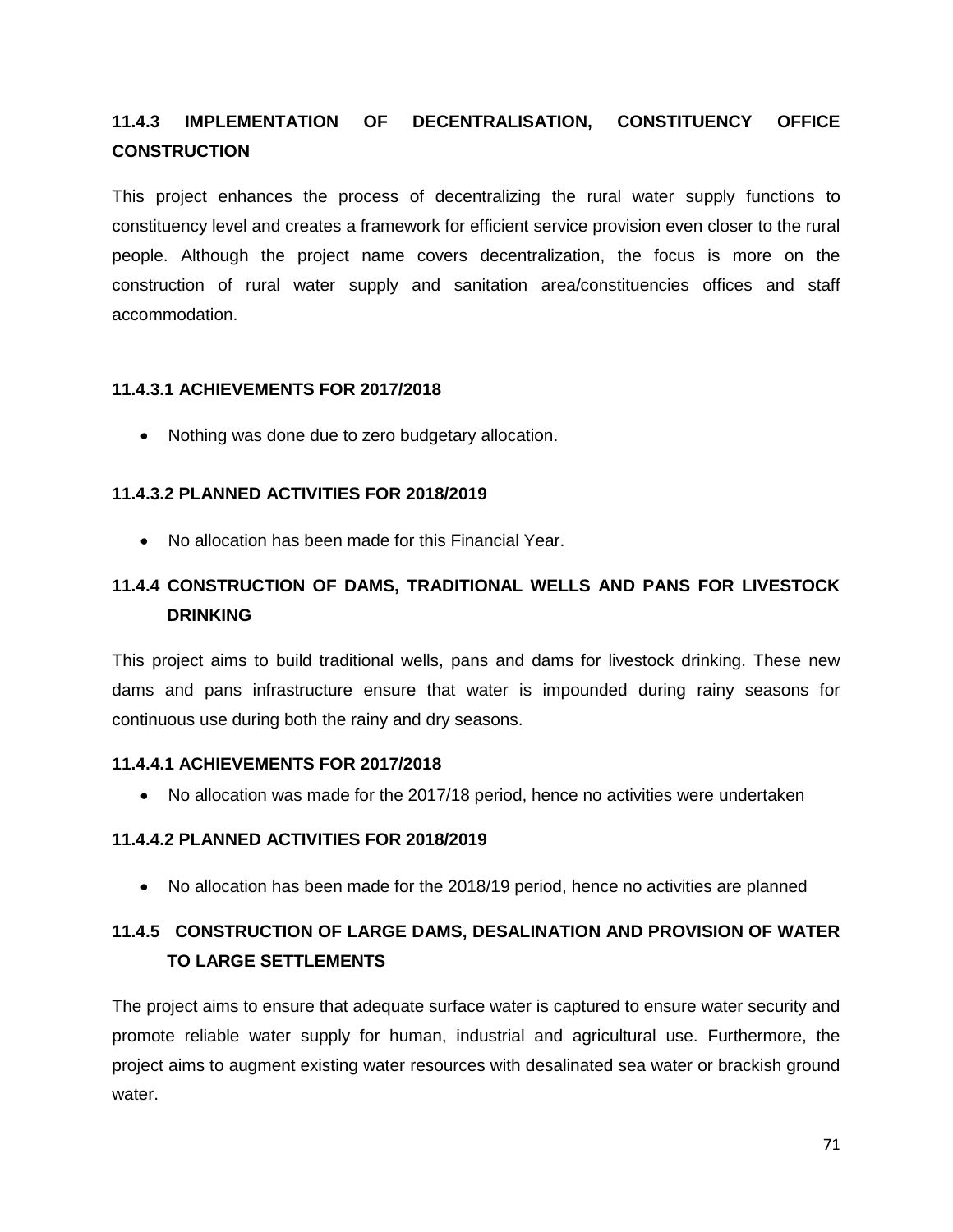### 11.4.3 IMPLEMENTATION OF DECENTRALISATION, CONSTITUENCY OFFICE CONSTRUCTION

This project enhances the process of decentralizing the rural water supply functions to constituency level and creates a framework for efficient service provision even closer to the rural people. Although the project name covers decentralization, the focus is more on the construction of rural water supply and sanitation area/constituencies offices and staff accommodation.

#### 11.4.3.1 ACHIEVEMENTS FOR 2017/2018

- Nothing was done due to zero budgetary allocation.

#### 11.4.3.2 PLANNED ACTIVITIES FOR 2018/2019

- No allocation has been made for this Financial Year.

### 11.4.4 CONSTRUCTION OF DAMS, TRADITIONAL WELLS AND PANS FOR LIVESTOCK DRINKING

This project aims to build traditional wells, pans and dams for livestock drinking. These new dams and pans infrastructure ensure that water is impounded during rainy seasons for continuous use during both the rainy and dry seasons.

#### 11.4.4.1 ACHIEVEMENTS FOR 2017/2018

- No allocation was made for the 2017/18 period, hence no activities were undertaken

#### 11.4.4.2 PLANNED ACTIVITIES FOR 2018/2019

- No allocation has been made for the 2018/19 period, hence no activities are planned

### 11.4.5 CONSTRUCTION OF LARGE DAMS, DESALINATION AND PROVISION OF WATER TO LARGE SETTLEMENTS

The project aims to ensure that adequate surface water is captured to ensure water security and promote reliable water supply for human, industrial and agricultural use. Furthermore, the project aims to augment existing water resources with desalinated sea water or brackish ground water.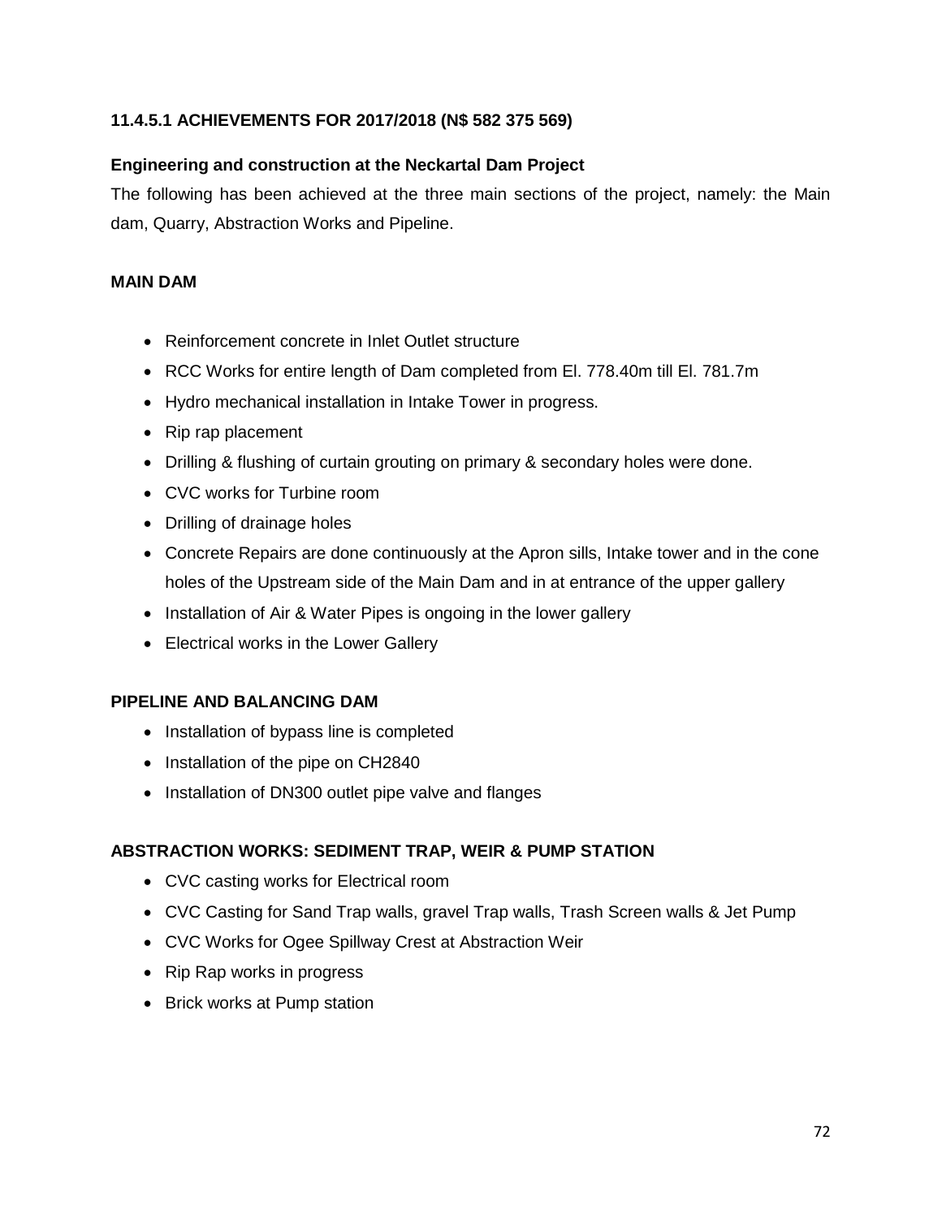### 11.4.5.1 ACHIEVEMENTS FOR 2017/2018 (N$ 582 375 569)

**Engineering and construction at the Neckartal Dam Project**

The following has been achieved at the three main sections of the project, namely: the Main dam, Quarry, Abstraction Works and Pipeline.

**MAIN DAM**

- Reinforcement concrete in Inlet Outlet structure
- RCC Works for entire length of Dam completed from El. 778.40m till El. 781.7m
- Hydro mechanical installation in Intake Tower in progress.
- Rip rap placement
- Drilling & flushing of curtain grouting on primary & secondary holes were done.
- CVC works for Turbine room
- Drilling of drainage holes
- Concrete Repairs are done continuously at the Apron sills, Intake tower and in the cone holes of the Upstream side of the Main Dam and in at entrance of the upper gallery
- Installation of Air & Water Pipes is ongoing in the lower gallery
- Electrical works in the Lower Gallery

**PIPELINE AND BALANCING DAM**

- Installation of bypass line is completed
- Installation of the pipe on CH2840
- Installation of DN300 outlet pipe valve and flanges

**ABSTRACTION WORKS: SEDIMENT TRAP, WEIR & PUMP STATION**

- CVC casting works for Electrical room
- CVC Casting for Sand Trap walls, gravel Trap walls, Trash Screen walls & Jet Pump
- CVC Works for Ogee Spillway Crest at Abstraction Weir
- Rip Rap works in progress
- Brick works at Pump station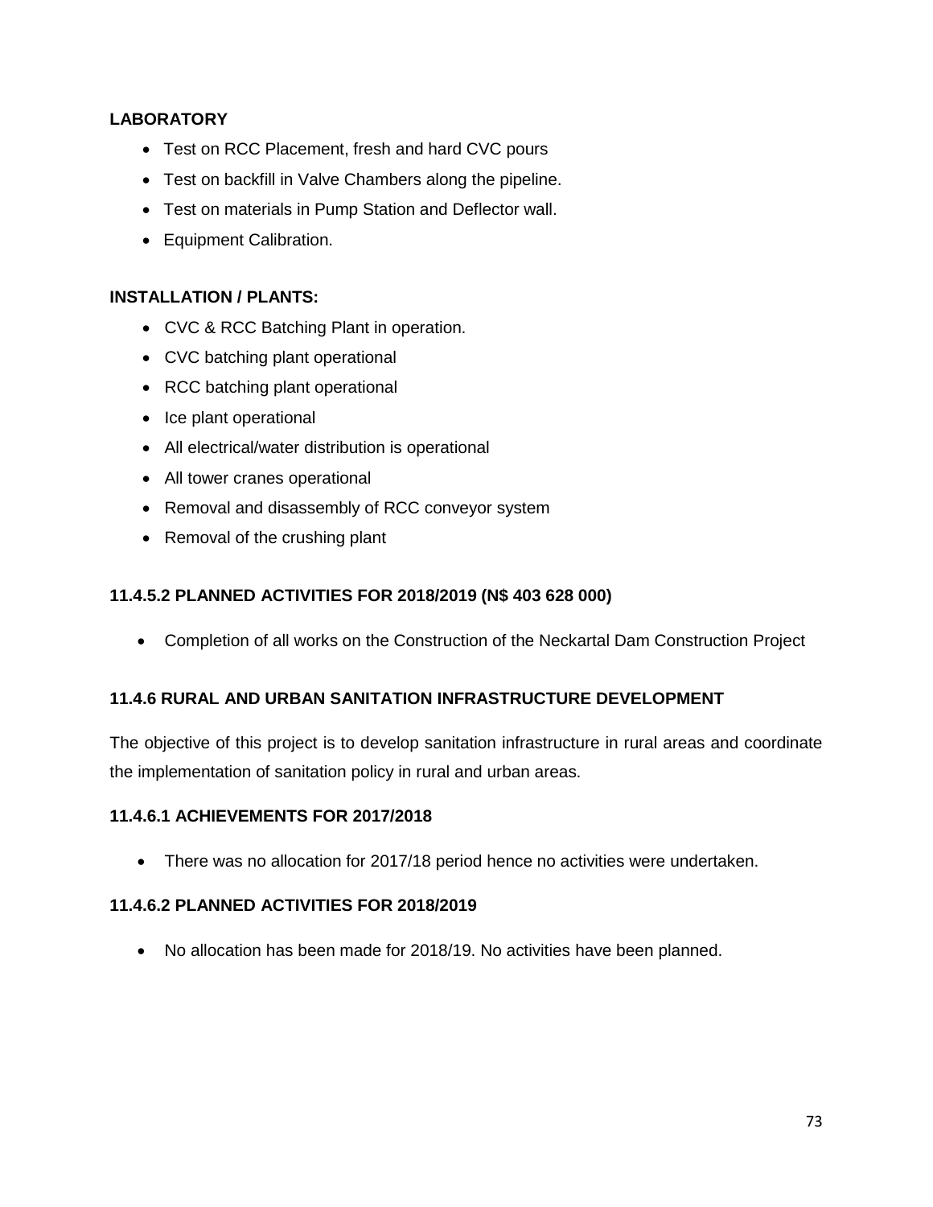**LABORATORY**

- Test on RCC Placement, fresh and hard CVC pours
- Test on backfill in Valve Chambers along the pipeline.
- Test on materials in Pump Station and Deflector wall.
- Equipment Calibration.

**INSTALLATION / PLANTS:**

- CVC & RCC Batching Plant in operation.
- CVC batching plant operational
- RCC batching plant operational
- Ice plant operational
- All electrical/water distribution is operational
- All tower cranes operational
- Removal and disassembly of RCC conveyor system
- Removal of the crushing plant

#### 11.4.5.2 PLANNED ACTIVITIES FOR 2018/2019 (N$ 403 628 000)

- Completion of all works on the Construction of the Neckartal Dam Construction Project

### 11.4.6 RURAL AND URBAN SANITATION INFRASTRUCTURE DEVELOPMENT

The objective of this project is to develop sanitation infrastructure in rural areas and coordinate the implementation of sanitation policy in rural and urban areas.

#### 11.4.6.1 ACHIEVEMENTS FOR 2017/2018

- There was no allocation for 2017/18 period hence no activities were undertaken.

#### 11.4.6.2 PLANNED ACTIVITIES FOR 2018/2019

- No allocation has been made for 2018/19. No activities have been planned.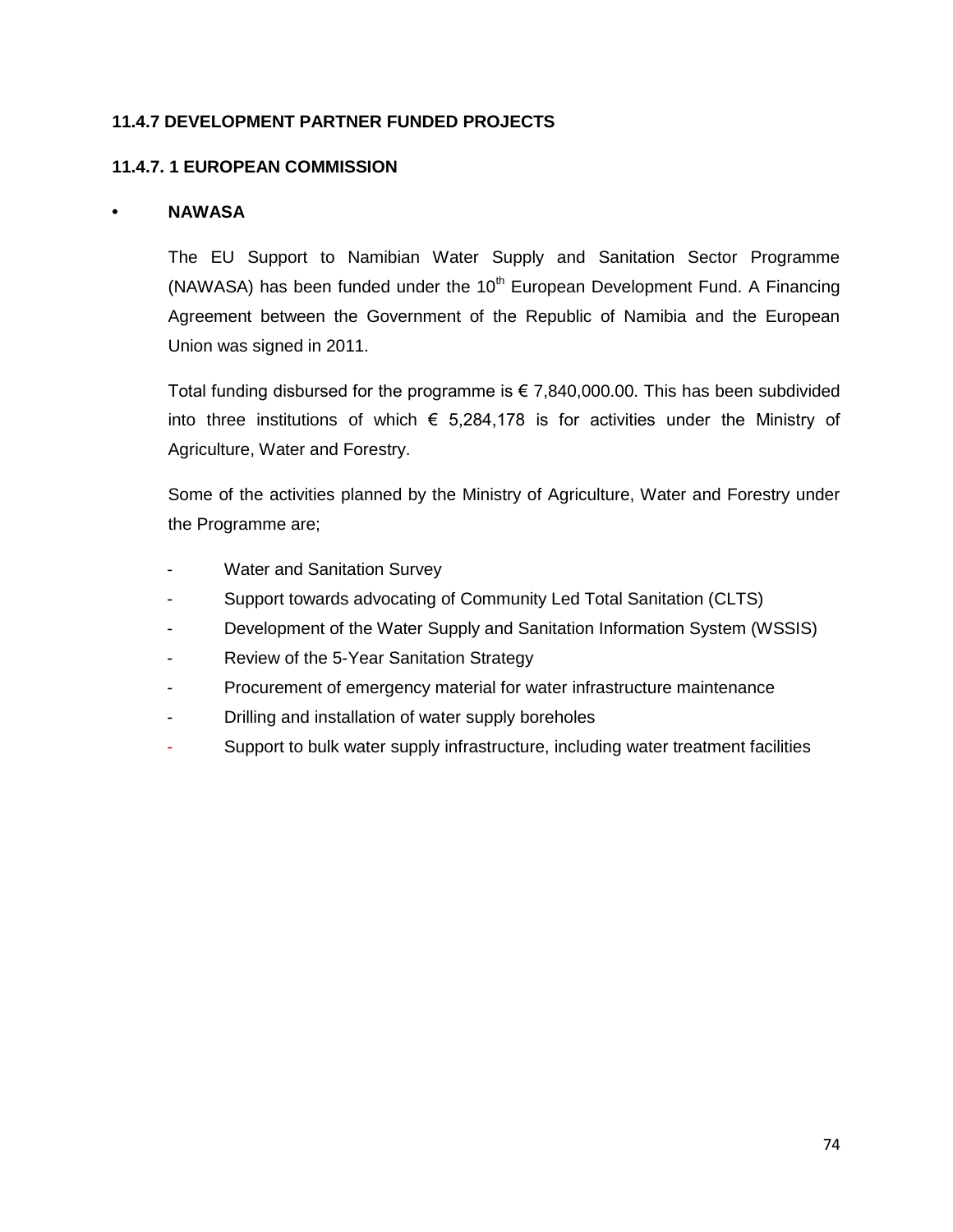### 11.4.7 DEVELOPMENT PARTNER FUNDED PROJECTS

### 11.4.7. 1 EUROPEAN COMMISSION

- **NAWASA**

The EU Support to Namibian Water Supply and Sanitation Sector Programme (NAWASA) has been funded under the 10th European Development Fund. A Financing Agreement between the Government of the Republic of Namibia and the European Union was signed in 2011.

Total funding disbursed for the programme is € 7,840,000.00. This has been subdivided into three institutions of which € 5,284,178 is for activities under the Ministry of Agriculture, Water and Forestry.

Some of the activities planned by the Ministry of Agriculture, Water and Forestry under the Programme are;

- Water and Sanitation Survey
- Support towards advocating of Community Led Total Sanitation (CLTS)
- Development of the Water Supply and Sanitation Information System (WSSIS)
- Review of the 5-Year Sanitation Strategy
- Procurement of emergency material for water infrastructure maintenance
- Drilling and installation of water supply boreholes
- Support to bulk water supply infrastructure, including water treatment facilities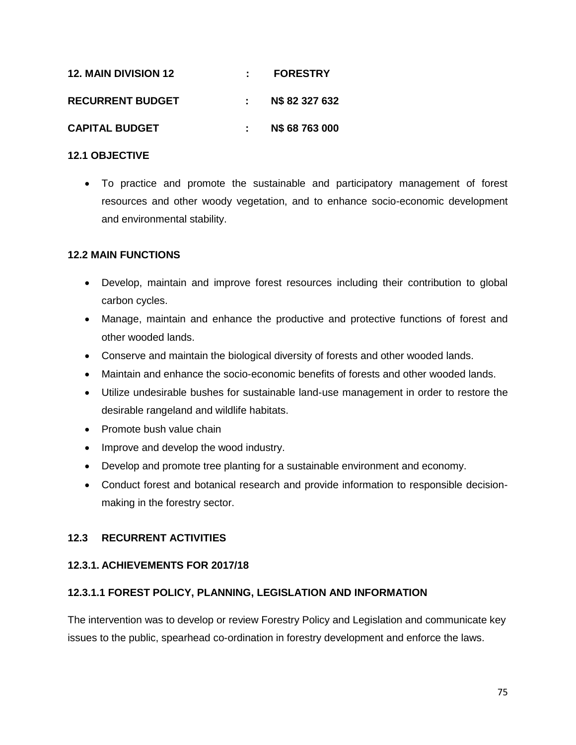**12. MAIN DIVISION 12 : FORESTRY**

**RECURRENT BUDGET : N$ 82 327 632**

**CAPITAL BUDGET : N$ 68 763 000**

### 12.1 OBJECTIVE

- To practice and promote the sustainable and participatory management of forest resources and other woody vegetation, and to enhance socio-economic development and environmental stability.

### 12.2 MAIN FUNCTIONS

- Develop, maintain and improve forest resources including their contribution to global carbon cycles.
- Manage, maintain and enhance the productive and protective functions of forest and other wooded lands.
- Conserve and maintain the biological diversity of forests and other wooded lands.
- Maintain and enhance the socio-economic benefits of forests and other wooded lands.
- Utilize undesirable bushes for sustainable land-use management in order to restore the desirable rangeland and wildlife habitats.
- Promote bush value chain
- Improve and develop the wood industry.
- Develop and promote tree planting for a sustainable environment and economy.
- Conduct forest and botanical research and provide information to responsible decision-making in the forestry sector.

### 12.3 RECURRENT ACTIVITIES

#### 12.3.1. ACHIEVEMENTS FOR 2017/18

##### 12.3.1.1 FOREST POLICY, PLANNING, LEGISLATION AND INFORMATION

The intervention was to develop or review Forestry Policy and Legislation and communicate key issues to the public, spearhead co-ordination in forestry development and enforce the laws.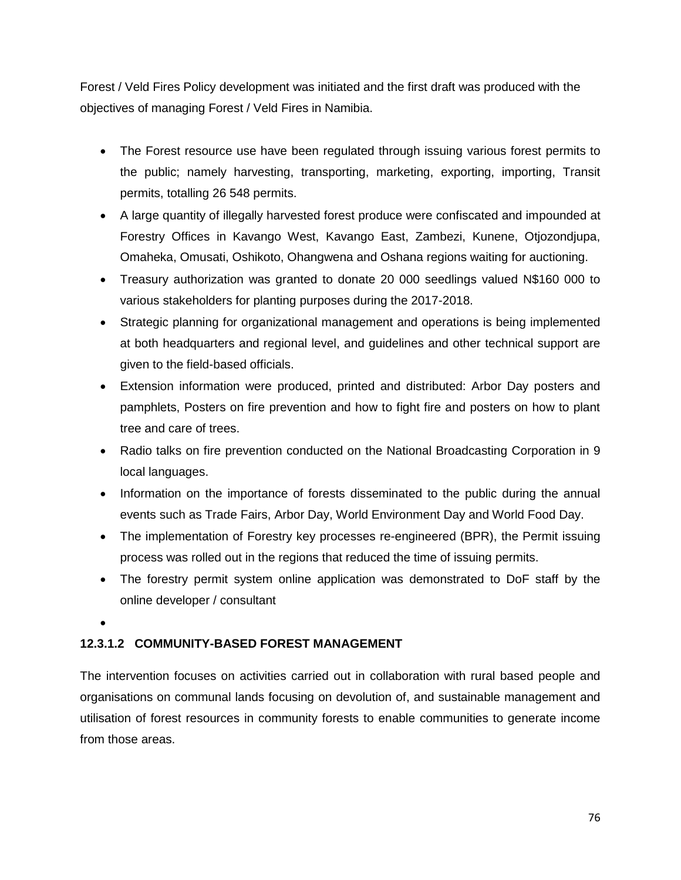Forest / Veld Fires Policy development was initiated and the first draft was produced with the objectives of managing Forest / Veld Fires in Namibia.

- The Forest resource use have been regulated through issuing various forest permits to the public; namely harvesting, transporting, marketing, exporting, importing, Transit permits, totalling 26 548 permits.
- A large quantity of illegally harvested forest produce were confiscated and impounded at Forestry Offices in Kavango West, Kavango East, Zambezi, Kunene, Otjozondjupa, Omaheka, Omusati, Oshikoto, Ohangwena and Oshana regions waiting for auctioning.
- Treasury authorization was granted to donate 20 000 seedlings valued N$160 000 to various stakeholders for planting purposes during the 2017-2018.
- Strategic planning for organizational management and operations is being implemented at both headquarters and regional level, and guidelines and other technical support are given to the field-based officials.
- Extension information were produced, printed and distributed: Arbor Day posters and pamphlets, Posters on fire prevention and how to fight fire and posters on how to plant tree and care of trees.
- Radio talks on fire prevention conducted on the National Broadcasting Corporation in 9 local languages.
- Information on the importance of forests disseminated to the public during the annual events such as Trade Fairs, Arbor Day, World Environment Day and World Food Day.
- The implementation of Forestry key processes re-engineered (BPR), the Permit issuing process was rolled out in the regions that reduced the time of issuing permits.
- The forestry permit system online application was demonstrated to DoF staff by the online developer / consultant

#### 12.3.1.2 COMMUNITY-BASED FOREST MANAGEMENT

The intervention focuses on activities carried out in collaboration with rural based people and organisations on communal lands focusing on devolution of, and sustainable management and utilisation of forest resources in community forests to enable communities to generate income from those areas.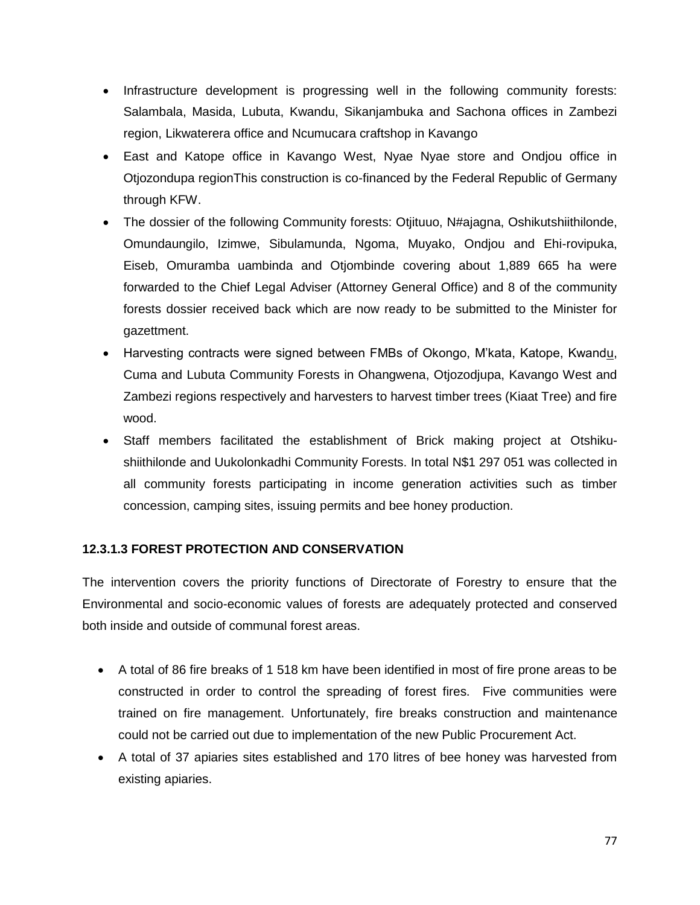- Infrastructure development is progressing well in the following community forests: Salambala, Masida, Lubuta, Kwandu, Sikanjambuka and Sachona offices in Zambezi region, Likwaterera office and Ncumucara craftshop in Kavango
- East and Katope office in Kavango West, Nyae Nyae store and Ondjou office in Otjozondupa regionThis construction is co-financed by the Federal Republic of Germany through KFW.
- The dossier of the following Community forests: Otjituuo, N#ajagna, Oshikutshiithilonde, Omundaungilo, Izimwe, Sibulamunda, Ngoma, Muyako, Ondjou and Ehi-rovipuka, Eiseb, Omuramba uambinda and Otjombinde covering about 1,889 665 ha were forwarded to the Chief Legal Adviser (Attorney General Office) and 8 of the community forests dossier received back which are now ready to be submitted to the Minister for gazettment.
- Harvesting contracts were signed between FMBs of Okongo, M'kata, Katope, Kwandu, Cuma and Lubuta Community Forests in Ohangwena, Otjozodjupa, Kavango West and Zambezi regions respectively and harvesters to harvest timber trees (Kiaat Tree) and fire wood.
- Staff members facilitated the establishment of Brick making project at Otshiku-shiithilonde and Uukolonkadhi Community Forests. In total N$1 297 051 was collected in all community forests participating in income generation activities such as timber concession, camping sites, issuing permits and bee honey production.

#### 12.3.1.3 FOREST PROTECTION AND CONSERVATION

The intervention covers the priority functions of Directorate of Forestry to ensure that the Environmental and socio-economic values of forests are adequately protected and conserved both inside and outside of communal forest areas.

- A total of 86 fire breaks of 1 518 km have been identified in most of fire prone areas to be constructed in order to control the spreading of forest fires. Five communities were trained on fire management. Unfortunately, fire breaks construction and maintenance could not be carried out due to implementation of the new Public Procurement Act.
- A total of 37 apiaries sites established and 170 litres of bee honey was harvested from existing apiaries.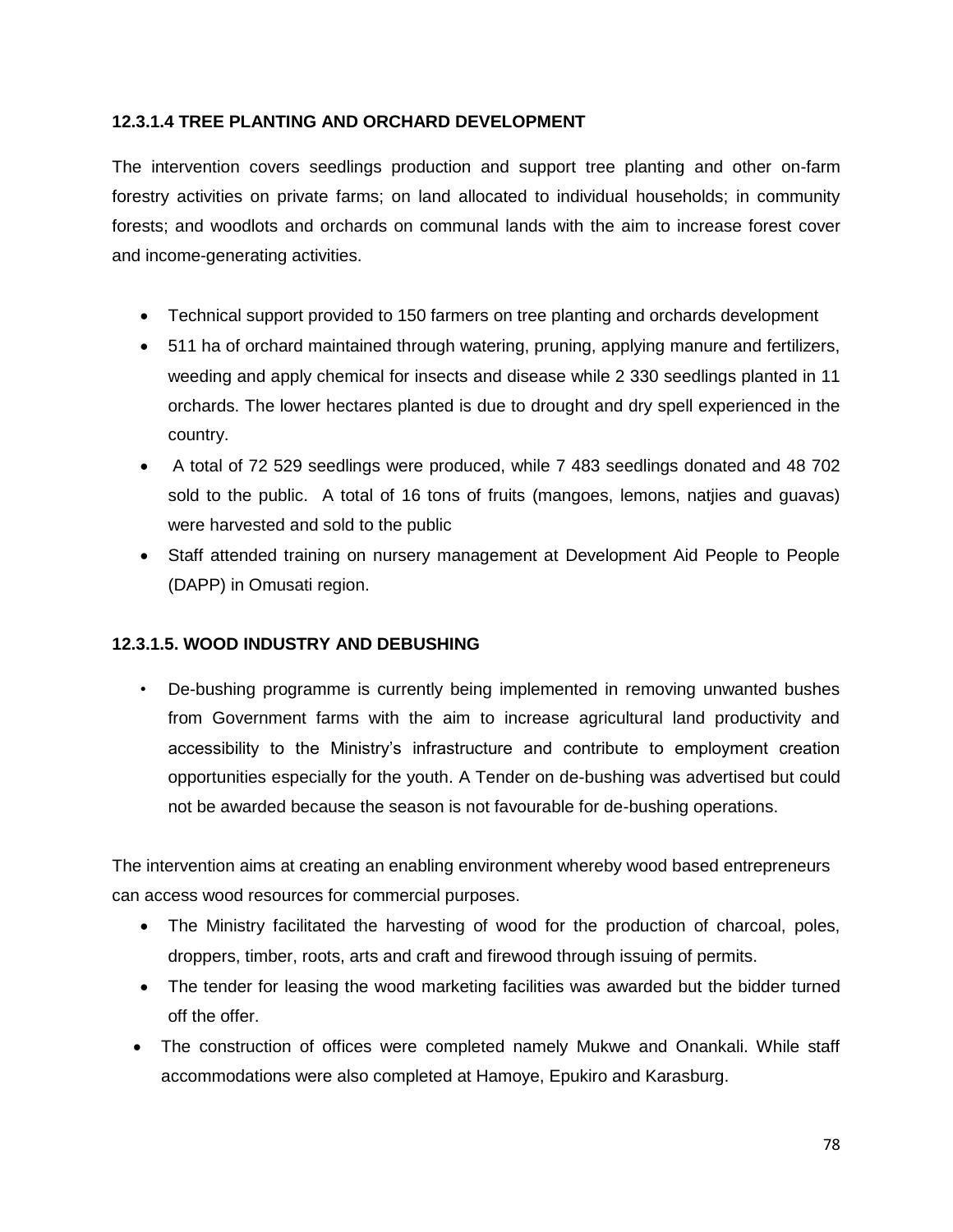**12.3.1.4 TREE PLANTING AND ORCHARD DEVELOPMENT**

The intervention covers seedlings production and support tree planting and other on-farm forestry activities on private farms; on land allocated to individual households; in community forests; and woodlots and orchards on communal lands with the aim to increase forest cover and income-generating activities.

- Technical support provided to 150 farmers on tree planting and orchards development
- 511 ha of orchard maintained through watering, pruning, applying manure and fertilizers, weeding and apply chemical for insects and disease while 2 330 seedlings planted in 11 orchards. The lower hectares planted is due to drought and dry spell experienced in the country.
- A total of 72 529 seedlings were produced, while 7 483 seedlings donated and 48 702 sold to the public. A total of 16 tons of fruits (mangoes, lemons, natjies and guavas) were harvested and sold to the public
- Staff attended training on nursery management at Development Aid People to People (DAPP) in Omusati region.

**12.3.1.5. WOOD INDUSTRY AND DEBUSHING**

- De-bushing programme is currently being implemented in removing unwanted bushes from Government farms with the aim to increase agricultural land productivity and accessibility to the Ministry's infrastructure and contribute to employment creation opportunities especially for the youth. A Tender on de-bushing was advertised but could not be awarded because the season is not favourable for de-bushing operations.

The intervention aims at creating an enabling environment whereby wood based entrepreneurs can access wood resources for commercial purposes.

- The Ministry facilitated the harvesting of wood for the production of charcoal, poles, droppers, timber, roots, arts and craft and firewood through issuing of permits.
- The tender for leasing the wood marketing facilities was awarded but the bidder turned off the offer.
- The construction of offices were completed namely Mukwe and Onankali. While staff accommodations were also completed at Hamoye, Epukiro and Karasburg.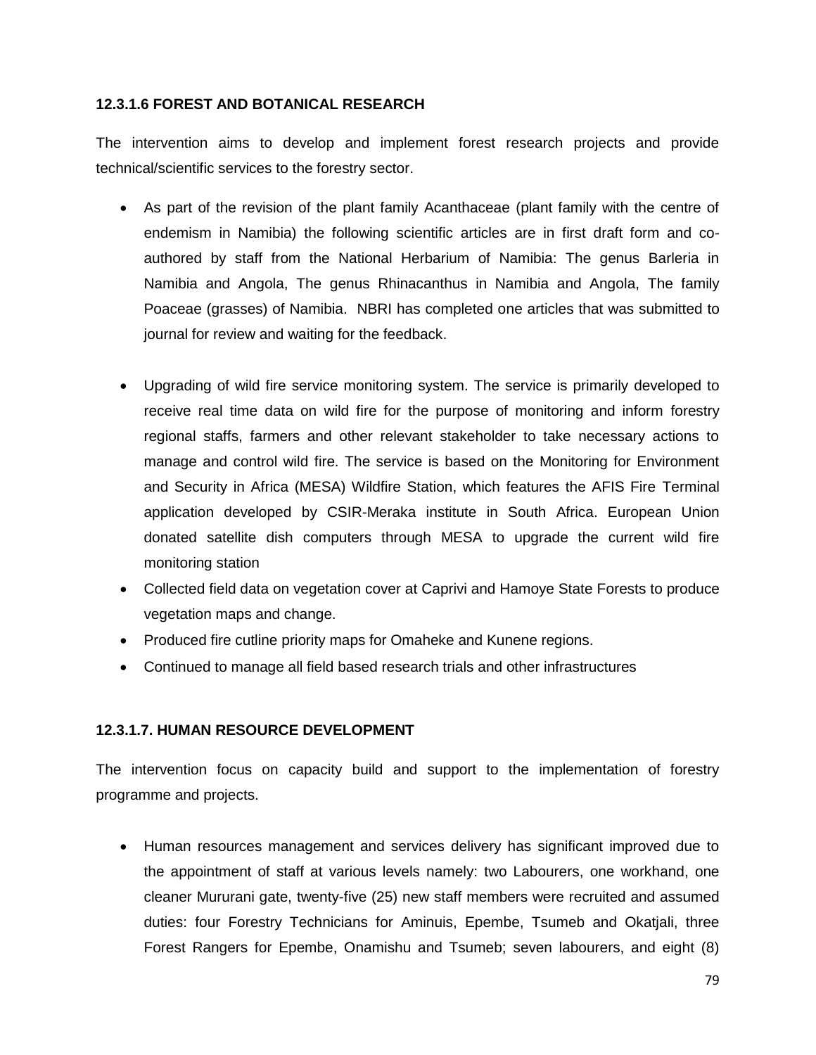### 12.3.1.6 FOREST AND BOTANICAL RESEARCH

The intervention aims to develop and implement forest research projects and provide technical/scientific services to the forestry sector.

- As part of the revision of the plant family Acanthaceae (plant family with the centre of endemism in Namibia) the following scientific articles are in first draft form and co-authored by staff from the National Herbarium of Namibia: The genus Barleria in Namibia and Angola, The genus Rhinacanthus in Namibia and Angola, The family Poaceae (grasses) of Namibia. NBRI has completed one articles that was submitted to journal for review and waiting for the feedback.

- Upgrading of wild fire service monitoring system. The service is primarily developed to receive real time data on wild fire for the purpose of monitoring and inform forestry regional staffs, farmers and other relevant stakeholder to take necessary actions to manage and control wild fire. The service is based on the Monitoring for Environment and Security in Africa (MESA) Wildfire Station, which features the AFIS Fire Terminal application developed by CSIR-Meraka institute in South Africa. European Union donated satellite dish computers through MESA to upgrade the current wild fire monitoring station
- Collected field data on vegetation cover at Caprivi and Hamoye State Forests to produce vegetation maps and change.
- Produced fire cutline priority maps for Omaheke and Kunene regions.
- Continued to manage all field based research trials and other infrastructures

### 12.3.1.7. HUMAN RESOURCE DEVELOPMENT

The intervention focus on capacity build and support to the implementation of forestry programme and projects.

- Human resources management and services delivery has significant improved due to the appointment of staff at various levels namely: two Labourers, one workhand, one cleaner Mururani gate, twenty-five (25) new staff members were recruited and assumed duties: four Forestry Technicians for Aminuis, Epembe, Tsumeb and Okatjali, three Forest Rangers for Epembe, Onamishu and Tsumeb; seven labourers, and eight (8)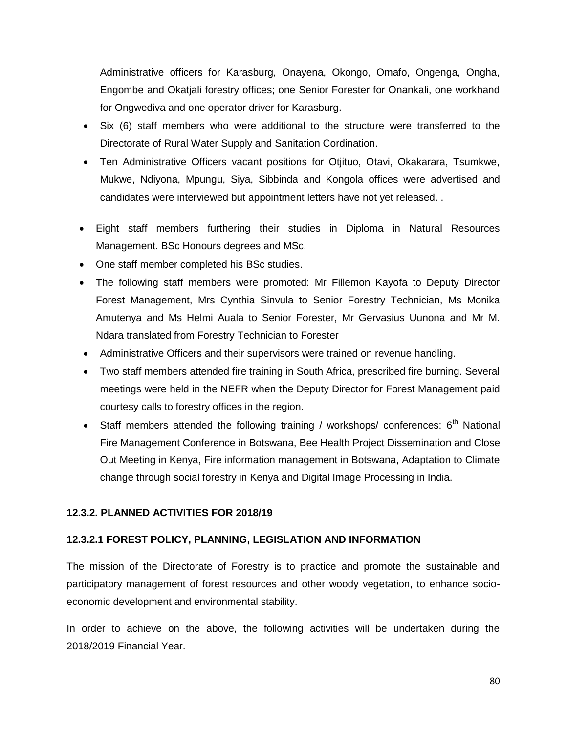Administrative officers for Karasburg, Onayena, Okongo, Omafo, Ongenga, Ongha, Engombe and Okatjali forestry offices; one Senior Forester for Onankali, one workhand for Ongwediva and one operator driver for Karasburg.

- Six (6) staff members who were additional to the structure were transferred to the Directorate of Rural Water Supply and Sanitation Cordination.
- Ten Administrative Officers vacant positions for Otjituo, Otavi, Okakarara, Tsumkwe, Mukwe, Ndiyona, Mpungu, Siya, Sibbinda and Kongola offices were advertised and candidates were interviewed but appointment letters have not yet released. .

- Eight staff members furthering their studies in Diploma in Natural Resources Management. BSc Honours degrees and MSc.
- One staff member completed his BSc studies.
- The following staff members were promoted: Mr Fillemon Kayofa to Deputy Director Forest Management, Mrs Cynthia Sinvula to Senior Forestry Technician, Ms Monika Amutenya and Ms Helmi Auala to Senior Forester, Mr Gervasius Uunona and Mr M. Ndara translated from Forestry Technician to Forester
- Administrative Officers and their supervisors were trained on revenue handling.
- Two staff members attended fire training in South Africa, prescribed fire burning. Several meetings were held in the NEFR when the Deputy Director for Forest Management paid courtesy calls to forestry offices in the region.
- Staff members attended the following training / workshops/ conferences: 6th National Fire Management Conference in Botswana, Bee Health Project Dissemination and Close Out Meeting in Kenya, Fire information management in Botswana, Adaptation to Climate change through social forestry in Kenya and Digital Image Processing in India.

### 12.3.2. PLANNED ACTIVITIES FOR 2018/19

#### 12.3.2.1 FOREST POLICY, PLANNING, LEGISLATION AND INFORMATION

The mission of the Directorate of Forestry is to practice and promote the sustainable and participatory management of forest resources and other woody vegetation, to enhance socio-economic development and environmental stability.

In order to achieve on the above, the following activities will be undertaken during the 2018/2019 Financial Year.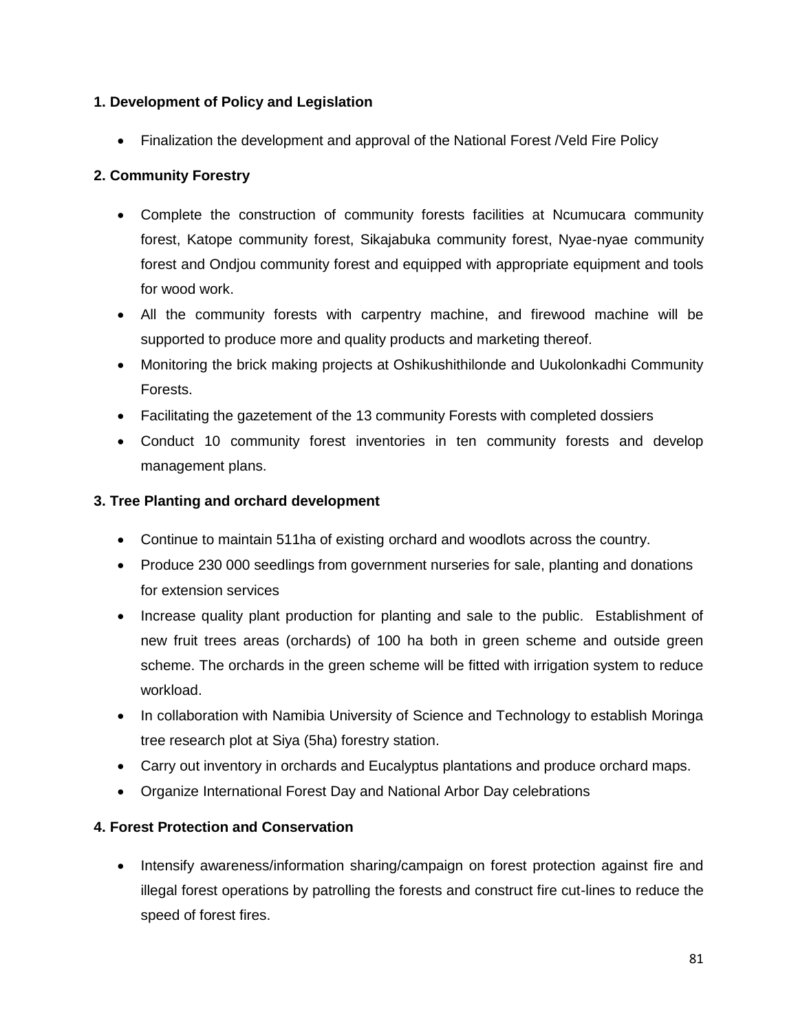**1. Development of Policy and Legislation**

- Finalization the development and approval of the National Forest /Veld Fire Policy

**2. Community Forestry**

- Complete the construction of community forests facilities at Ncumucara community forest, Katope community forest, Sikajabuka community forest, Nyae-nyae community forest and Ondjou community forest and equipped with appropriate equipment and tools for wood work.
- All the community forests with carpentry machine, and firewood machine will be supported to produce more and quality products and marketing thereof.
- Monitoring the brick making projects at Oshikushithilonde and Uukolonkadhi Community Forests.
- Facilitating the gazetement of the 13 community Forests with completed dossiers
- Conduct 10 community forest inventories in ten community forests and develop management plans.

**3. Tree Planting and orchard development**

- Continue to maintain 511ha of existing orchard and woodlots across the country.
- Produce 230 000 seedlings from government nurseries for sale, planting and donations for extension services
- Increase quality plant production for planting and sale to the public. Establishment of new fruit trees areas (orchards) of 100 ha both in green scheme and outside green scheme. The orchards in the green scheme will be fitted with irrigation system to reduce workload.
- In collaboration with Namibia University of Science and Technology to establish Moringa tree research plot at Siya (5ha) forestry station.
- Carry out inventory in orchards and Eucalyptus plantations and produce orchard maps.
- Organize International Forest Day and National Arbor Day celebrations

**4. Forest Protection and Conservation**

- Intensify awareness/information sharing/campaign on forest protection against fire and illegal forest operations by patrolling the forests and construct fire cut-lines to reduce the speed of forest fires.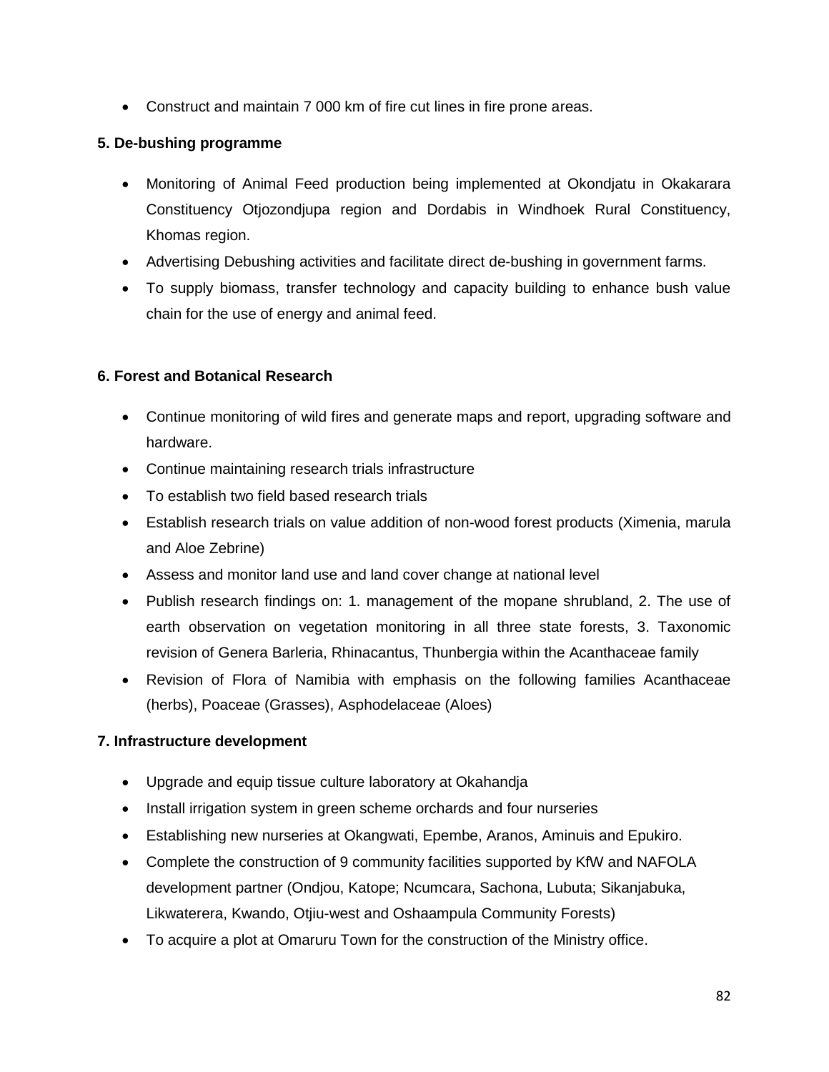- Construct and maintain 7 000 km of fire cut lines in fire prone areas.

**5. De-bushing programme**

- Monitoring of Animal Feed production being implemented at Okondjatu in Okakarara Constituency Otjozondjupa region and Dordabis in Windhoek Rural Constituency, Khomas region.
- Advertising Debushing activities and facilitate direct de-bushing in government farms.
- To supply biomass, transfer technology and capacity building to enhance bush value chain for the use of energy and animal feed.

**6. Forest and Botanical Research**

- Continue monitoring of wild fires and generate maps and report, upgrading software and hardware.
- Continue maintaining research trials infrastructure
- To establish two field based research trials
- Establish research trials on value addition of non-wood forest products (Ximenia, marula and Aloe Zebrine)
- Assess and monitor land use and land cover change at national level
- Publish research findings on: 1. management of the mopane shrubland, 2. The use of earth observation on vegetation monitoring in all three state forests, 3. Taxonomic revision of Genera Barleria, Rhinacantus, Thunbergia within the Acanthaceae family
- Revision of Flora of Namibia with emphasis on the following families Acanthaceae (herbs), Poaceae (Grasses), Asphodelaceae (Aloes)

**7. Infrastructure development**

- Upgrade and equip tissue culture laboratory at Okahandja
- Install irrigation system in green scheme orchards and four nurseries
- Establishing new nurseries at Okangwati, Epembe, Aranos, Aminuis and Epukiro.
- Complete the construction of 9 community facilities supported by KfW and NAFOLA development partner (Ondjou, Katope; Ncumcara, Sachona, Lubuta; Sikanjabuka, Likwaterera, Kwando, Otjiu-west and Oshaampula Community Forests)
- To acquire a plot at Omaruru Town for the construction of the Ministry office.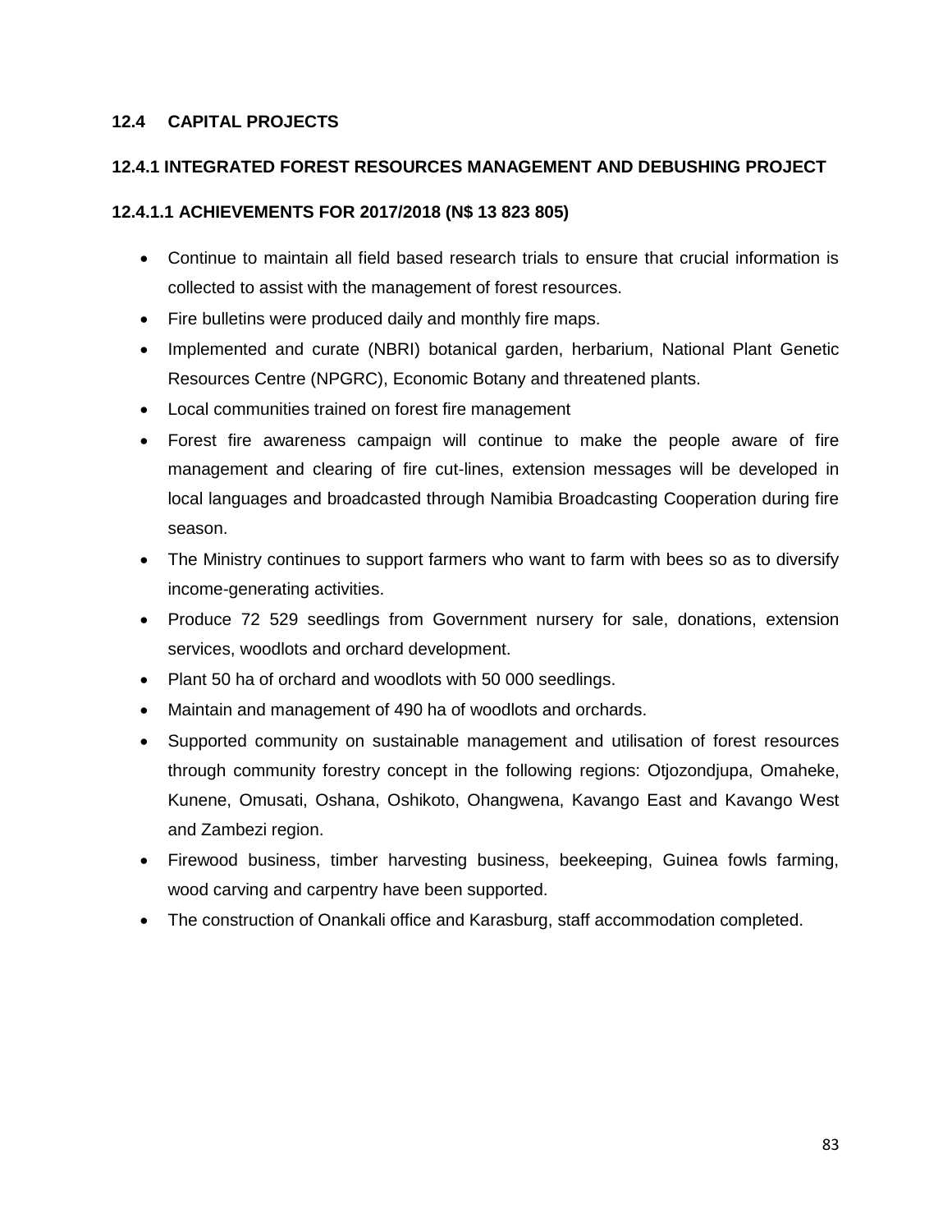## 12.4 CAPITAL PROJECTS

### 12.4.1 INTEGRATED FOREST RESOURCES MANAGEMENT AND DEBUSHING PROJECT

#### 12.4.1.1 ACHIEVEMENTS FOR 2017/2018 (N$ 13 823 805)

- Continue to maintain all field based research trials to ensure that crucial information is collected to assist with the management of forest resources.
- Fire bulletins were produced daily and monthly fire maps.
- Implemented and curate (NBRI) botanical garden, herbarium, National Plant Genetic Resources Centre (NPGRC), Economic Botany and threatened plants.
- Local communities trained on forest fire management
- Forest fire awareness campaign will continue to make the people aware of fire management and clearing of fire cut-lines, extension messages will be developed in local languages and broadcasted through Namibia Broadcasting Cooperation during fire season.
- The Ministry continues to support farmers who want to farm with bees so as to diversify income-generating activities.
- Produce 72 529 seedlings from Government nursery for sale, donations, extension services, woodlots and orchard development.
- Plant 50 ha of orchard and woodlots with 50 000 seedlings.
- Maintain and management of 490 ha of woodlots and orchards.
- Supported community on sustainable management and utilisation of forest resources through community forestry concept in the following regions: Otjozondjupa, Omaheke, Kunene, Omusati, Oshana, Oshikoto, Ohangwena, Kavango East and Kavango West and Zambezi region.
- Firewood business, timber harvesting business, beekeeping, Guinea fowls farming, wood carving and carpentry have been supported.
- The construction of Onankali office and Karasburg, staff accommodation completed.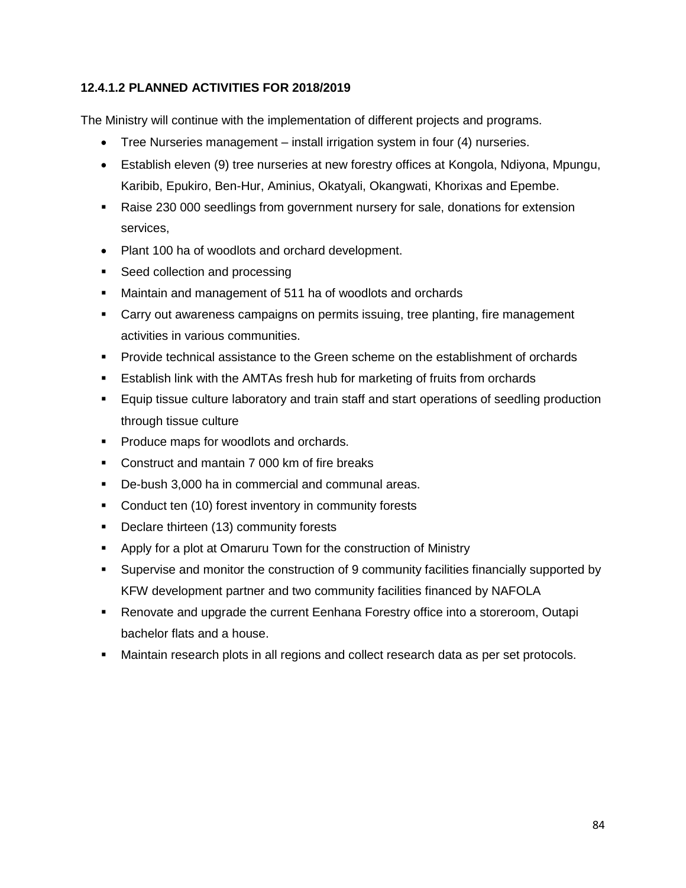#### 12.4.1.2 PLANNED ACTIVITIES FOR 2018/2019

The Ministry will continue with the implementation of different projects and programs.

- Tree Nurseries management – install irrigation system in four (4) nurseries.
- Establish eleven (9) tree nurseries at new forestry offices at Kongola, Ndiyona, Mpungu, Karibib, Epukiro, Ben-Hur, Aminius, Okatyali, Okangwati, Khorixas and Epembe.
- Raise 230 000 seedlings from government nursery for sale, donations for extension services,
- Plant 100 ha of woodlots and orchard development.
- Seed collection and processing
- Maintain and management of 511 ha of woodlots and orchards
- Carry out awareness campaigns on permits issuing, tree planting, fire management activities in various communities.
- Provide technical assistance to the Green scheme on the establishment of orchards
- Establish link with the AMTAs fresh hub for marketing of fruits from orchards
- Equip tissue culture laboratory and train staff and start operations of seedling production through tissue culture
- Produce maps for woodlots and orchards.
- Construct and mantain 7 000 km of fire breaks
- De-bush 3,000 ha in commercial and communal areas.
- Conduct ten (10) forest inventory in community forests
- Declare thirteen (13) community forests
- Apply for a plot at Omaruru Town for the construction of Ministry
- Supervise and monitor the construction of 9 community facilities financially supported by KFW development partner and two community facilities financed by NAFOLA
- Renovate and upgrade the current Eenhana Forestry office into a storeroom, Outapi bachelor flats and a house.
- Maintain research plots in all regions and collect research data as per set protocols.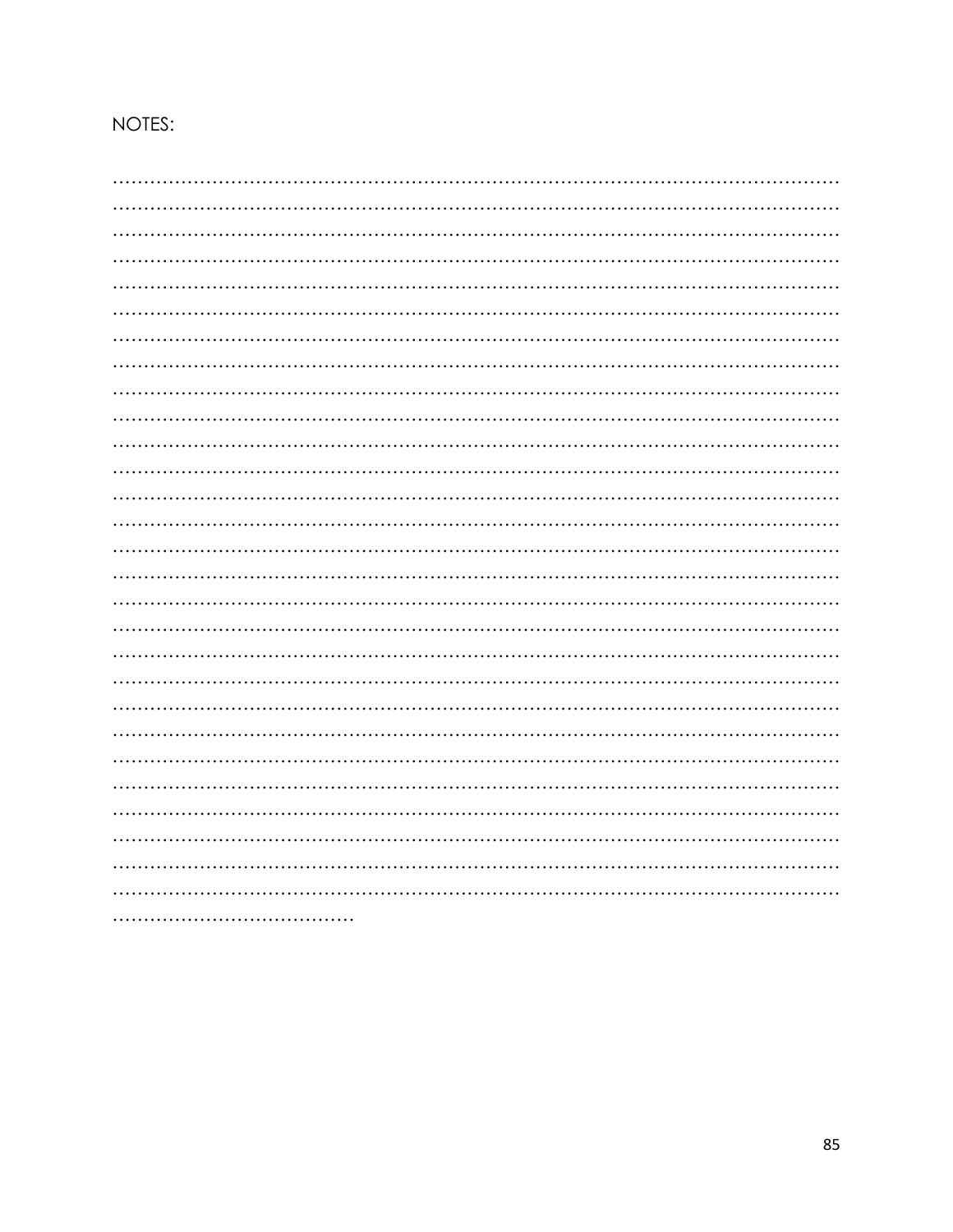NOTES:

……………………………………………………………………………………………………………
……………………………………………………………………………………………………………
……………………………………………………………………………………………………………
……………………………………………………………………………………………………………
……………………………………………………………………………………………………………
……………………………………………………………………………………………………………
……………………………………………………………………………………………………………
……………………………………………………………………………………………………………
……………………………………………………………………………………………………………
……………………………………………………………………………………………………………
……………………………………………………………………………………………………………
……………………………………………………………………………………………………………
……………………………………………………………………………………………………………
……………………………………………………………………………………………………………
……………………………………………………………………………………………………………
……………………………………………………………………………………………………………
……………………………………………………………………………………………………………
……………………………………………………………………………………………………………
……………………………………………………………………………………………………………
……………………………………………………………………………………………………………
……………………………………………………………………………………………………………
……………………………………………………………………………………………………………
……………………………………………………………………………………………………………
……………………………………………………………………………………………………………
……………………………………………………………………………………………………………
……………………………………………………………………………………………………………
……………………………………………………………………………………………………………
……………………………………………………………………………………………………………
…………………………………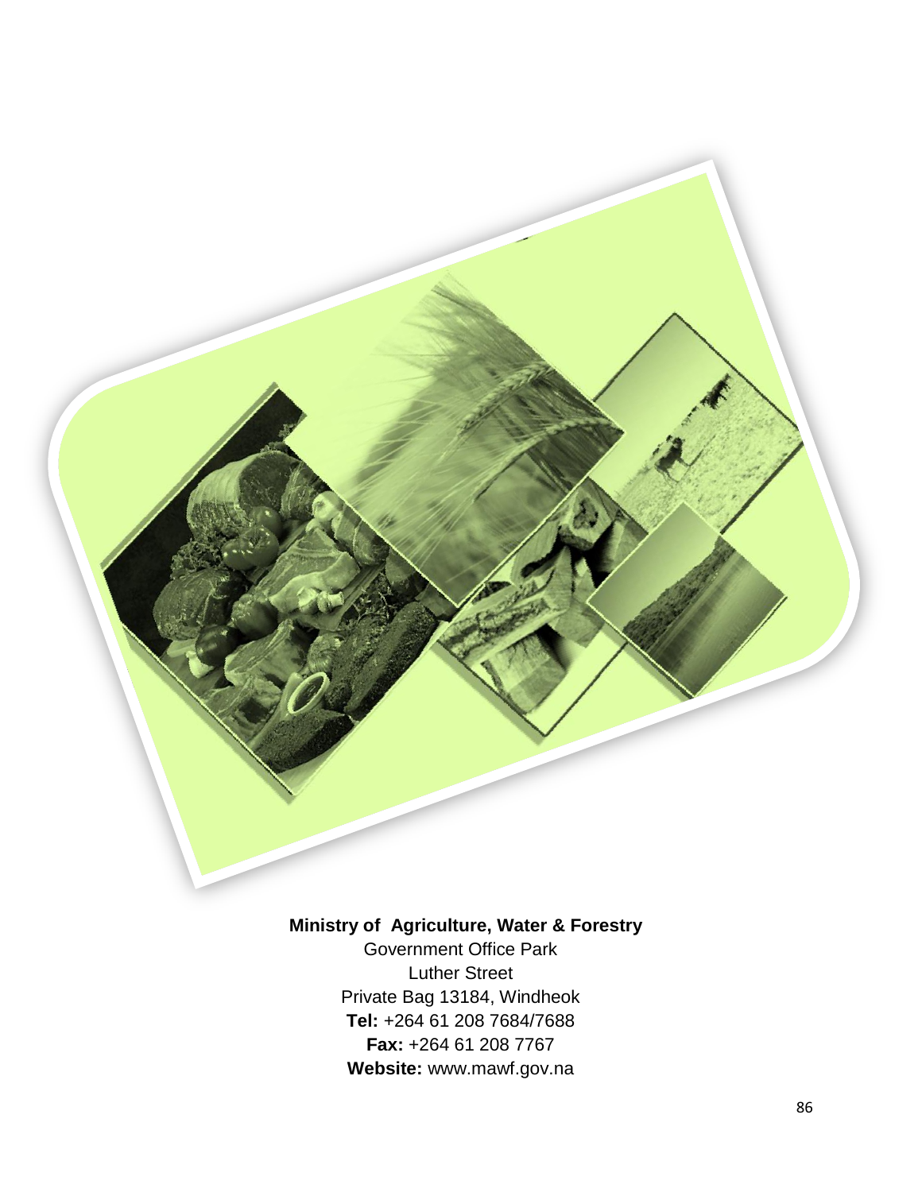**Ministry of Agriculture, Water & Forestry**

Government Office Park

Luther Street

Private Bag 13184, Windheok

**Tel:** +264 61 208 7684/7688

**Fax:** +264 61 208 7767

**Website:** www.mawf.gov.na